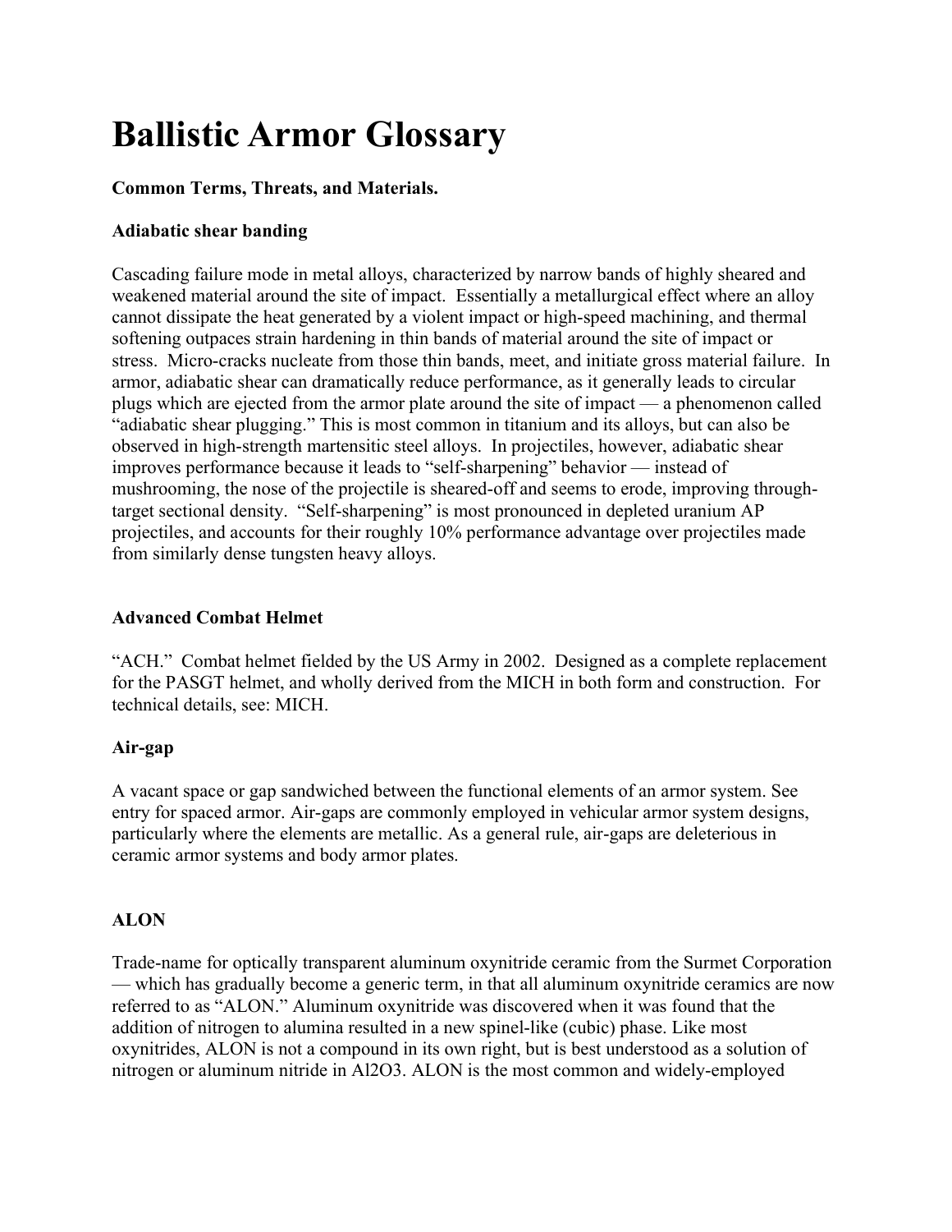# Ballistic Armor Glossary

**Common Terms, Threats, and Materials.**

### Adiabatic shear banding

Cascading failure mode in metal alloys, characterized by narrow bands of highly sheared and weakened material around the site of impact. Essentially a metallurgical effect where an alloy cannot dissipate the heat generated by a violent impact or high-speed machining, and thermal softening outpaces strain hardening in thin bands of material around the site of impact or stress. Micro-cracks nucleate from those thin bands, meet, and initiate gross material failure. In armor, adiabatic shear can dramatically reduce performance, as it generally leads to circular plugs which are ejected from the armor plate around the site of impact — a phenomenon called "adiabatic shear plugging." This is most common in titanium and its alloys, but can also be observed in high-strength martensitic steel alloys. In projectiles, however, adiabatic shear improves performance because it leads to "self-sharpening" behavior — instead of mushrooming, the nose of the projectile is sheared-off and seems to erode, improving through-target sectional density. "Self-sharpening" is most pronounced in depleted uranium AP projectiles, and accounts for their roughly 10% performance advantage over projectiles made from similarly dense tungsten heavy alloys.

### Advanced Combat Helmet

"ACH." Combat helmet fielded by the US Army in 2002. Designed as a complete replacement for the PASGT helmet, and wholly derived from the MICH in both form and construction. For technical details, see: MICH.

### Air-gap

A vacant space or gap sandwiched between the functional elements of an armor system. See entry for spaced armor. Air-gaps are commonly employed in vehicular armor system designs, particularly where the elements are metallic. As a general rule, air-gaps are deleterious in ceramic armor systems and body armor plates.

### ALON

Trade-name for optically transparent aluminum oxynitride ceramic from the Surmet Corporation — which has gradually become a generic term, in that all aluminum oxynitride ceramics are now referred to as "ALON." Aluminum oxynitride was discovered when it was found that the addition of nitrogen to alumina resulted in a new spinel-like (cubic) phase. Like most oxynitrides, ALON is not a compound in its own right, but is best understood as a solution of nitrogen or aluminum nitride in $Al_2O_3$. ALON is the most common and widely-employed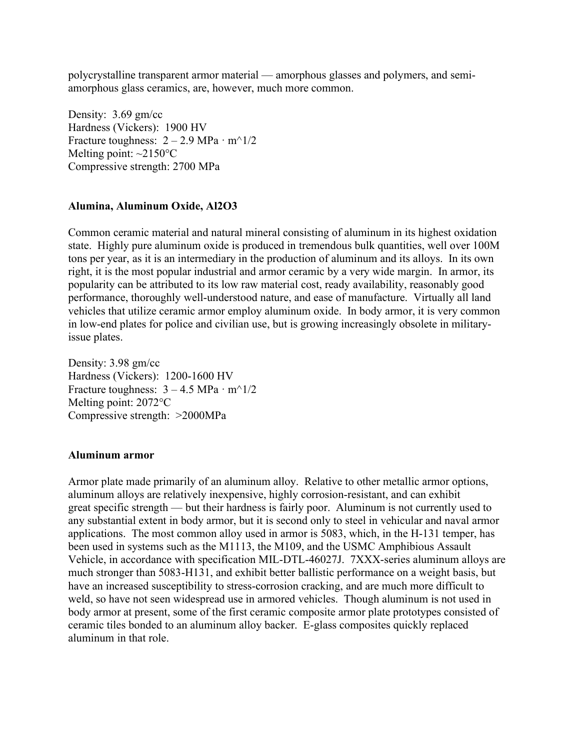polycrystalline transparent armor material — amorphous glasses and polymers, and semi-amorphous glass ceramics, are, however, much more common.

Density: 3.69 gm/cc
Hardness (Vickers): 1900 HV
Fracture toughness: 2 – 2.9 MPa · m^1/2
Melting point: ~2150°C
Compressive strength: 2700 MPa

**Alumina, Aluminum Oxide, $Al_2O_3$**

Common ceramic material and natural mineral consisting of aluminum in its highest oxidation state. Highly pure aluminum oxide is produced in tremendous bulk quantities, well over 100M tons per year, as it is an intermediary in the production of aluminum and its alloys. In its own right, it is the most popular industrial and armor ceramic by a very wide margin. In armor, its popularity can be attributed to its low raw material cost, ready availability, reasonably good performance, thoroughly well-understood nature, and ease of manufacture. Virtually all land vehicles that utilize ceramic armor employ aluminum oxide. In body armor, it is very common in low-end plates for police and civilian use, but is growing increasingly obsolete in military-issue plates.

Density: 3.98 gm/cc
Hardness (Vickers): 1200-1600 HV
Fracture toughness: 3 – 4.5 MPa · m^1/2
Melting point: 2072°C
Compressive strength: >2000MPa

**Aluminum armor**

Armor plate made primarily of an aluminum alloy. Relative to other metallic armor options, aluminum alloys are relatively inexpensive, highly corrosion-resistant, and can exhibit great specific strength — but their hardness is fairly poor. Aluminum is not currently used to any substantial extent in body armor, but it is second only to steel in vehicular and naval armor applications. The most common alloy used in armor is 5083, which, in the H-131 temper, has been used in systems such as the M1113, the M109, and the USMC Amphibious Assault Vehicle, in accordance with specification MIL-DTL-46027J. 7XXX-series aluminum alloys are much stronger than 5083-H131, and exhibit better ballistic performance on a weight basis, but have an increased susceptibility to stress-corrosion cracking, and are much more difficult to weld, so have not seen widespread use in armored vehicles. Though aluminum is not used in body armor at present, some of the first ceramic composite armor plate prototypes consisted of ceramic tiles bonded to an aluminum alloy backer. E-glass composites quickly replaced aluminum in that role.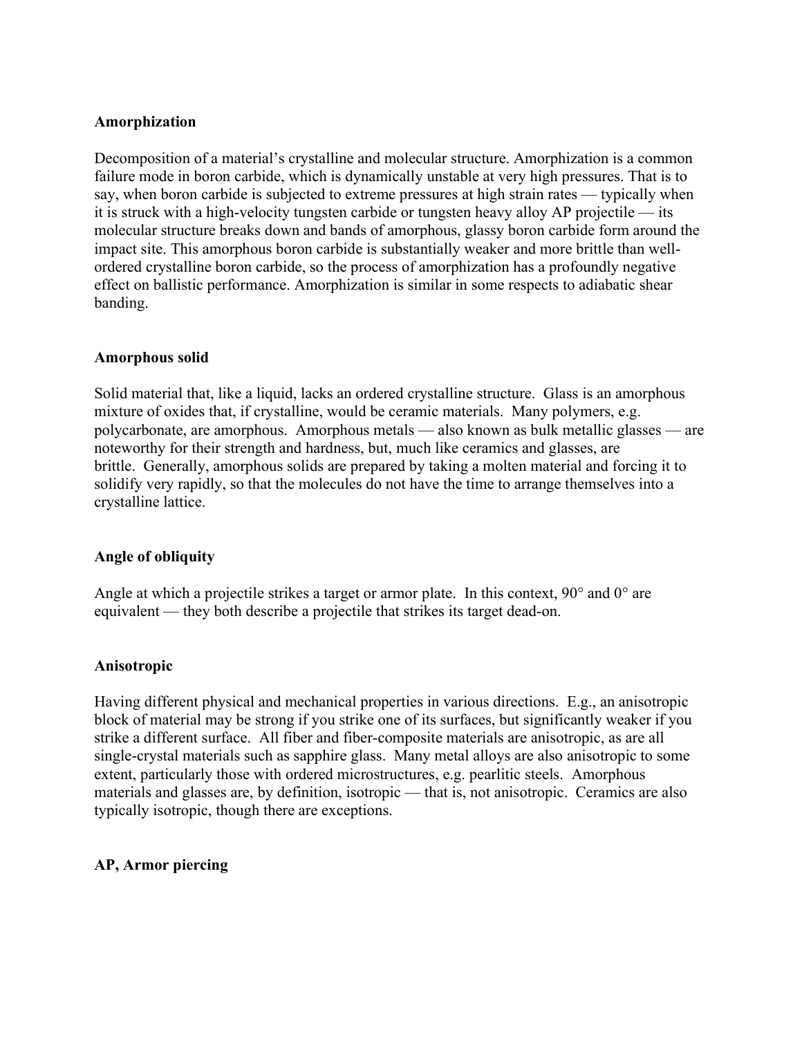**Amorphization**

Decomposition of a material's crystalline and molecular structure. Amorphization is a common failure mode in boron carbide, which is dynamically unstable at very high pressures. That is to say, when boron carbide is subjected to extreme pressures at high strain rates — typically when it is struck with a high-velocity tungsten carbide or tungsten heavy alloy AP projectile — its molecular structure breaks down and bands of amorphous, glassy boron carbide form around the impact site. This amorphous boron carbide is substantially weaker and more brittle than well-ordered crystalline boron carbide, so the process of amorphization has a profoundly negative effect on ballistic performance. Amorphization is similar in some respects to adiabatic shear banding.

**Amorphous solid**

Solid material that, like a liquid, lacks an ordered crystalline structure. Glass is an amorphous mixture of oxides that, if crystalline, would be ceramic materials. Many polymers, e.g. polycarbonate, are amorphous. Amorphous metals — also known as bulk metallic glasses — are noteworthy for their strength and hardness, but, much like ceramics and glasses, are brittle. Generally, amorphous solids are prepared by taking a molten material and forcing it to solidify very rapidly, so that the molecules do not have the time to arrange themselves into a crystalline lattice.

**Angle of obliquity**

Angle at which a projectile strikes a target or armor plate. In this context, 90° and 0° are equivalent — they both describe a projectile that strikes its target dead-on.

**Anisotropic**

Having different physical and mechanical properties in various directions. E.g., an anisotropic block of material may be strong if you strike one of its surfaces, but significantly weaker if you strike a different surface. All fiber and fiber-composite materials are anisotropic, as are all single-crystal materials such as sapphire glass. Many metal alloys are also anisotropic to some extent, particularly those with ordered microstructures, e.g. pearlitic steels. Amorphous materials and glasses are, by definition, isotropic — that is, not anisotropic. Ceramics are also typically isotropic, though there are exceptions.

**AP, Armor piercing**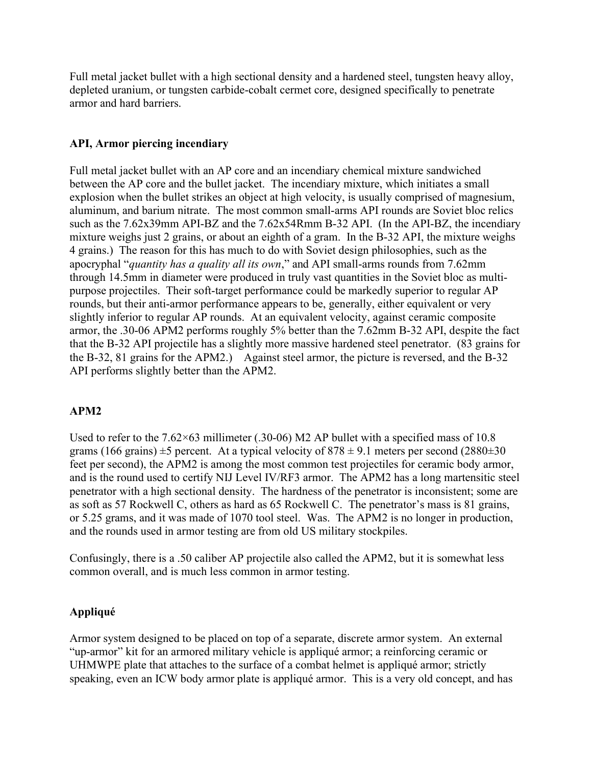Full metal jacket bullet with a high sectional density and a hardened steel, tungsten heavy alloy, depleted uranium, or tungsten carbide-cobalt cermet core, designed specifically to penetrate armor and hard barriers.

**API, Armor piercing incendiary**

Full metal jacket bullet with an AP core and an incendiary chemical mixture sandwiched between the AP core and the bullet jacket. The incendiary mixture, which initiates a small explosion when the bullet strikes an object at high velocity, is usually comprised of magnesium, aluminum, and barium nitrate. The most common small-arms API rounds are Soviet bloc relics such as the 7.62x39mm API-BZ and the 7.62x54Rmm B-32 API. (In the API-BZ, the incendiary mixture weighs just 2 grains, or about an eighth of a gram. In the B-32 API, the mixture weighs 4 grains.) The reason for this has much to do with Soviet design philosophies, such as the apocryphal "*quantity has a quality all its own*," and API small-arms rounds from 7.62mm through 14.5mm in diameter were produced in truly vast quantities in the Soviet bloc as multi-purpose projectiles. Their soft-target performance could be markedly superior to regular AP rounds, but their anti-armor performance appears to be, generally, either equivalent or very slightly inferior to regular AP rounds. At an equivalent velocity, against ceramic composite armor, the .30-06 APM2 performs roughly 5% better than the 7.62mm B-32 API, despite the fact that the B-32 API projectile has a slightly more massive hardened steel penetrator. (83 grains for the B-32, 81 grains for the APM2.) Against steel armor, the picture is reversed, and the B-32 API performs slightly better than the APM2.

**APM2**

Used to refer to the 7.62×63 millimeter (.30-06) M2 AP bullet with a specified mass of 10.8 grams (166 grains) ±5 percent. At a typical velocity of 878 ± 9.1 meters per second (2880±30 feet per second), the APM2 is among the most common test projectiles for ceramic body armor, and is the round used to certify NIJ Level IV/RF3 armor. The APM2 has a long martensitic steel penetrator with a high sectional density. The hardness of the penetrator is inconsistent; some are as soft as 57 Rockwell C, others as hard as 65 Rockwell C. The penetrator's mass is 81 grains, or 5.25 grams, and it was made of 1070 tool steel. Was. The APM2 is no longer in production, and the rounds used in armor testing are from old US military stockpiles.

Confusingly, there is a .50 caliber AP projectile also called the APM2, but it is somewhat less common overall, and is much less common in armor testing.

**Appliqué**

Armor system designed to be placed on top of a separate, discrete armor system. An external "up-armor" kit for an armored military vehicle is appliqué armor; a reinforcing ceramic or UHMWPE plate that attaches to the surface of a combat helmet is appliqué armor; strictly speaking, even an ICW body armor plate is appliqué armor. This is a very old concept, and has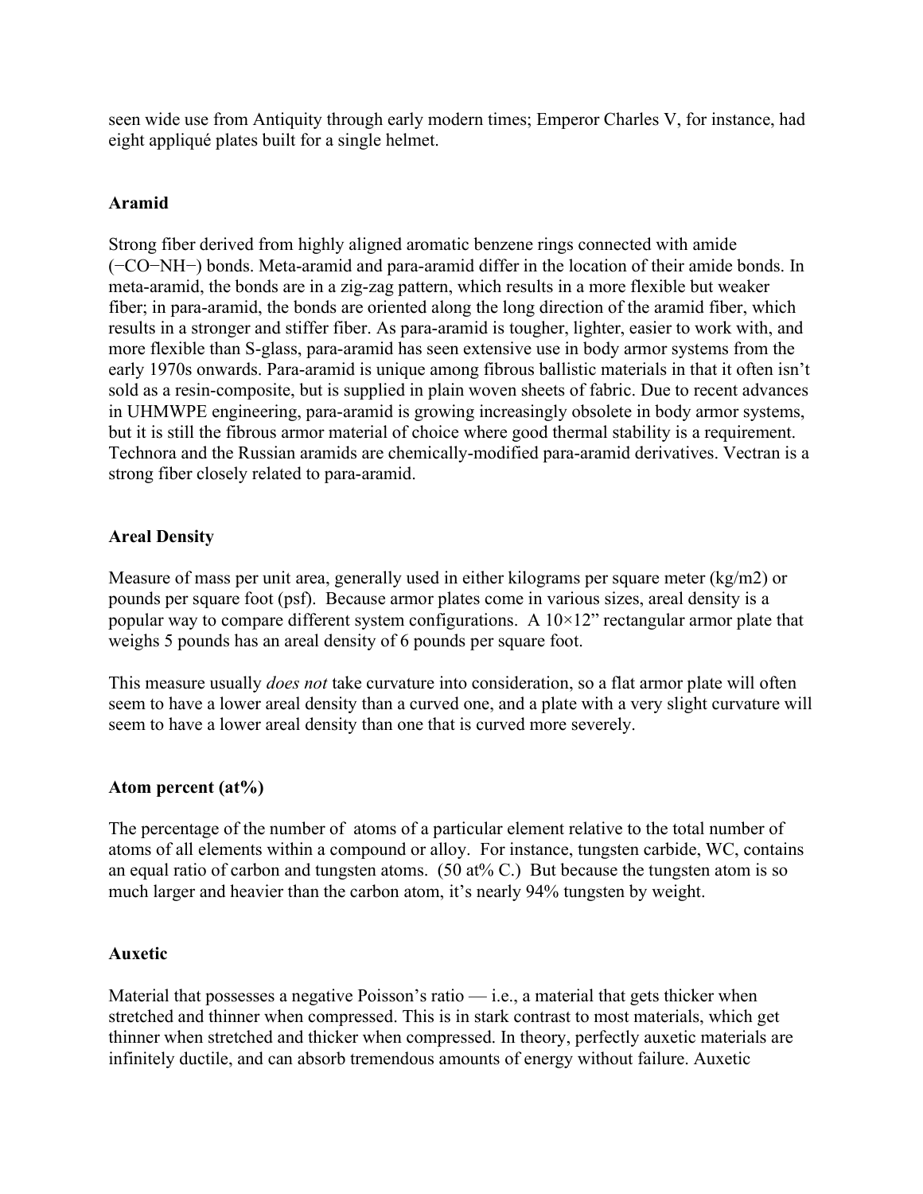seen wide use from Antiquity through early modern times; Emperor Charles V, for instance, had eight appliqué plates built for a single helmet.

**Aramid**

Strong fiber derived from highly aligned aromatic benzene rings connected with amide (−CO−NH−) bonds. Meta-aramid and para-aramid differ in the location of their amide bonds. In meta-aramid, the bonds are in a zig-zag pattern, which results in a more flexible but weaker fiber; in para-aramid, the bonds are oriented along the long direction of the aramid fiber, which results in a stronger and stiffer fiber. As para-aramid is tougher, lighter, easier to work with, and more flexible than S-glass, para-aramid has seen extensive use in body armor systems from the early 1970s onwards. Para-aramid is unique among fibrous ballistic materials in that it often isn't sold as a resin-composite, but is supplied in plain woven sheets of fabric. Due to recent advances in UHMWPE engineering, para-aramid is growing increasingly obsolete in body armor systems, but it is still the fibrous armor material of choice where good thermal stability is a requirement. Technora and the Russian aramids are chemically-modified para-aramid derivatives. Vectran is a strong fiber closely related to para-aramid.

**Areal Density**

Measure of mass per unit area, generally used in either kilograms per square meter ($kg/m^2$) or pounds per square foot (psf). Because armor plates come in various sizes, areal density is a popular way to compare different system configurations. A 10×12" rectangular armor plate that weighs 5 pounds has an areal density of 6 pounds per square foot.

This measure usually *does not* take curvature into consideration, so a flat armor plate will often seem to have a lower areal density than a curved one, and a plate with a very slight curvature will seem to have a lower areal density than one that is curved more severely.

**Atom percent (at%)**

The percentage of the number of atoms of a particular element relative to the total number of atoms of all elements within a compound or alloy. For instance, tungsten carbide, WC, contains an equal ratio of carbon and tungsten atoms. (50 at% C.) But because the tungsten atom is so much larger and heavier than the carbon atom, it's nearly 94% tungsten by weight.

**Auxetic**

Material that possesses a negative Poisson's ratio — i.e., a material that gets thicker when stretched and thinner when compressed. This is in stark contrast to most materials, which get thinner when stretched and thicker when compressed. In theory, perfectly auxetic materials are infinitely ductile, and can absorb tremendous amounts of energy without failure. Auxetic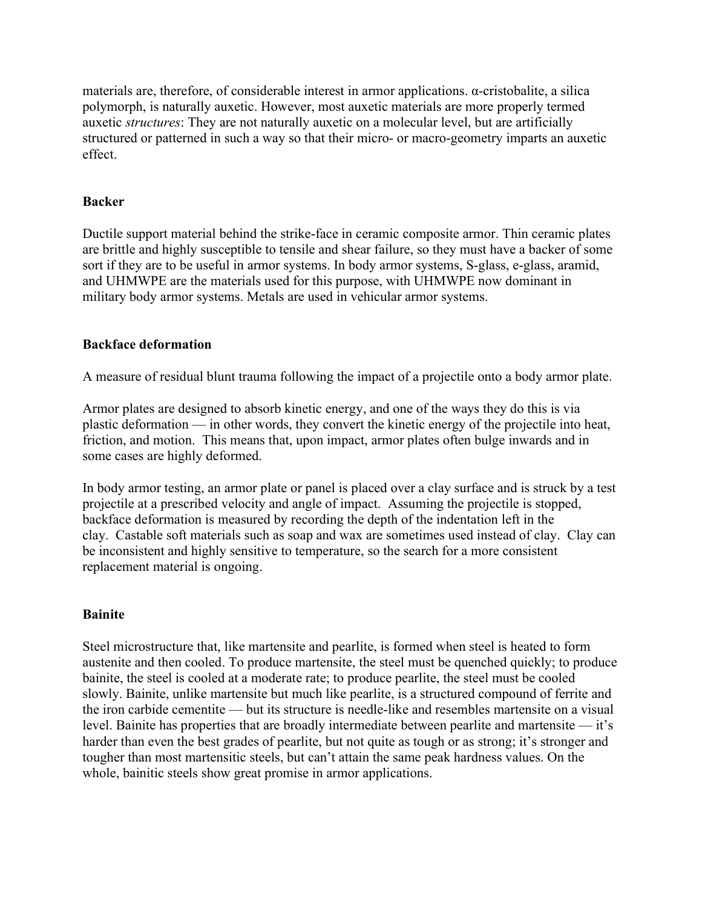materials are, therefore, of considerable interest in armor applications. α-cristobalite, a silica polymorph, is naturally auxetic. However, most auxetic materials are more properly termed auxetic *structures*: They are not naturally auxetic on a molecular level, but are artificially structured or patterned in such a way so that their micro- or macro-geometry imparts an auxetic effect.

### Backer

Ductile support material behind the strike-face in ceramic composite armor. Thin ceramic plates are brittle and highly susceptible to tensile and shear failure, so they must have a backer of some sort if they are to be useful in armor systems. In body armor systems, S-glass, e-glass, aramid, and UHMWPE are the materials used for this purpose, with UHMWPE now dominant in military body armor systems. Metals are used in vehicular armor systems.

### Backface deformation

A measure of residual blunt trauma following the impact of a projectile onto a body armor plate.

Armor plates are designed to absorb kinetic energy, and one of the ways they do this is via plastic deformation — in other words, they convert the kinetic energy of the projectile into heat, friction, and motion. This means that, upon impact, armor plates often bulge inwards and in some cases are highly deformed.

In body armor testing, an armor plate or panel is placed over a clay surface and is struck by a test projectile at a prescribed velocity and angle of impact. Assuming the projectile is stopped, backface deformation is measured by recording the depth of the indentation left in the clay. Castable soft materials such as soap and wax are sometimes used instead of clay. Clay can be inconsistent and highly sensitive to temperature, so the search for a more consistent replacement material is ongoing.

### Bainite

Steel microstructure that, like martensite and pearlite, is formed when steel is heated to form austenite and then cooled. To produce martensite, the steel must be quenched quickly; to produce bainite, the steel is cooled at a moderate rate; to produce pearlite, the steel must be cooled slowly. Bainite, unlike martensite but much like pearlite, is a structured compound of ferrite and the iron carbide cementite — but its structure is needle-like and resembles martensite on a visual level. Bainite has properties that are broadly intermediate between pearlite and martensite — it's harder than even the best grades of pearlite, but not quite as tough or as strong; it's stronger and tougher than most martensitic steels, but can't attain the same peak hardness values. On the whole, bainitic steels show great promise in armor applications.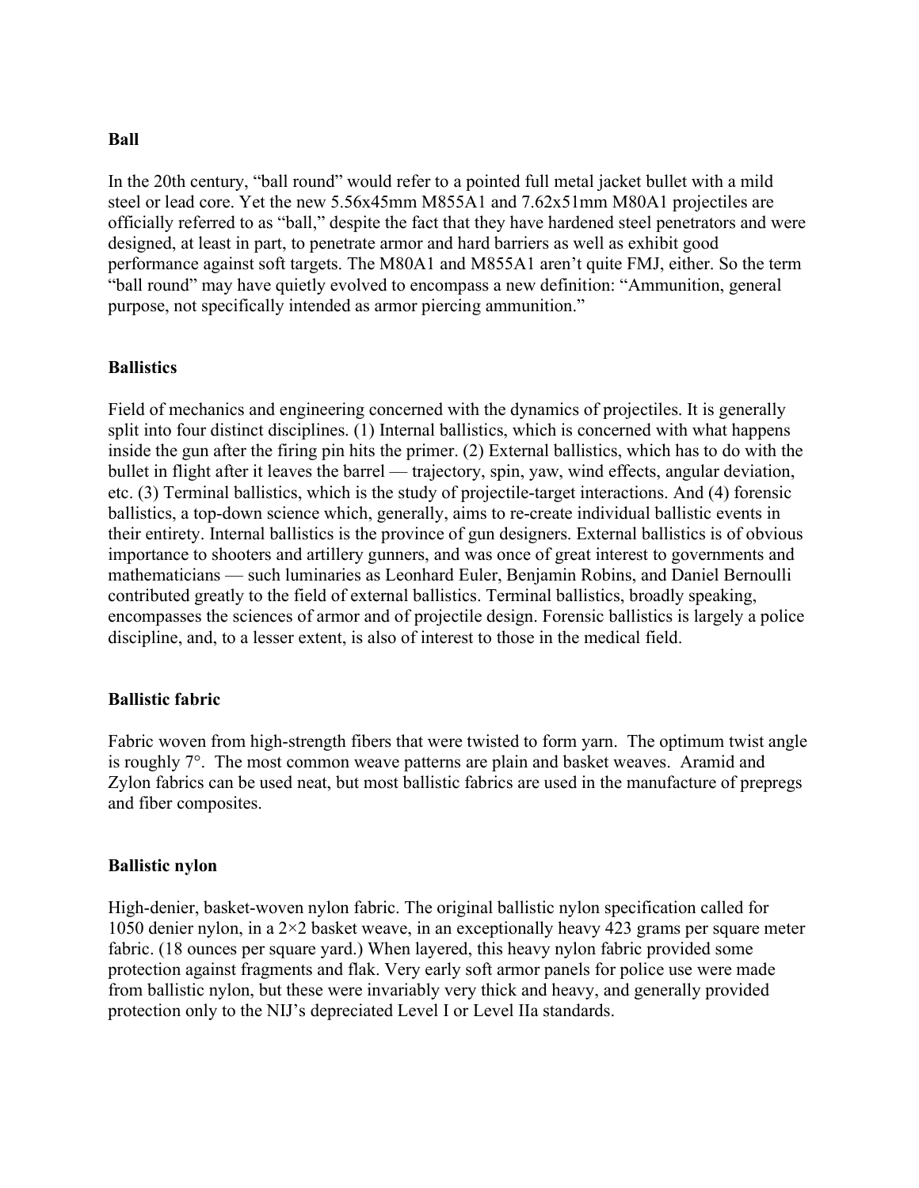**Ball**

In the 20th century, “ball round” would refer to a pointed full metal jacket bullet with a mild steel or lead core. Yet the new 5.56x45mm M855A1 and 7.62x51mm M80A1 projectiles are officially referred to as “ball,” despite the fact that they have hardened steel penetrators and were designed, at least in part, to penetrate armor and hard barriers as well as exhibit good performance against soft targets. The M80A1 and M855A1 aren’t quite FMJ, either. So the term “ball round” may have quietly evolved to encompass a new definition: “Ammunition, general purpose, not specifically intended as armor piercing ammunition.”

**Ballistics**

Field of mechanics and engineering concerned with the dynamics of projectiles. It is generally split into four distinct disciplines. (1) Internal ballistics, which is concerned with what happens inside the gun after the firing pin hits the primer. (2) External ballistics, which has to do with the bullet in flight after it leaves the barrel — trajectory, spin, yaw, wind effects, angular deviation, etc. (3) Terminal ballistics, which is the study of projectile-target interactions. And (4) forensic ballistics, a top-down science which, generally, aims to re-create individual ballistic events in their entirety. Internal ballistics is the province of gun designers. External ballistics is of obvious importance to shooters and artillery gunners, and was once of great interest to governments and mathematicians — such luminaries as Leonhard Euler, Benjamin Robins, and Daniel Bernoulli contributed greatly to the field of external ballistics. Terminal ballistics, broadly speaking, encompasses the sciences of armor and of projectile design. Forensic ballistics is largely a police discipline, and, to a lesser extent, is also of interest to those in the medical field.

**Ballistic fabric**

Fabric woven from high-strength fibers that were twisted to form yarn. The optimum twist angle is roughly 7°. The most common weave patterns are plain and basket weaves. Aramid and Zylon fabrics can be used neat, but most ballistic fabrics are used in the manufacture of prepregs and fiber composites.

**Ballistic nylon**

High-denier, basket-woven nylon fabric. The original ballistic nylon specification called for 1050 denier nylon, in a 2×2 basket weave, in an exceptionally heavy 423 grams per square meter fabric. (18 ounces per square yard.) When layered, this heavy nylon fabric provided some protection against fragments and flak. Very early soft armor panels for police use were made from ballistic nylon, but these were invariably very thick and heavy, and generally provided protection only to the NIJ’s depreciated Level I or Level IIa standards.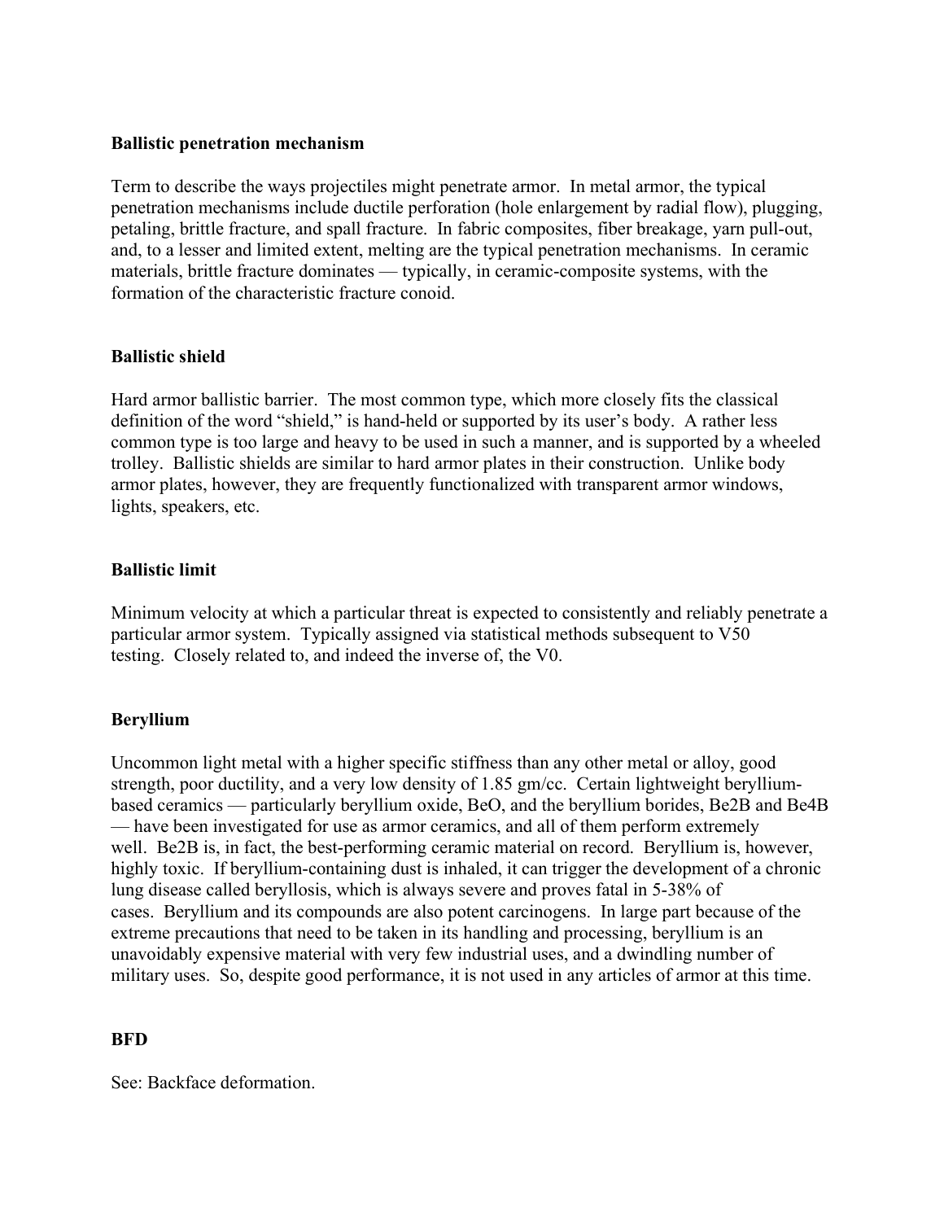**Ballistic penetration mechanism**

Term to describe the ways projectiles might penetrate armor. In metal armor, the typical penetration mechanisms include ductile perforation (hole enlargement by radial flow), plugging, petaling, brittle fracture, and spall fracture. In fabric composites, fiber breakage, yarn pull-out, and, to a lesser and limited extent, melting are the typical penetration mechanisms. In ceramic materials, brittle fracture dominates — typically, in ceramic-composite systems, with the formation of the characteristic fracture conoid.

**Ballistic shield**

Hard armor ballistic barrier. The most common type, which more closely fits the classical definition of the word "shield," is hand-held or supported by its user's body. A rather less common type is too large and heavy to be used in such a manner, and is supported by a wheeled trolley. Ballistic shields are similar to hard armor plates in their construction. Unlike body armor plates, however, they are frequently functionalized with transparent armor windows, lights, speakers, etc.

**Ballistic limit**

Minimum velocity at which a particular threat is expected to consistently and reliably penetrate a particular armor system. Typically assigned via statistical methods subsequent to V50 testing. Closely related to, and indeed the inverse of, the V0.

**Beryllium**

Uncommon light metal with a higher specific stiffness than any other metal or alloy, good strength, poor ductility, and a very low density of 1.85 gm/cc. Certain lightweight beryllium-based ceramics — particularly beryllium oxide, $BeO$, and the beryllium borides, $Be_2B$ and $Be_4B$ — have been investigated for use as armor ceramics, and all of them perform extremely well. $Be_2B$ is, in fact, the best-performing ceramic material on record. Beryllium is, however, highly toxic. If beryllium-containing dust is inhaled, it can trigger the development of a chronic lung disease called beryllosis, which is always severe and proves fatal in 5-38% of cases. Beryllium and its compounds are also potent carcinogens. In large part because of the extreme precautions that need to be taken in its handling and processing, beryllium is an unavoidably expensive material with very few industrial uses, and a dwindling number of military uses. So, despite good performance, it is not used in any articles of armor at this time.

**BFD**

See: Backface deformation.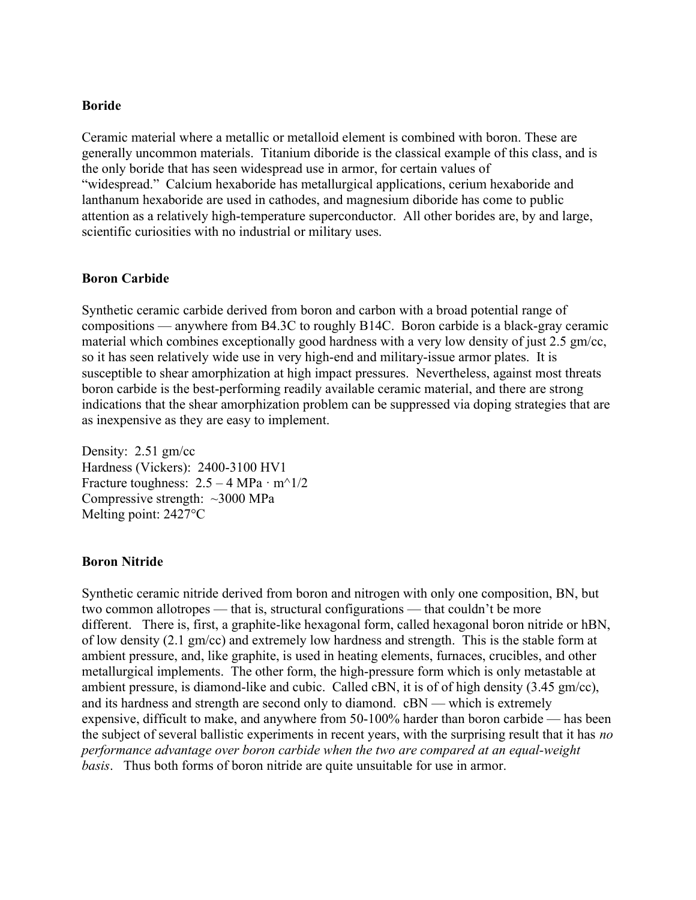### Boride

Ceramic material where a metallic or metalloid element is combined with boron. These are generally uncommon materials. Titanium diboride is the classical example of this class, and is the only boride that has seen widespread use in armor, for certain values of "widespread." Calcium hexaboride has metallurgical applications, cerium hexaboride and lanthanum hexaboride are used in cathodes, and magnesium diboride has come to public attention as a relatively high-temperature superconductor. All other borides are, by and large, scientific curiosities with no industrial or military uses.

### Boron Carbide

Synthetic ceramic carbide derived from boron and carbon with a broad potential range of compositions — anywhere from $B_{4.3}C$ to roughly $B_{14}C$. Boron carbide is a black-gray ceramic material which combines exceptionally good hardness with a very low density of just 2.5 gm/cc, so it has seen relatively wide use in very high-end and military-issue armor plates. It is susceptible to shear amorphization at high impact pressures. Nevertheless, against most threats boron carbide is the best-performing readily available ceramic material, and there are strong indications that the shear amorphization problem can be suppressed via doping strategies that are as inexpensive as they are easy to implement.

Density: 2.51 gm/cc
Hardness (Vickers): 2400-3100 HV1
Fracture toughness: 2.5 – 4 MPa · $m^{1/2}$
Compressive strength: ~3000 MPa
Melting point: 2427°C

### Boron Nitride

Synthetic ceramic nitride derived from boron and nitrogen with only one composition, BN, but two common allotropes — that is, structural configurations — that couldn't be more different. There is, first, a graphite-like hexagonal form, called hexagonal boron nitride or hBN, of low density (2.1 gm/cc) and extremely low hardness and strength. This is the stable form at ambient pressure, and, like graphite, is used in heating elements, furnaces, crucibles, and other metallurgical implements. The other form, the high-pressure form which is only metastable at ambient pressure, is diamond-like and cubic. Called cBN, it is of of high density (3.45 gm/cc), and its hardness and strength are second only to diamond. cBN — which is extremely expensive, difficult to make, and anywhere from 50-100% harder than boron carbide — has been the subject of several ballistic experiments in recent years, with the surprising result that it has *no performance advantage over boron carbide when the two are compared at an equal-weight basis*. Thus both forms of boron nitride are quite unsuitable for use in armor.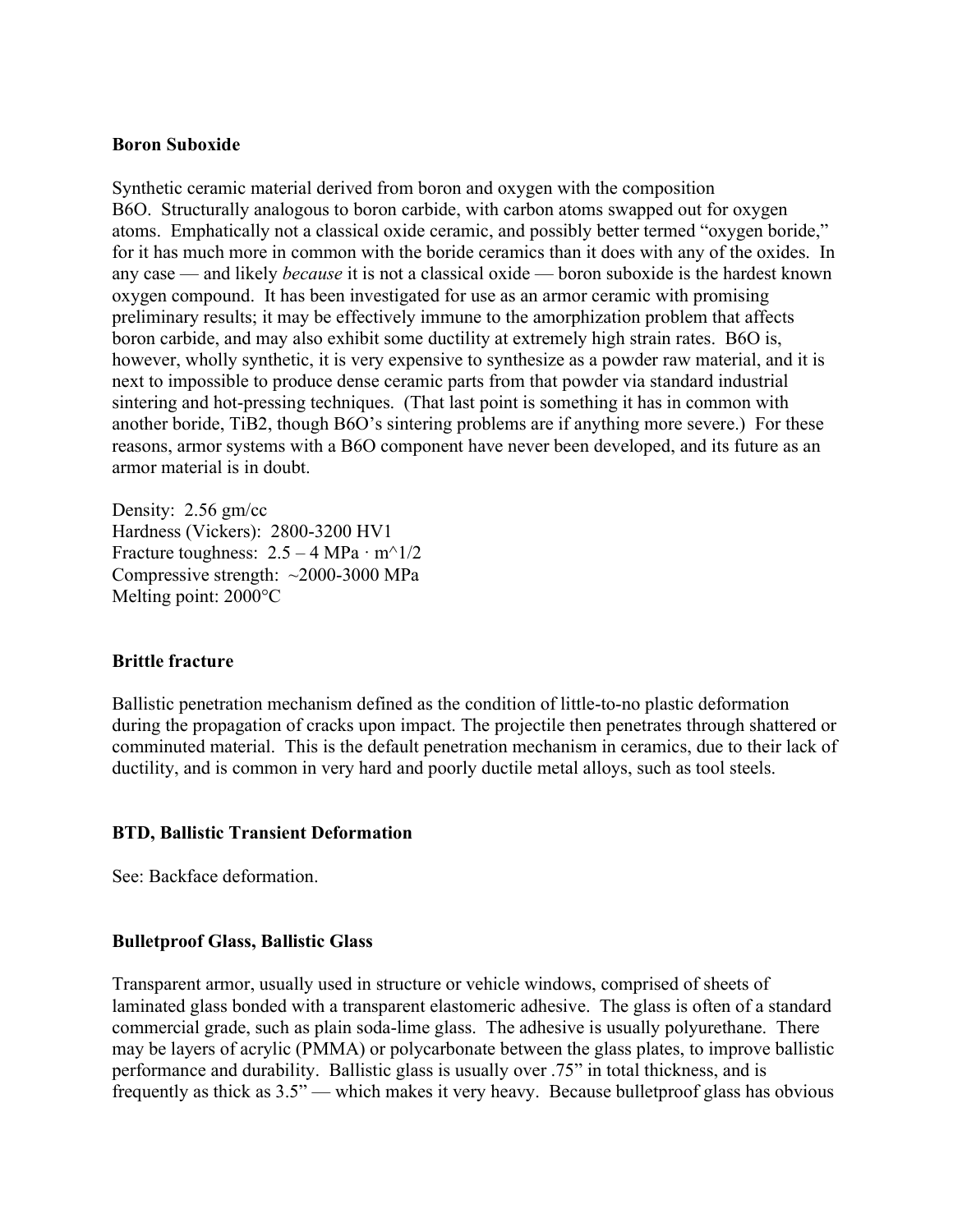**Boron Suboxide**

Synthetic ceramic material derived from boron and oxygen with the composition $B_6O$. Structurally analogous to boron carbide, with carbon atoms swapped out for oxygen atoms. Emphatically not a classical oxide ceramic, and possibly better termed "oxygen boride," for it has much more in common with the boride ceramics than it does with any of the oxides. In any case — and likely *because* it is not a classical oxide — boron suboxide is the hardest known oxygen compound. It has been investigated for use as an armor ceramic with promising preliminary results; it may be effectively immune to the amorphization problem that affects boron carbide, and may also exhibit some ductility at extremely high strain rates. $B_6O$ is, however, wholly synthetic, it is very expensive to synthesize as a powder raw material, and it is next to impossible to produce dense ceramic parts from that powder via standard industrial sintering and hot-pressing techniques. (That last point is something it has in common with another boride, $TiB_2$, though $B_6O$'s sintering problems are if anything more severe.) For these reasons, armor systems with a $B_6O$ component have never been developed, and its future as an armor material is in doubt.

Density: 2.56 gm/cc
Hardness (Vickers): 2800-3200 HV1
Fracture toughness: 2.5 – 4 MPa · $m^{1/2}$
Compressive strength: ~2000-3000 MPa
Melting point: 2000°C

**Brittle fracture**

Ballistic penetration mechanism defined as the condition of little-to-no plastic deformation during the propagation of cracks upon impact. The projectile then penetrates through shattered or comminuted material. This is the default penetration mechanism in ceramics, due to their lack of ductility, and is common in very hard and poorly ductile metal alloys, such as tool steels.

**BTD, Ballistic Transient Deformation**

See: Backface deformation.

**Bulletproof Glass, Ballistic Glass**

Transparent armor, usually used in structure or vehicle windows, comprised of sheets of laminated glass bonded with a transparent elastomeric adhesive. The glass is often of a standard commercial grade, such as plain soda-lime glass. The adhesive is usually polyurethane. There may be layers of acrylic (PMMA) or polycarbonate between the glass plates, to improve ballistic performance and durability. Ballistic glass is usually over .75" in total thickness, and is frequently as thick as 3.5" — which makes it very heavy. Because bulletproof glass has obvious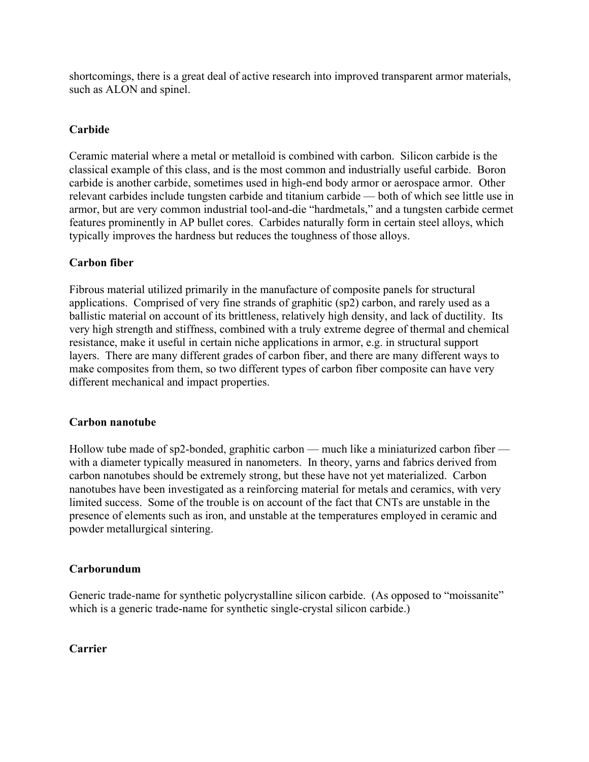shortcomings, there is a great deal of active research into improved transparent armor materials, such as ALON and spinel.

**Carbide**

Ceramic material where a metal or metalloid is combined with carbon. Silicon carbide is the classical example of this class, and is the most common and industrially useful carbide. Boron carbide is another carbide, sometimes used in high-end body armor or aerospace armor. Other relevant carbides include tungsten carbide and titanium carbide — both of which see little use in armor, but are very common industrial tool-and-die "hardmetals," and a tungsten carbide cermet features prominently in AP bullet cores. Carbides naturally form in certain steel alloys, which typically improves the hardness but reduces the toughness of those alloys.

**Carbon fiber**

Fibrous material utilized primarily in the manufacture of composite panels for structural applications. Comprised of very fine strands of graphitic (sp2) carbon, and rarely used as a ballistic material on account of its brittleness, relatively high density, and lack of ductility. Its very high strength and stiffness, combined with a truly extreme degree of thermal and chemical resistance, make it useful in certain niche applications in armor, e.g. in structural support layers. There are many different grades of carbon fiber, and there are many different ways to make composites from them, so two different types of carbon fiber composite can have very different mechanical and impact properties.

**Carbon nanotube**

Hollow tube made of sp2-bonded, graphitic carbon — much like a miniaturized carbon fiber — with a diameter typically measured in nanometers. In theory, yarns and fabrics derived from carbon nanotubes should be extremely strong, but these have not yet materialized. Carbon nanotubes have been investigated as a reinforcing material for metals and ceramics, with very limited success. Some of the trouble is on account of the fact that CNTs are unstable in the presence of elements such as iron, and unstable at the temperatures employed in ceramic and powder metallurgical sintering.

**Carborundum**

Generic trade-name for synthetic polycrystalline silicon carbide. (As opposed to "moissanite" which is a generic trade-name for synthetic single-crystal silicon carbide.)

**Carrier**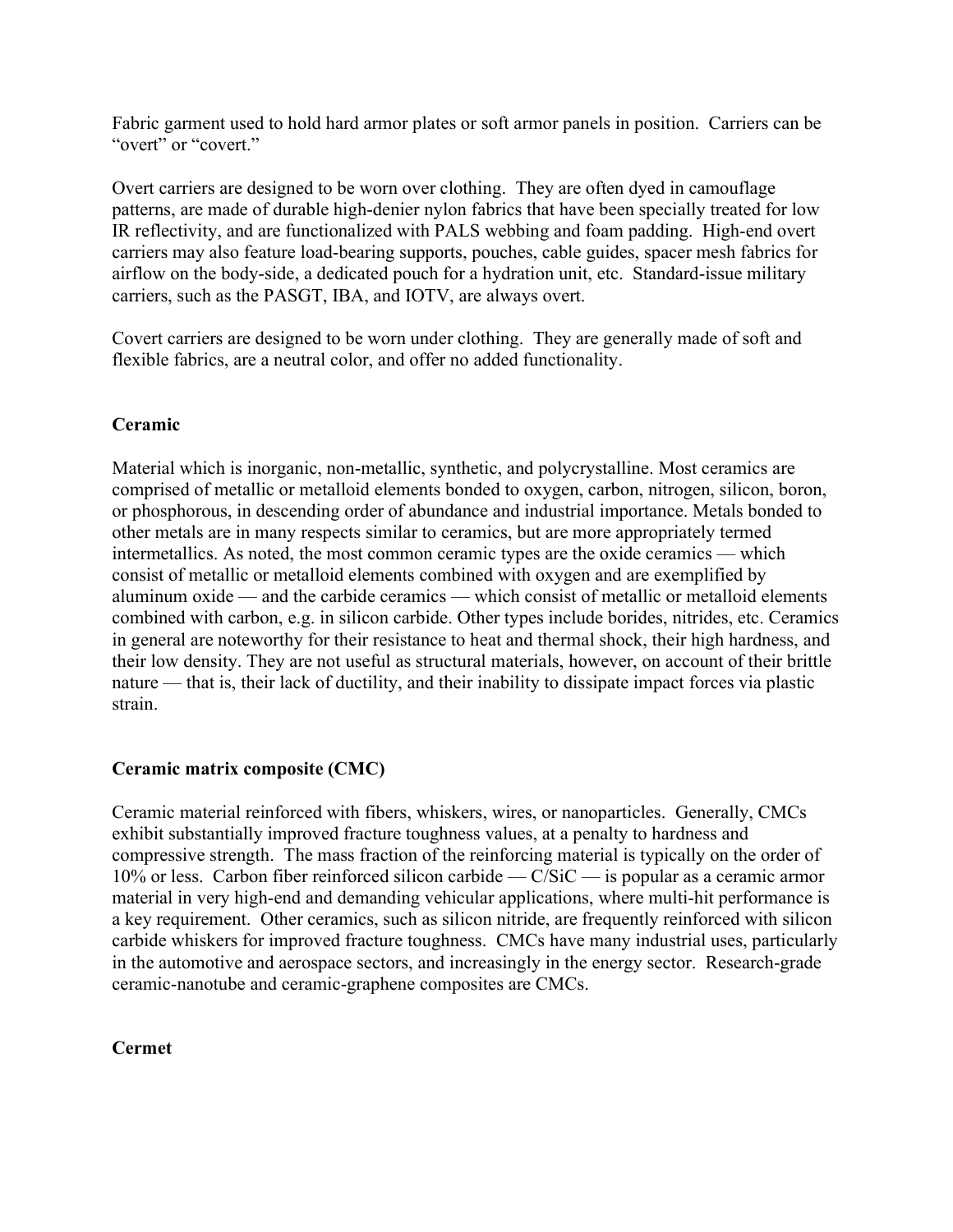Fabric garment used to hold hard armor plates or soft armor panels in position. Carriers can be "overt" or "covert."

Overt carriers are designed to be worn over clothing. They are often dyed in camouflage patterns, are made of durable high-denier nylon fabrics that have been specially treated for low IR reflectivity, and are functionalized with PALS webbing and foam padding. High-end overt carriers may also feature load-bearing supports, pouches, cable guides, spacer mesh fabrics for airflow on the body-side, a dedicated pouch for a hydration unit, etc. Standard-issue military carriers, such as the PASGT, IBA, and IOTV, are always overt.

Covert carriers are designed to be worn under clothing. They are generally made of soft and flexible fabrics, are a neutral color, and offer no added functionality.

### Ceramic

Material which is inorganic, non-metallic, synthetic, and polycrystalline. Most ceramics are comprised of metallic or metalloid elements bonded to oxygen, carbon, nitrogen, silicon, boron, or phosphorous, in descending order of abundance and industrial importance. Metals bonded to other metals are in many respects similar to ceramics, but are more appropriately termed intermetallics. As noted, the most common ceramic types are the oxide ceramics — which consist of metallic or metalloid elements combined with oxygen and are exemplified by aluminum oxide — and the carbide ceramics — which consist of metallic or metalloid elements combined with carbon, e.g. in silicon carbide. Other types include borides, nitrides, etc. Ceramics in general are noteworthy for their resistance to heat and thermal shock, their high hardness, and their low density. They are not useful as structural materials, however, on account of their brittle nature — that is, their lack of ductility, and their inability to dissipate impact forces via plastic strain.

### Ceramic matrix composite (CMC)

Ceramic material reinforced with fibers, whiskers, wires, or nanoparticles. Generally, CMCs exhibit substantially improved fracture toughness values, at a penalty to hardness and compressive strength. The mass fraction of the reinforcing material is typically on the order of 10% or less. Carbon fiber reinforced silicon carbide — C/SiC — is popular as a ceramic armor material in very high-end and demanding vehicular applications, where multi-hit performance is a key requirement. Other ceramics, such as silicon nitride, are frequently reinforced with silicon carbide whiskers for improved fracture toughness. CMCs have many industrial uses, particularly in the automotive and aerospace sectors, and increasingly in the energy sector. Research-grade ceramic-nanotube and ceramic-graphene composites are CMCs.

### Cermet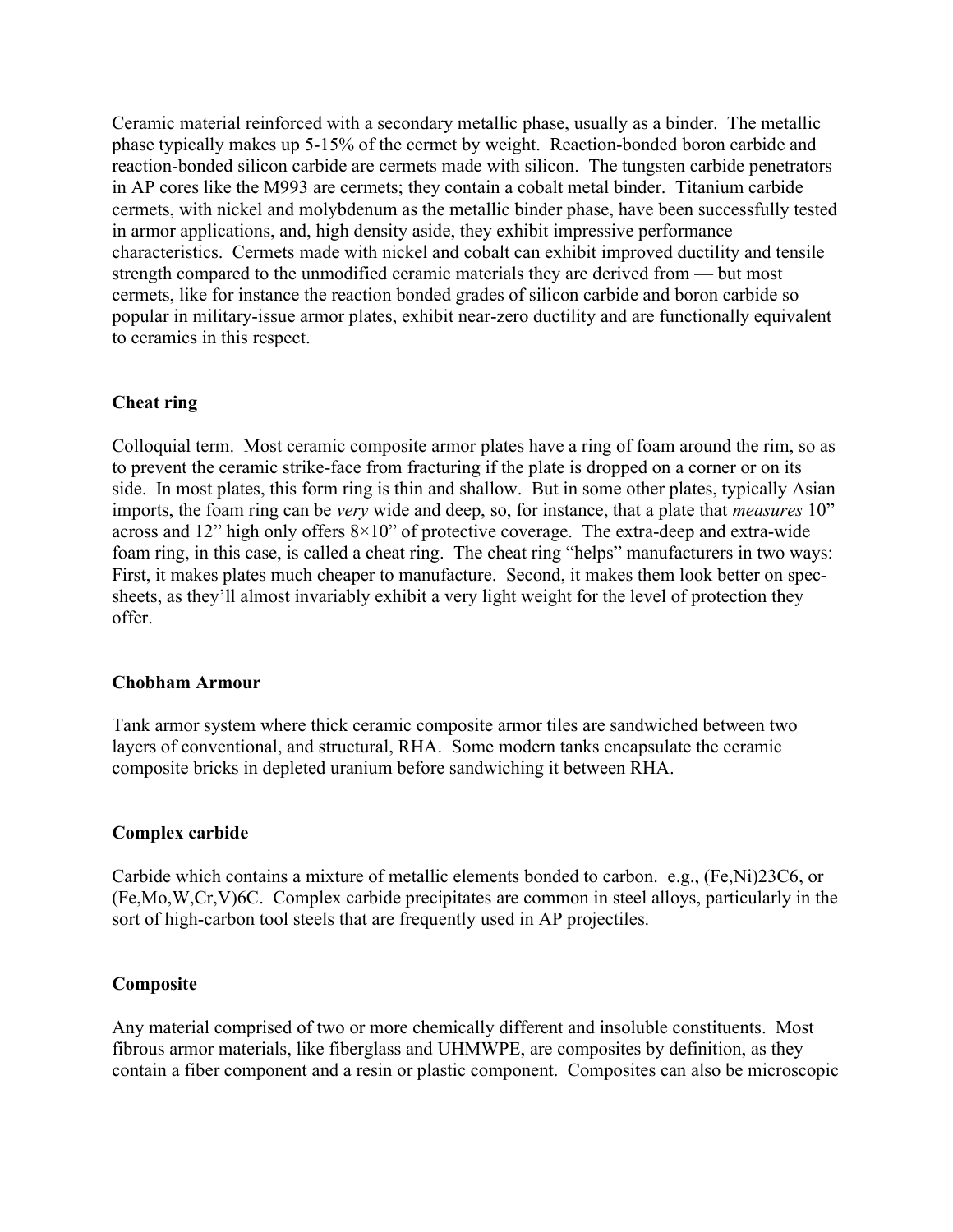Ceramic material reinforced with a secondary metallic phase, usually as a binder. The metallic phase typically makes up 5-15% of the cermet by weight. Reaction-bonded boron carbide and reaction-bonded silicon carbide are cermets made with silicon. The tungsten carbide penetrators in AP cores like the M993 are cermets; they contain a cobalt metal binder. Titanium carbide cermets, with nickel and molybdenum as the metallic binder phase, have been successfully tested in armor applications, and, high density aside, they exhibit impressive performance characteristics. Cermets made with nickel and cobalt can exhibit improved ductility and tensile strength compared to the unmodified ceramic materials they are derived from — but most cermets, like for instance the reaction bonded grades of silicon carbide and boron carbide so popular in military-issue armor plates, exhibit near-zero ductility and are functionally equivalent to ceramics in this respect.

**Cheat ring**

Colloquial term. Most ceramic composite armor plates have a ring of foam around the rim, so as to prevent the ceramic strike-face from fracturing if the plate is dropped on a corner or on its side. In most plates, this form ring is thin and shallow. But in some other plates, typically Asian imports, the foam ring can be *very* wide and deep, so, for instance, that a plate that *measures* 10" across and 12" high only offers 8×10" of protective coverage. The extra-deep and extra-wide foam ring, in this case, is called a cheat ring. The cheat ring "helps" manufacturers in two ways: First, it makes plates much cheaper to manufacture. Second, it makes them look better on spec-sheets, as they'll almost invariably exhibit a very light weight for the level of protection they offer.

**Chobham Armour**

Tank armor system where thick ceramic composite armor tiles are sandwiched between two layers of conventional, and structural, RHA. Some modern tanks encapsulate the ceramic composite bricks in depleted uranium before sandwiching it between RHA.

**Complex carbide**

Carbide which contains a mixture of metallic elements bonded to carbon. e.g., $(Fe,Ni)_{23}C_6$, or $(Fe,Mo,W,Cr,V)_6C$. Complex carbide precipitates are common in steel alloys, particularly in the sort of high-carbon tool steels that are frequently used in AP projectiles.

**Composite**

Any material comprised of two or more chemically different and insoluble constituents. Most fibrous armor materials, like fiberglass and UHMWPE, are composites by definition, as they contain a fiber component and a resin or plastic component. Composites can also be microscopic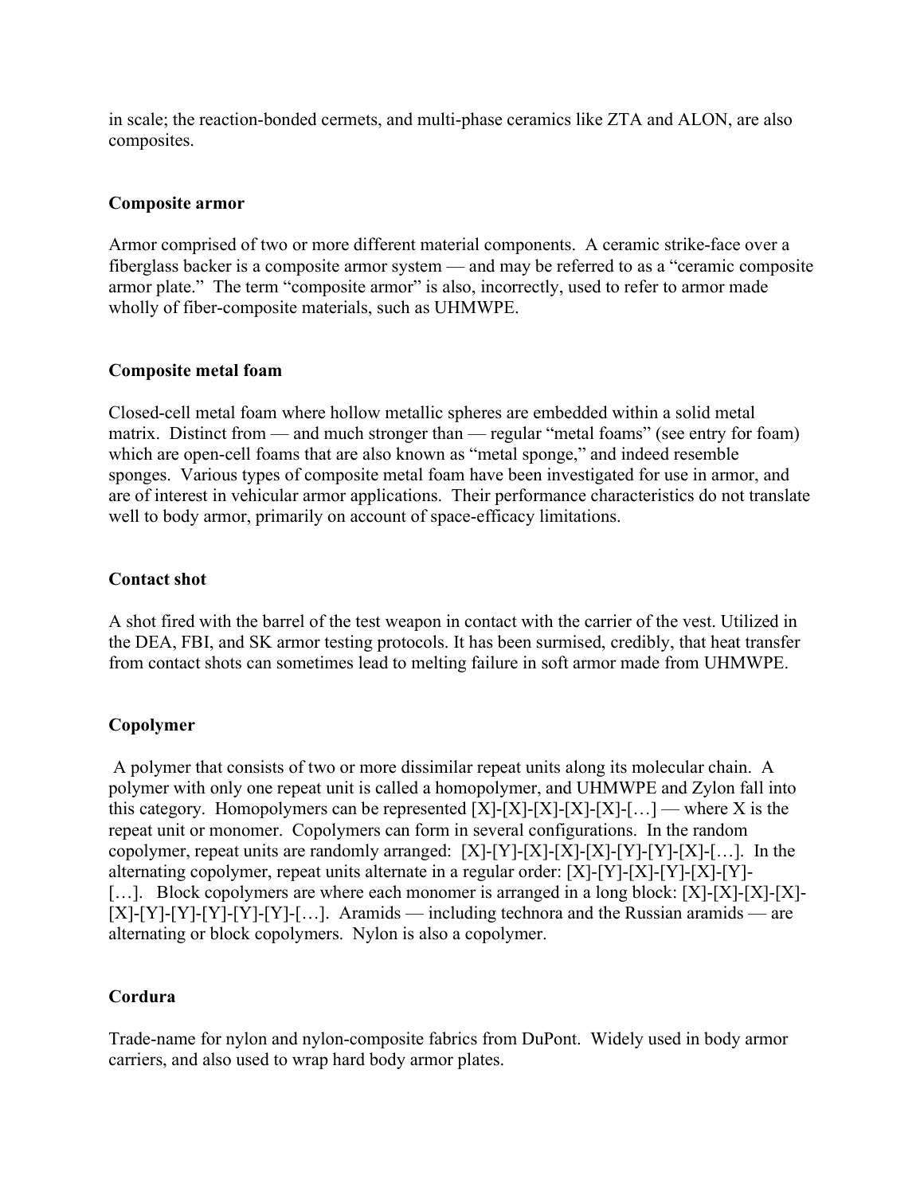in scale; the reaction-bonded cermets, and multi-phase ceramics like ZTA and ALON, are also composites.

**Composite armor**

Armor comprised of two or more different material components. A ceramic strike-face over a fiberglass backer is a composite armor system — and may be referred to as a "ceramic composite armor plate." The term "composite armor" is also, incorrectly, used to refer to armor made wholly of fiber-composite materials, such as UHMWPE.

**Composite metal foam**

Closed-cell metal foam where hollow metallic spheres are embedded within a solid metal matrix. Distinct from — and much stronger than — regular "metal foams" (see entry for foam) which are open-cell foams that are also known as "metal sponge," and indeed resemble sponges. Various types of composite metal foam have been investigated for use in armor, and are of interest in vehicular armor applications. Their performance characteristics do not translate well to body armor, primarily on account of space-efficacy limitations.

**Contact shot**

A shot fired with the barrel of the test weapon in contact with the carrier of the vest. Utilized in the DEA, FBI, and SK armor testing protocols. It has been surmised, credibly, that heat transfer from contact shots can sometimes lead to melting failure in soft armor made from UHMWPE.

**Copolymer**

A polymer that consists of two or more dissimilar repeat units along its molecular chain. A polymer with only one repeat unit is called a homopolymer, and UHMWPE and Zylon fall into this category. Homopolymers can be represented [X]-[X]-[X]-[X]-[X]-[…] — where X is the repeat unit or monomer. Copolymers can form in several configurations. In the random copolymer, repeat units are randomly arranged: [X]-[Y]-[X]-[X]-[X]-[Y]-[Y]-[X]-[…]. In the alternating copolymer, repeat units alternate in a regular order: [X]-[Y]-[X]-[Y]-[X]-[Y]-[…]. Block copolymers are where each monomer is arranged in a long block: [X]-[X]-[X]-[X]-[X]-[Y]-[Y]-[Y]-[Y]-[Y]-[…]. Aramids — including technora and the Russian aramids — are alternating or block copolymers. Nylon is also a copolymer.

**Cordura**

Trade-name for nylon and nylon-composite fabrics from DuPont. Widely used in body armor carriers, and also used to wrap hard body armor plates.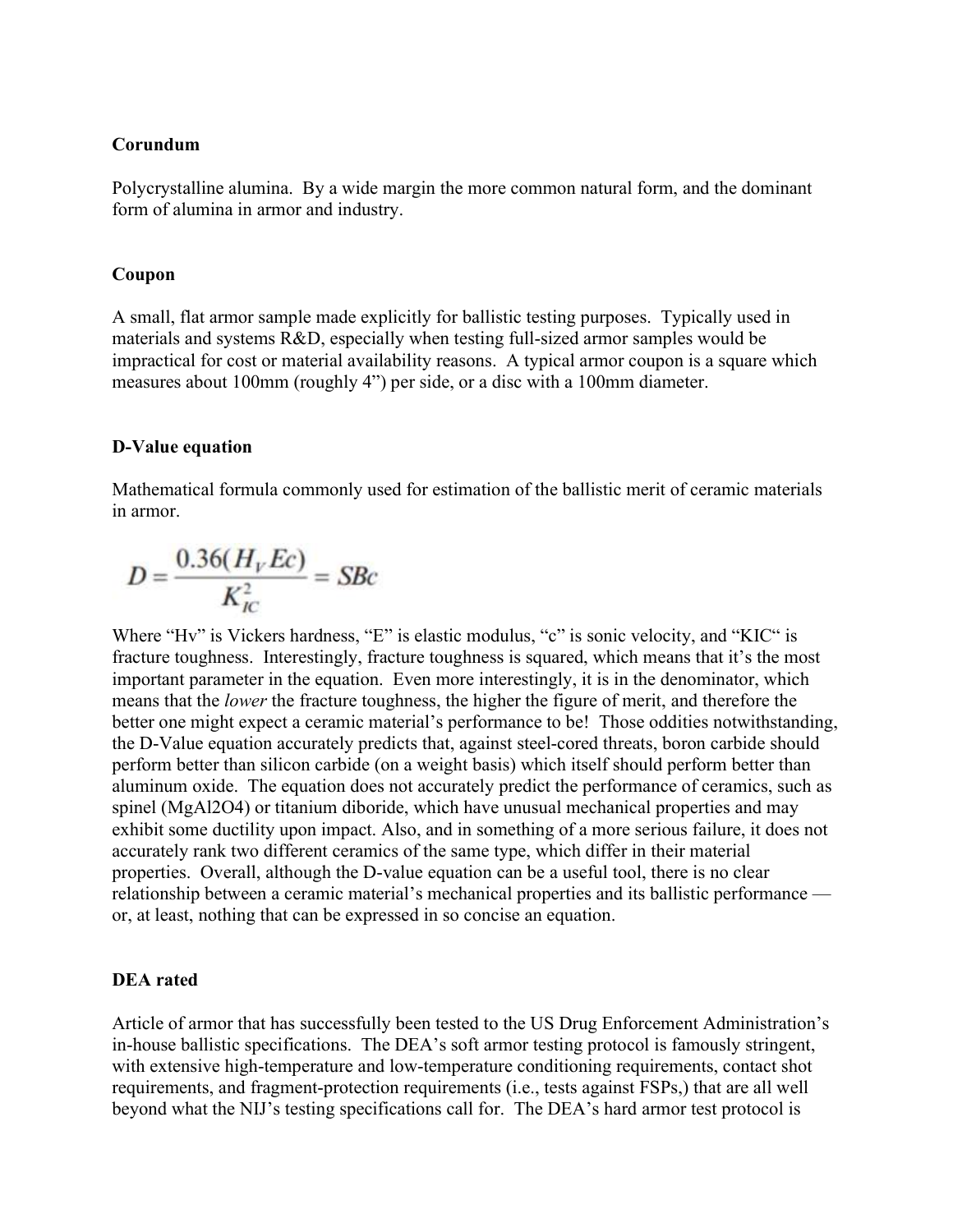**Corundum**

Polycrystalline alumina. By a wide margin the more common natural form, and the dominant form of alumina in armor and industry.

**Coupon**

A small, flat armor sample made explicitly for ballistic testing purposes. Typically used in materials and systems R&D, especially when testing full-sized armor samples would be impractical for cost or material availability reasons. A typical armor coupon is a square which measures about 100mm (roughly 4") per side, or a disc with a 100mm diameter.

**D-Value equation**

Mathematical formula commonly used for estimation of the ballistic merit of ceramic materials in armor.

$$D = \frac{0.36(H_V Ec)}{K_{IC}^2} = SBc$$

Where "Hv" is Vickers hardness, "E" is elastic modulus, "c" is sonic velocity, and "KIC" is fracture toughness. Interestingly, fracture toughness is squared, which means that it's the most important parameter in the equation. Even more interestingly, it is in the denominator, which means that the *lower* the fracture toughness, the higher the figure of merit, and therefore the better one might expect a ceramic material's performance to be! Those oddities notwithstanding, the D-Value equation accurately predicts that, against steel-cored threats, boron carbide should perform better than silicon carbide (on a weight basis) which itself should perform better than aluminum oxide. The equation does not accurately predict the performance of ceramics, such as spinel ($MgAl_2O_4$) or titanium diboride, which have unusual mechanical properties and may exhibit some ductility upon impact. Also, and in something of a more serious failure, it does not accurately rank two different ceramics of the same type, which differ in their material properties. Overall, although the D-value equation can be a useful tool, there is no clear relationship between a ceramic material's mechanical properties and its ballistic performance — or, at least, nothing that can be expressed in so concise an equation.

**DEA rated**

Article of armor that has successfully been tested to the US Drug Enforcement Administration's in-house ballistic specifications. The DEA's soft armor testing protocol is famously stringent, with extensive high-temperature and low-temperature conditioning requirements, contact shot requirements, and fragment-protection requirements (i.e., tests against FSPs,) that are all well beyond what the NIJ's testing specifications call for. The DEA's hard armor test protocol is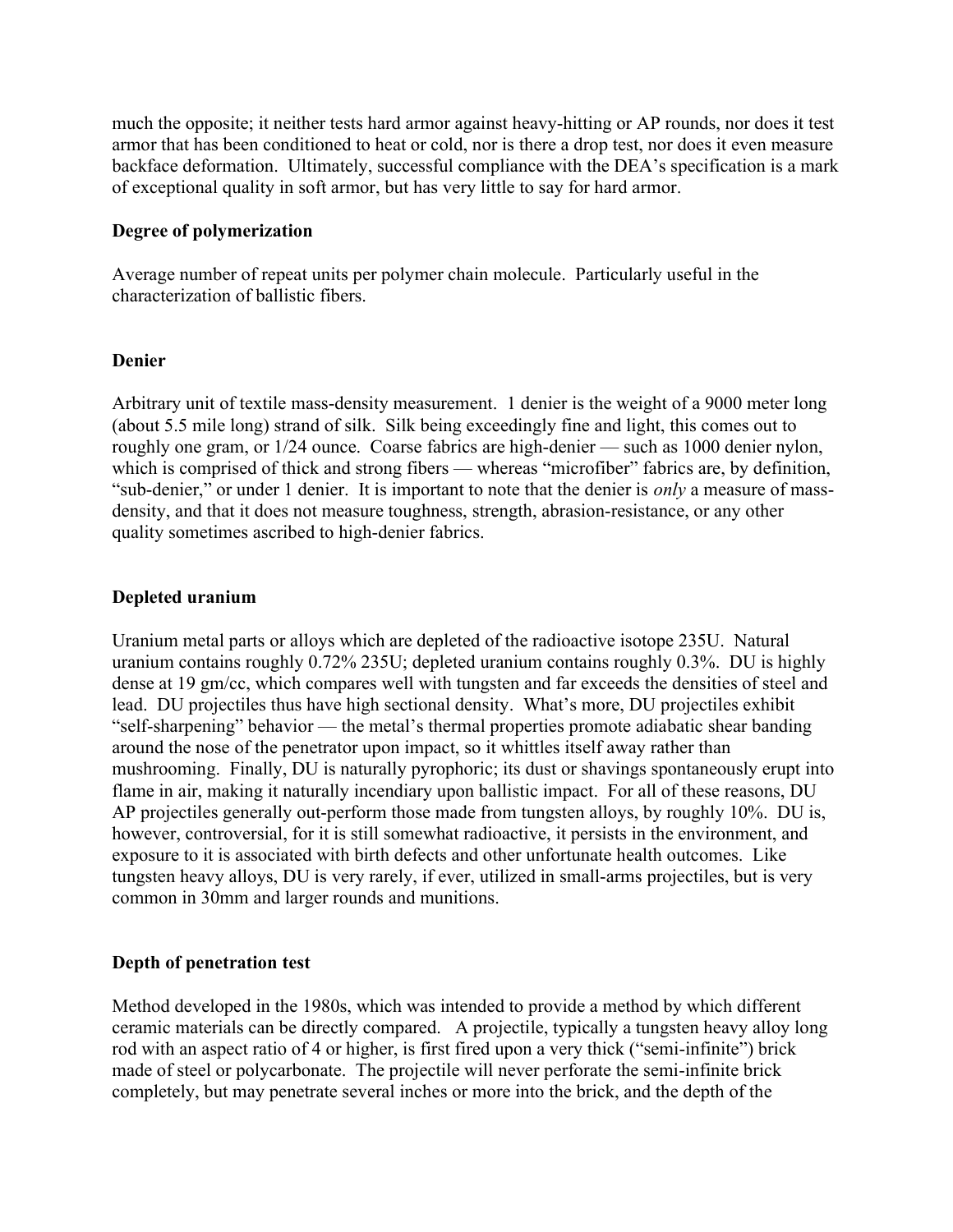much the opposite; it neither tests hard armor against heavy-hitting or AP rounds, nor does it test armor that has been conditioned to heat or cold, nor is there a drop test, nor does it even measure backface deformation. Ultimately, successful compliance with the DEA's specification is a mark of exceptional quality in soft armor, but has very little to say for hard armor.

**Degree of polymerization**

Average number of repeat units per polymer chain molecule. Particularly useful in the characterization of ballistic fibers.

**Denier**

Arbitrary unit of textile mass-density measurement. 1 denier is the weight of a 9000 meter long (about 5.5 mile long) strand of silk. Silk being exceedingly fine and light, this comes out to roughly one gram, or 1/24 ounce. Coarse fabrics are high-denier — such as 1000 denier nylon, which is comprised of thick and strong fibers — whereas "microfiber" fabrics are, by definition, "sub-denier," or under 1 denier. It is important to note that the denier is *only* a measure of mass-density, and that it does not measure toughness, strength, abrasion-resistance, or any other quality sometimes ascribed to high-denier fabrics.

**Depleted uranium**

Uranium metal parts or alloys which are depleted of the radioactive isotope 235U. Natural uranium contains roughly 0.72% 235U; depleted uranium contains roughly 0.3%. DU is highly dense at 19 gm/cc, which compares well with tungsten and far exceeds the densities of steel and lead. DU projectiles thus have high sectional density. What's more, DU projectiles exhibit "self-sharpening" behavior — the metal's thermal properties promote adiabatic shear banding around the nose of the penetrator upon impact, so it whittles itself away rather than mushrooming. Finally, DU is naturally pyrophoric; its dust or shavings spontaneously erupt into flame in air, making it naturally incendiary upon ballistic impact. For all of these reasons, DU AP projectiles generally out-perform those made from tungsten alloys, by roughly 10%. DU is, however, controversial, for it is still somewhat radioactive, it persists in the environment, and exposure to it is associated with birth defects and other unfortunate health outcomes. Like tungsten heavy alloys, DU is very rarely, if ever, utilized in small-arms projectiles, but is very common in 30mm and larger rounds and munitions.

**Depth of penetration test**

Method developed in the 1980s, which was intended to provide a method by which different ceramic materials can be directly compared. A projectile, typically a tungsten heavy alloy long rod with an aspect ratio of 4 or higher, is first fired upon a very thick ("semi-infinite") brick made of steel or polycarbonate. The projectile will never perforate the semi-infinite brick completely, but may penetrate several inches or more into the brick, and the depth of the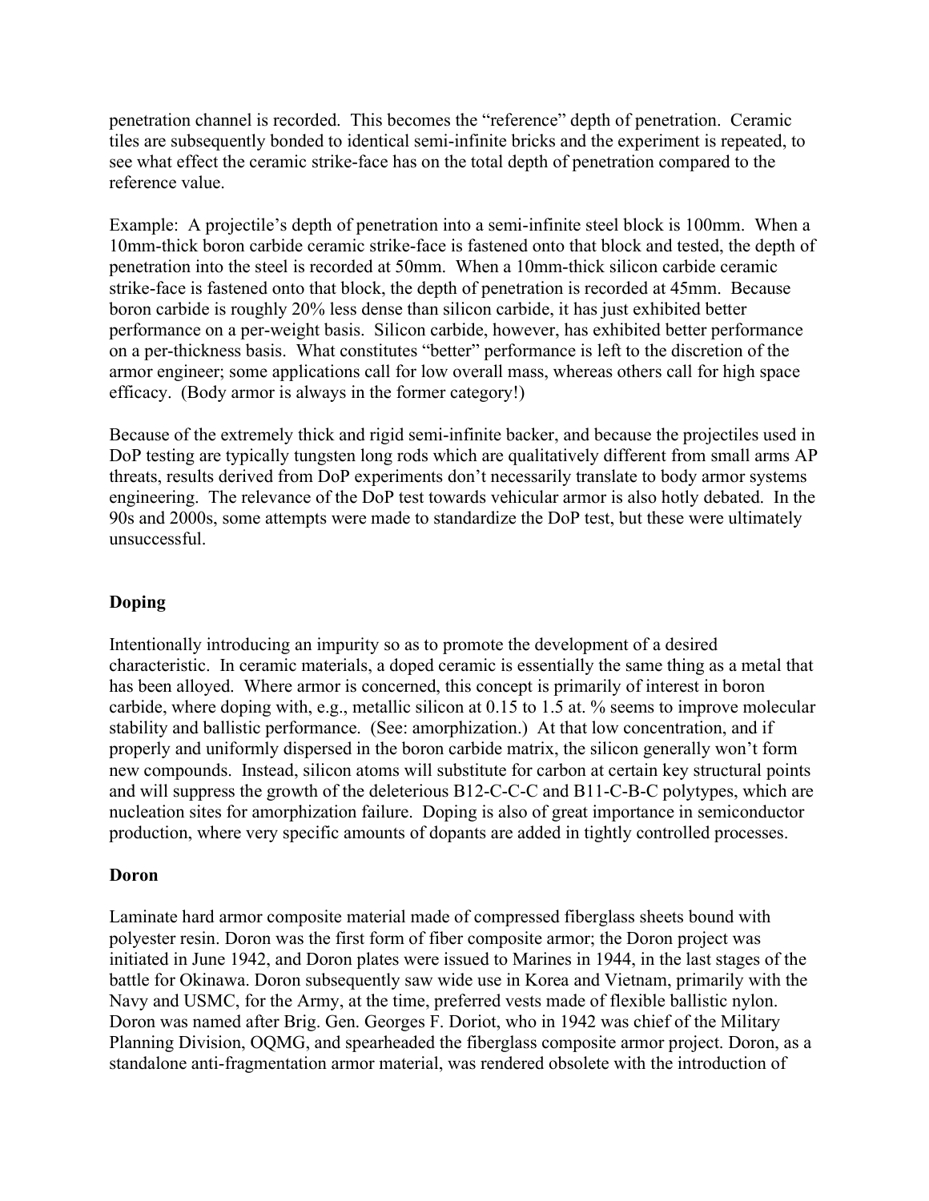penetration channel is recorded. This becomes the "reference" depth of penetration. Ceramic tiles are subsequently bonded to identical semi-infinite bricks and the experiment is repeated, to see what effect the ceramic strike-face has on the total depth of penetration compared to the reference value.

Example: A projectile's depth of penetration into a semi-infinite steel block is 100mm. When a 10mm-thick boron carbide ceramic strike-face is fastened onto that block and tested, the depth of penetration into the steel is recorded at 50mm. When a 10mm-thick silicon carbide ceramic strike-face is fastened onto that block, the depth of penetration is recorded at 45mm. Because boron carbide is roughly 20% less dense than silicon carbide, it has just exhibited better performance on a per-weight basis. Silicon carbide, however, has exhibited better performance on a per-thickness basis. What constitutes "better" performance is left to the discretion of the armor engineer; some applications call for low overall mass, whereas others call for high space efficacy. (Body armor is always in the former category!)

Because of the extremely thick and rigid semi-infinite backer, and because the projectiles used in DoP testing are typically tungsten long rods which are qualitatively different from small arms AP threats, results derived from DoP experiments don't necessarily translate to body armor systems engineering. The relevance of the DoP test towards vehicular armor is also hotly debated. In the 90s and 2000s, some attempts were made to standardize the DoP test, but these were ultimately unsuccessful.

### Doping

Intentionally introducing an impurity so as to promote the development of a desired characteristic. In ceramic materials, a doped ceramic is essentially the same thing as a metal that has been alloyed. Where armor is concerned, this concept is primarily of interest in boron carbide, where doping with, e.g., metallic silicon at 0.15 to 1.5 at. % seems to improve molecular stability and ballistic performance. (See: amorphization.) At that low concentration, and if properly and uniformly dispersed in the boron carbide matrix, the silicon generally won't form new compounds. Instead, silicon atoms will substitute for carbon at certain key structural points and will suppress the growth of the deleterious B12-C-C-C and B11-C-B-C polytypes, which are nucleation sites for amorphization failure. Doping is also of great importance in semiconductor production, where very specific amounts of dopants are added in tightly controlled processes.

### Doron

Laminate hard armor composite material made of compressed fiberglass sheets bound with polyester resin. Doron was the first form of fiber composite armor; the Doron project was initiated in June 1942, and Doron plates were issued to Marines in 1944, in the last stages of the battle for Okinawa. Doron subsequently saw wide use in Korea and Vietnam, primarily with the Navy and USMC, for the Army, at the time, preferred vests made of flexible ballistic nylon. Doron was named after Brig. Gen. Georges F. Doriot, who in 1942 was chief of the Military Planning Division, OQMG, and spearheaded the fiberglass composite armor project. Doron, as a standalone anti-fragmentation armor material, was rendered obsolete with the introduction of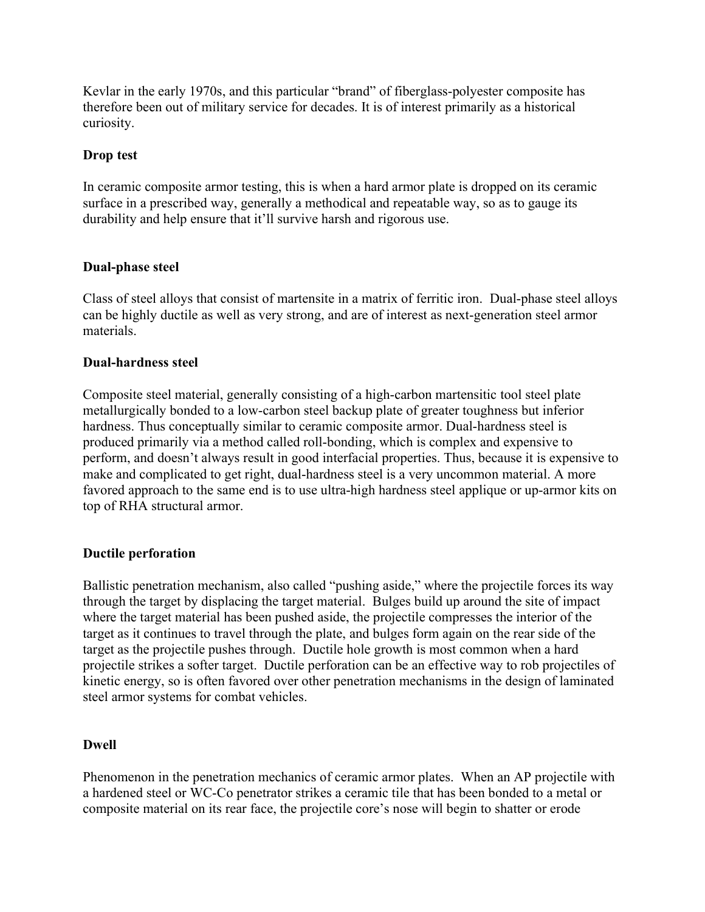Kevlar in the early 1970s, and this particular "brand" of fiberglass-polyester composite has therefore been out of military service for decades. It is of interest primarily as a historical curiosity.

**Drop test**

In ceramic composite armor testing, this is when a hard armor plate is dropped on its ceramic surface in a prescribed way, generally a methodical and repeatable way, so as to gauge its durability and help ensure that it'll survive harsh and rigorous use.

**Dual-phase steel**

Class of steel alloys that consist of martensite in a matrix of ferritic iron. Dual-phase steel alloys can be highly ductile as well as very strong, and are of interest as next-generation steel armor materials.

**Dual-hardness steel**

Composite steel material, generally consisting of a high-carbon martensitic tool steel plate metallurgically bonded to a low-carbon steel backup plate of greater toughness but inferior hardness. Thus conceptually similar to ceramic composite armor. Dual-hardness steel is produced primarily via a method called roll-bonding, which is complex and expensive to perform, and doesn't always result in good interfacial properties. Thus, because it is expensive to make and complicated to get right, dual-hardness steel is a very uncommon material. A more favored approach to the same end is to use ultra-high hardness steel applique or up-armor kits on top of RHA structural armor.

**Ductile perforation**

Ballistic penetration mechanism, also called "pushing aside," where the projectile forces its way through the target by displacing the target material. Bulges build up around the site of impact where the target material has been pushed aside, the projectile compresses the interior of the target as it continues to travel through the plate, and bulges form again on the rear side of the target as the projectile pushes through. Ductile hole growth is most common when a hard projectile strikes a softer target. Ductile perforation can be an effective way to rob projectiles of kinetic energy, so is often favored over other penetration mechanisms in the design of laminated steel armor systems for combat vehicles.

**Dwell**

Phenomenon in the penetration mechanics of ceramic armor plates. When an AP projectile with a hardened steel or WC-Co penetrator strikes a ceramic tile that has been bonded to a metal or composite material on its rear face, the projectile core's nose will begin to shatter or erode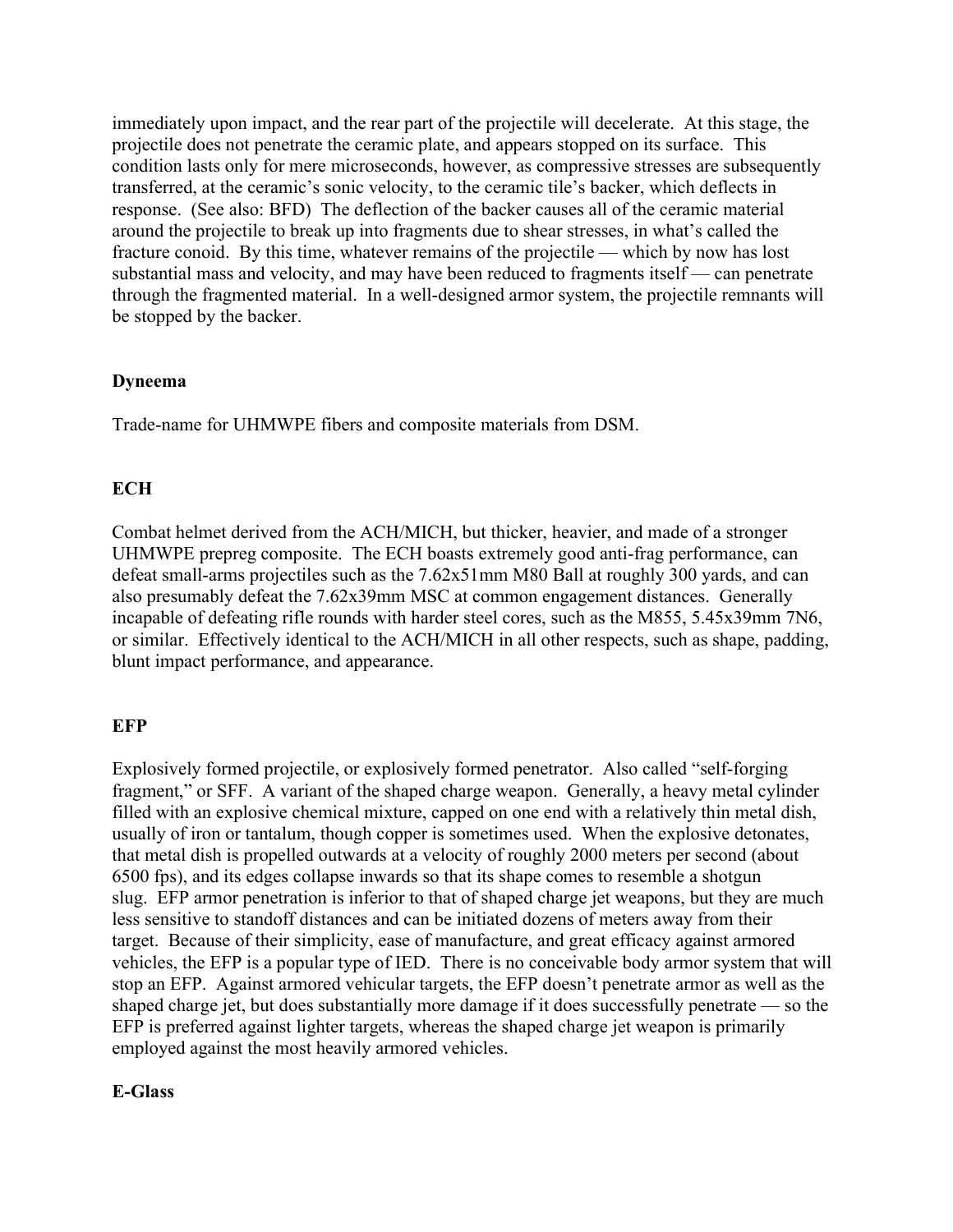immediately upon impact, and the rear part of the projectile will decelerate. At this stage, the projectile does not penetrate the ceramic plate, and appears stopped on its surface. This condition lasts only for mere microseconds, however, as compressive stresses are subsequently transferred, at the ceramic's sonic velocity, to the ceramic tile's backer, which deflects in response. (See also: BFD) The deflection of the backer causes all of the ceramic material around the projectile to break up into fragments due to shear stresses, in what's called the fracture conoid. By this time, whatever remains of the projectile — which by now has lost substantial mass and velocity, and may have been reduced to fragments itself — can penetrate through the fragmented material. In a well-designed armor system, the projectile remnants will be stopped by the backer.

**Dyneema**

Trade-name for UHMWPE fibers and composite materials from DSM.

**ECH**

Combat helmet derived from the ACH/MICH, but thicker, heavier, and made of a stronger UHMWPE prepreg composite. The ECH boasts extremely good anti-frag performance, can defeat small-arms projectiles such as the 7.62x51mm M80 Ball at roughly 300 yards, and can also presumably defeat the 7.62x39mm MSC at common engagement distances. Generally incapable of defeating rifle rounds with harder steel cores, such as the M855, 5.45x39mm 7N6, or similar. Effectively identical to the ACH/MICH in all other respects, such as shape, padding, blunt impact performance, and appearance.

**EFP**

Explosively formed projectile, or explosively formed penetrator. Also called "self-forging fragment," or SFF. A variant of the shaped charge weapon. Generally, a heavy metal cylinder filled with an explosive chemical mixture, capped on one end with a relatively thin metal dish, usually of iron or tantalum, though copper is sometimes used. When the explosive detonates, that metal dish is propelled outwards at a velocity of roughly 2000 meters per second (about 6500 fps), and its edges collapse inwards so that its shape comes to resemble a shotgun slug. EFP armor penetration is inferior to that of shaped charge jet weapons, but they are much less sensitive to standoff distances and can be initiated dozens of meters away from their target. Because of their simplicity, ease of manufacture, and great efficacy against armored vehicles, the EFP is a popular type of IED. There is no conceivable body armor system that will stop an EFP. Against armored vehicular targets, the EFP doesn't penetrate armor as well as the shaped charge jet, but does substantially more damage if it does successfully penetrate — so the EFP is preferred against lighter targets, whereas the shaped charge jet weapon is primarily employed against the most heavily armored vehicles.

**E-Glass**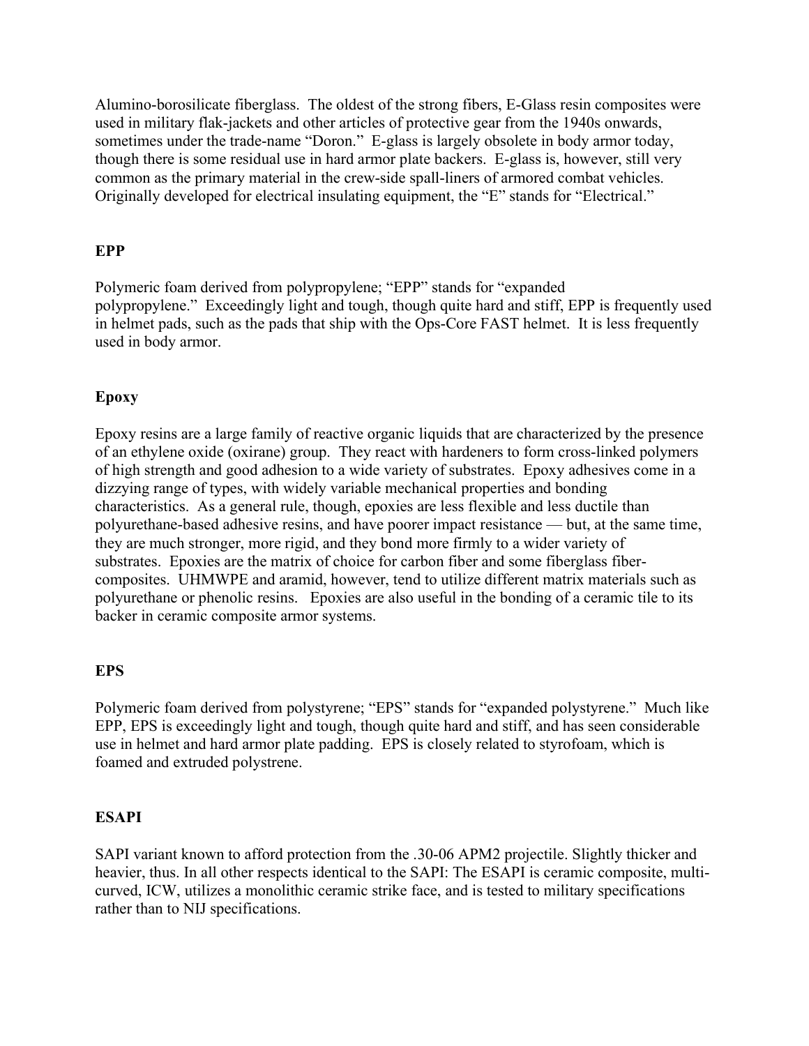Alumino-borosilicate fiberglass. The oldest of the strong fibers, E-Glass resin composites were used in military flak-jackets and other articles of protective gear from the 1940s onwards, sometimes under the trade-name "Doron." E-glass is largely obsolete in body armor today, though there is some residual use in hard armor plate backers. E-glass is, however, still very common as the primary material in the crew-side spall-liners of armored combat vehicles. Originally developed for electrical insulating equipment, the "E" stands for "Electrical."

**EPP**

Polymeric foam derived from polypropylene; "EPP" stands for "expanded polypropylene." Exceedingly light and tough, though quite hard and stiff, EPP is frequently used in helmet pads, such as the pads that ship with the Ops-Core FAST helmet. It is less frequently used in body armor.

**Epoxy**

Epoxy resins are a large family of reactive organic liquids that are characterized by the presence of an ethylene oxide (oxirane) group. They react with hardeners to form cross-linked polymers of high strength and good adhesion to a wide variety of substrates. Epoxy adhesives come in a dizzying range of types, with widely variable mechanical properties and bonding characteristics. As a general rule, though, epoxies are less flexible and less ductile than polyurethane-based adhesive resins, and have poorer impact resistance — but, at the same time, they are much stronger, more rigid, and they bond more firmly to a wider variety of substrates. Epoxies are the matrix of choice for carbon fiber and some fiberglass fiber-composites. UHMWPE and aramid, however, tend to utilize different matrix materials such as polyurethane or phenolic resins. Epoxies are also useful in the bonding of a ceramic tile to its backer in ceramic composite armor systems.

**EPS**

Polymeric foam derived from polystyrene; "EPS" stands for "expanded polystyrene." Much like EPP, EPS is exceedingly light and tough, though quite hard and stiff, and has seen considerable use in helmet and hard armor plate padding. EPS is closely related to styrofoam, which is foamed and extruded polystrene.

**ESAPI**

SAPI variant known to afford protection from the .30-06 APM2 projectile. Slightly thicker and heavier, thus. In all other respects identical to the SAPI: The ESAPI is ceramic composite, multi-curved, ICW, utilizes a monolithic ceramic strike face, and is tested to military specifications rather than to NIJ specifications.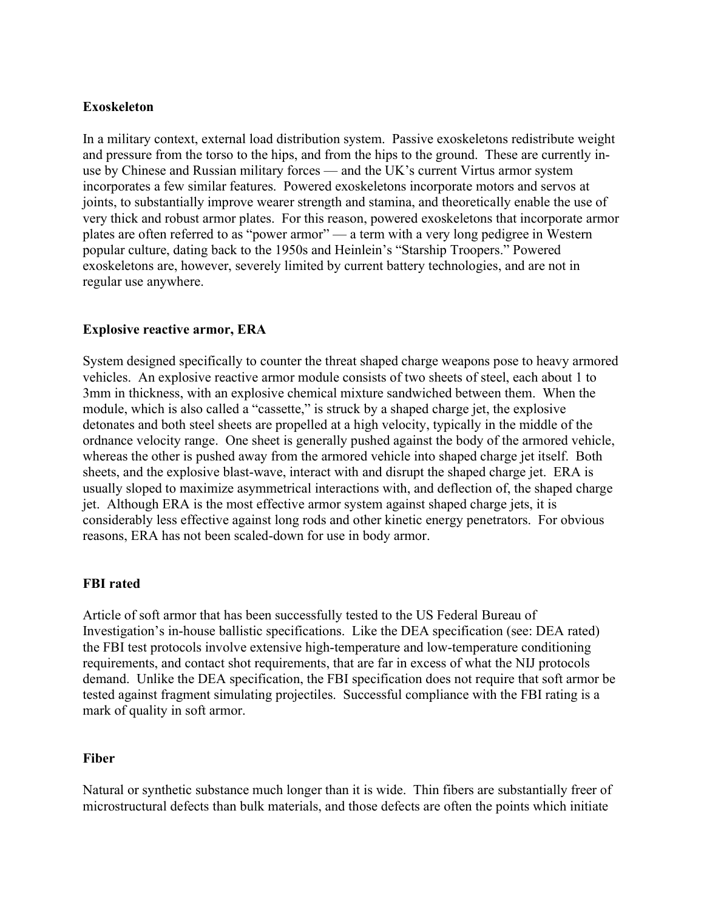**Exoskeleton**

In a military context, external load distribution system. Passive exoskeletons redistribute weight and pressure from the torso to the hips, and from the hips to the ground. These are currently in-use by Chinese and Russian military forces — and the UK's current Virtus armor system incorporates a few similar features. Powered exoskeletons incorporate motors and servos at joints, to substantially improve wearer strength and stamina, and theoretically enable the use of very thick and robust armor plates. For this reason, powered exoskeletons that incorporate armor plates are often referred to as "power armor" — a term with a very long pedigree in Western popular culture, dating back to the 1950s and Heinlein's "Starship Troopers." Powered exoskeletons are, however, severely limited by current battery technologies, and are not in regular use anywhere.

**Explosive reactive armor, ERA**

System designed specifically to counter the threat shaped charge weapons pose to heavy armored vehicles. An explosive reactive armor module consists of two sheets of steel, each about 1 to 3mm in thickness, with an explosive chemical mixture sandwiched between them. When the module, which is also called a "cassette," is struck by a shaped charge jet, the explosive detonates and both steel sheets are propelled at a high velocity, typically in the middle of the ordnance velocity range. One sheet is generally pushed against the body of the armored vehicle, whereas the other is pushed away from the armored vehicle into shaped charge jet itself. Both sheets, and the explosive blast-wave, interact with and disrupt the shaped charge jet. ERA is usually sloped to maximize asymmetrical interactions with, and deflection of, the shaped charge jet. Although ERA is the most effective armor system against shaped charge jets, it is considerably less effective against long rods and other kinetic energy penetrators. For obvious reasons, ERA has not been scaled-down for use in body armor.

**FBI rated**

Article of soft armor that has been successfully tested to the US Federal Bureau of Investigation's in-house ballistic specifications. Like the DEA specification (see: DEA rated) the FBI test protocols involve extensive high-temperature and low-temperature conditioning requirements, and contact shot requirements, that are far in excess of what the NIJ protocols demand. Unlike the DEA specification, the FBI specification does not require that soft armor be tested against fragment simulating projectiles. Successful compliance with the FBI rating is a mark of quality in soft armor.

**Fiber**

Natural or synthetic substance much longer than it is wide. Thin fibers are substantially freer of microstructural defects than bulk materials, and those defects are often the points which initiate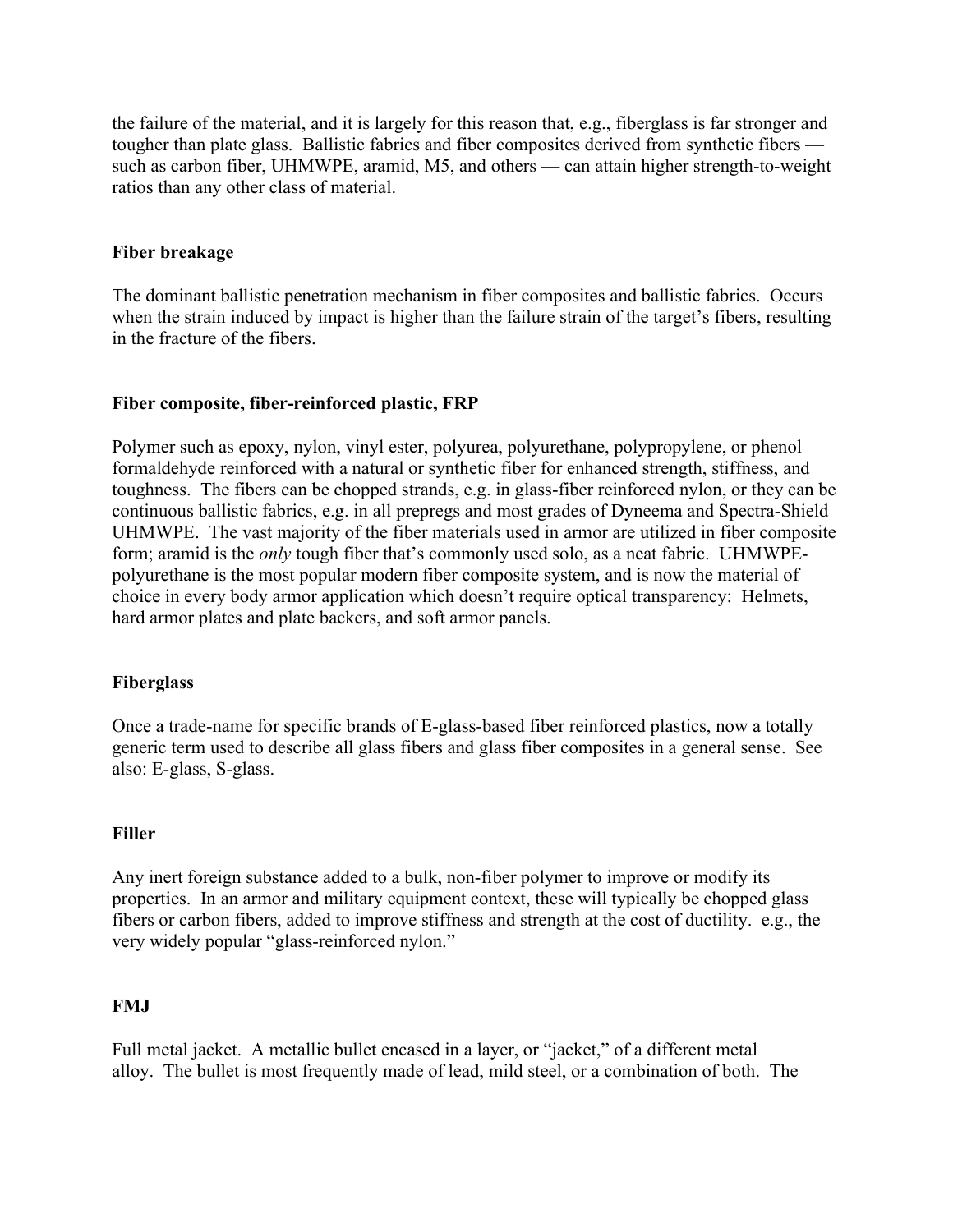the failure of the material, and it is largely for this reason that, e.g., fiberglass is far stronger and tougher than plate glass. Ballistic fabrics and fiber composites derived from synthetic fibers — such as carbon fiber, UHMWPE, aramid, M5, and others — can attain higher strength-to-weight ratios than any other class of material.

**Fiber breakage**

The dominant ballistic penetration mechanism in fiber composites and ballistic fabrics. Occurs when the strain induced by impact is higher than the failure strain of the target's fibers, resulting in the fracture of the fibers.

**Fiber composite, fiber-reinforced plastic, FRP**

Polymer such as epoxy, nylon, vinyl ester, polyurea, polyurethane, polypropylene, or phenol formaldehyde reinforced with a natural or synthetic fiber for enhanced strength, stiffness, and toughness. The fibers can be chopped strands, e.g. in glass-fiber reinforced nylon, or they can be continuous ballistic fabrics, e.g. in all prepregs and most grades of Dyneema and Spectra-Shield UHMWPE. The vast majority of the fiber materials used in armor are utilized in fiber composite form; aramid is the *only* tough fiber that's commonly used solo, as a neat fabric. UHMWPE-polyurethane is the most popular modern fiber composite system, and is now the material of choice in every body armor application which doesn't require optical transparency: Helmets, hard armor plates and plate backers, and soft armor panels.

**Fiberglass**

Once a trade-name for specific brands of E-glass-based fiber reinforced plastics, now a totally generic term used to describe all glass fibers and glass fiber composites in a general sense. See also: E-glass, S-glass.

**Filler**

Any inert foreign substance added to a bulk, non-fiber polymer to improve or modify its properties. In an armor and military equipment context, these will typically be chopped glass fibers or carbon fibers, added to improve stiffness and strength at the cost of ductility. e.g., the very widely popular "glass-reinforced nylon."

**FMJ**

Full metal jacket. A metallic bullet encased in a layer, or "jacket," of a different metal alloy. The bullet is most frequently made of lead, mild steel, or a combination of both. The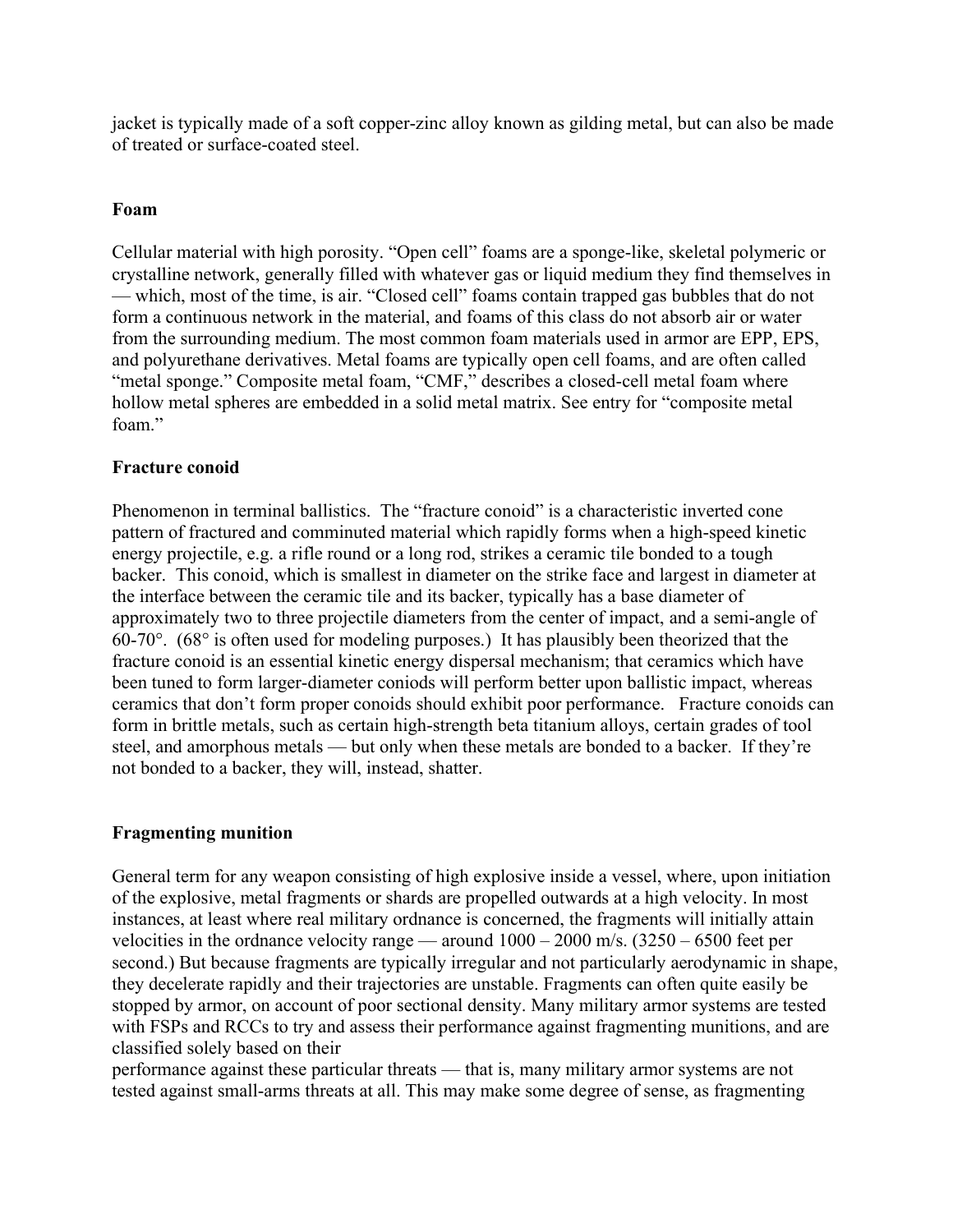jacket is typically made of a soft copper-zinc alloy known as gilding metal, but can also be made of treated or surface-coated steel.

**Foam**

Cellular material with high porosity. "Open cell" foams are a sponge-like, skeletal polymeric or crystalline network, generally filled with whatever gas or liquid medium they find themselves in — which, most of the time, is air. "Closed cell" foams contain trapped gas bubbles that do not form a continuous network in the material, and foams of this class do not absorb air or water from the surrounding medium. The most common foam materials used in armor are EPP, EPS, and polyurethane derivatives. Metal foams are typically open cell foams, and are often called "metal sponge." Composite metal foam, "CMF," describes a closed-cell metal foam where hollow metal spheres are embedded in a solid metal matrix. See entry for "composite metal foam."

**Fracture conoid**

Phenomenon in terminal ballistics. The "fracture conoid" is a characteristic inverted cone pattern of fractured and comminuted material which rapidly forms when a high-speed kinetic energy projectile, e.g. a rifle round or a long rod, strikes a ceramic tile bonded to a tough backer. This conoid, which is smallest in diameter on the strike face and largest in diameter at the interface between the ceramic tile and its backer, typically has a base diameter of approximately two to three projectile diameters from the center of impact, and a semi-angle of 60-70°. (68° is often used for modeling purposes.) It has plausibly been theorized that the fracture conoid is an essential kinetic energy dispersal mechanism; that ceramics which have been tuned to form larger-diameter coniods will perform better upon ballistic impact, whereas ceramics that don't form proper conoids should exhibit poor performance. Fracture conoids can form in brittle metals, such as certain high-strength beta titanium alloys, certain grades of tool steel, and amorphous metals — but only when these metals are bonded to a backer. If they're not bonded to a backer, they will, instead, shatter.

**Fragmenting munition**

General term for any weapon consisting of high explosive inside a vessel, where, upon initiation of the explosive, metal fragments or shards are propelled outwards at a high velocity. In most instances, at least where real military ordnance is concerned, the fragments will initially attain velocities in the ordnance velocity range — around 1000 – 2000 m/s. (3250 – 6500 feet per second.) But because fragments are typically irregular and not particularly aerodynamic in shape, they decelerate rapidly and their trajectories are unstable. Fragments can often quite easily be stopped by armor, on account of poor sectional density. Many military armor systems are tested with FSPs and RCCs to try and assess their performance against fragmenting munitions, and are classified solely based on their performance against these particular threats — that is, many military armor systems are not tested against small-arms threats at all. This may make some degree of sense, as fragmenting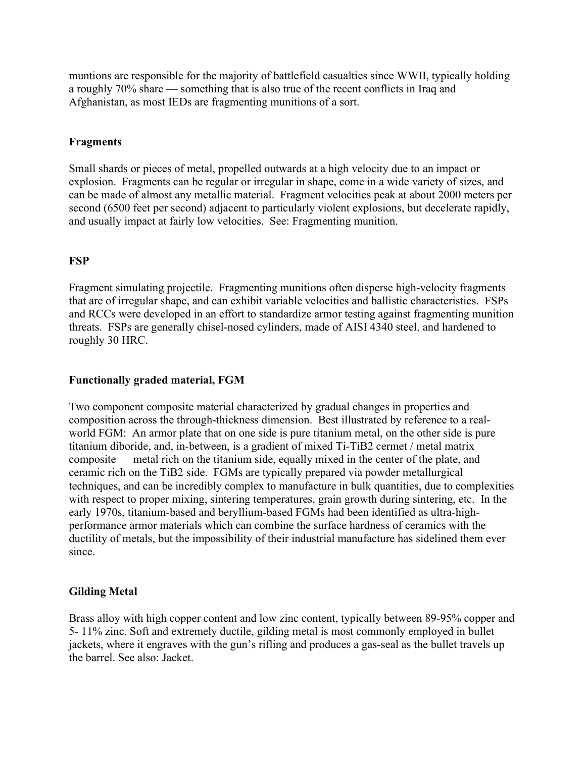muntions are responsible for the majority of battlefield casualties since WWII, typically holding a roughly 70% share — something that is also true of the recent conflicts in Iraq and Afghanistan, as most IEDs are fragmenting munitions of a sort.

**Fragments**

Small shards or pieces of metal, propelled outwards at a high velocity due to an impact or explosion. Fragments can be regular or irregular in shape, come in a wide variety of sizes, and can be made of almost any metallic material. Fragment velocities peak at about 2000 meters per second (6500 feet per second) adjacent to particularly violent explosions, but decelerate rapidly, and usually impact at fairly low velocities. See: Fragmenting munition.

**FSP**

Fragment simulating projectile. Fragmenting munitions often disperse high-velocity fragments that are of irregular shape, and can exhibit variable velocities and ballistic characteristics. FSPs and RCCs were developed in an effort to standardize armor testing against fragmenting munition threats. FSPs are generally chisel-nosed cylinders, made of AISI 4340 steel, and hardened to roughly 30 HRC.

**Functionally graded material, FGM**

Two component composite material characterized by gradual changes in properties and composition across the through-thickness dimension. Best illustrated by reference to a real-world FGM: An armor plate that on one side is pure titanium metal, on the other side is pure titanium diboride, and, in-between, is a gradient of mixed Ti-$TiB_2$ cermet / metal matrix composite — metal rich on the titanium side, equally mixed in the center of the plate, and ceramic rich on the $TiB_2$ side. FGMs are typically prepared via powder metallurgical techniques, and can be incredibly complex to manufacture in bulk quantities, due to complexities with respect to proper mixing, sintering temperatures, grain growth during sintering, etc. In the early 1970s, titanium-based and beryllium-based FGMs had been identified as ultra-high-performance armor materials which can combine the surface hardness of ceramics with the ductility of metals, but the impossibility of their industrial manufacture has sidelined them ever since.

**Gilding Metal**

Brass alloy with high copper content and low zinc content, typically between 89-95% copper and 5- 11% zinc. Soft and extremely ductile, gilding metal is most commonly employed in bullet jackets, where it engraves with the gun's rifling and produces a gas-seal as the bullet travels up the barrel. See also: Jacket.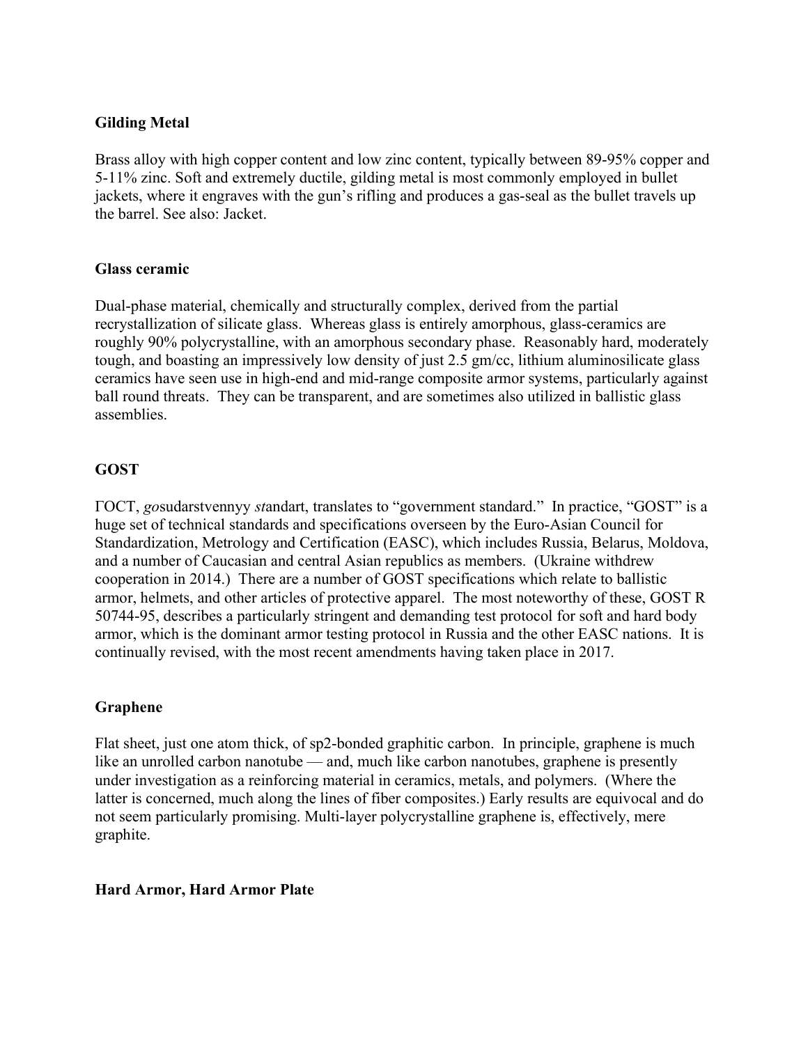**Gilding Metal**

Brass alloy with high copper content and low zinc content, typically between 89-95% copper and 5-11% zinc. Soft and extremely ductile, gilding metal is most commonly employed in bullet jackets, where it engraves with the gun's rifling and produces a gas-seal as the bullet travels up the barrel. See also: Jacket.

**Glass ceramic**

Dual-phase material, chemically and structurally complex, derived from the partial recrystallization of silicate glass. Whereas glass is entirely amorphous, glass-ceramics are roughly 90% polycrystalline, with an amorphous secondary phase. Reasonably hard, moderately tough, and boasting an impressively low density of just 2.5 gm/cc, lithium aluminosilicate glass ceramics have seen use in high-end and mid-range composite armor systems, particularly against ball round threats. They can be transparent, and are sometimes also utilized in ballistic glass assemblies.

**GOST**

ГОСТ, *go*sudarstvennyy *st*andart, translates to "government standard." In practice, "GOST" is a huge set of technical standards and specifications overseen by the Euro-Asian Council for Standardization, Metrology and Certification (EASC), which includes Russia, Belarus, Moldova, and a number of Caucasian and central Asian republics as members. (Ukraine withdrew cooperation in 2014.) There are a number of GOST specifications which relate to ballistic armor, helmets, and other articles of protective apparel. The most noteworthy of these, GOST R 50744-95, describes a particularly stringent and demanding test protocol for soft and hard body armor, which is the dominant armor testing protocol in Russia and the other EASC nations. It is continually revised, with the most recent amendments having taken place in 2017.

**Graphene**

Flat sheet, just one atom thick, of sp2-bonded graphitic carbon. In principle, graphene is much like an unrolled carbon nanotube — and, much like carbon nanotubes, graphene is presently under investigation as a reinforcing material in ceramics, metals, and polymers. (Where the latter is concerned, much along the lines of fiber composites.) Early results are equivocal and do not seem particularly promising. Multi-layer polycrystalline graphene is, effectively, mere graphite.

**Hard Armor, Hard Armor Plate**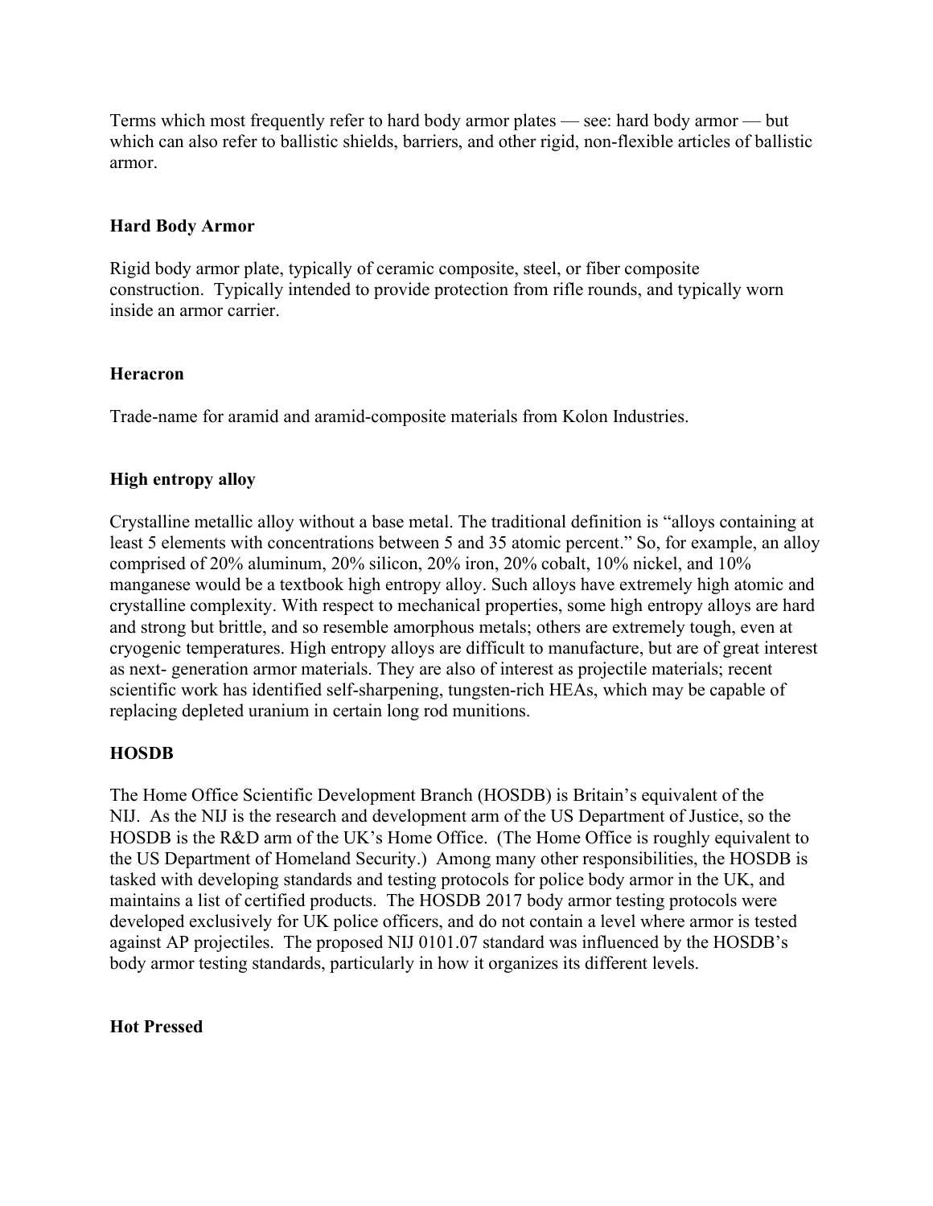Terms which most frequently refer to hard body armor plates — see: hard body armor — but which can also refer to ballistic shields, barriers, and other rigid, non-flexible articles of ballistic armor.

**Hard Body Armor**

Rigid body armor plate, typically of ceramic composite, steel, or fiber composite construction. Typically intended to provide protection from rifle rounds, and typically worn inside an armor carrier.

**Heracron**

Trade-name for aramid and aramid-composite materials from Kolon Industries.

**High entropy alloy**

Crystalline metallic alloy without a base metal. The traditional definition is "alloys containing at least 5 elements with concentrations between 5 and 35 atomic percent." So, for example, an alloy comprised of 20% aluminum, 20% silicon, 20% iron, 20% cobalt, 10% nickel, and 10% manganese would be a textbook high entropy alloy. Such alloys have extremely high atomic and crystalline complexity. With respect to mechanical properties, some high entropy alloys are hard and strong but brittle, and so resemble amorphous metals; others are extremely tough, even at cryogenic temperatures. High entropy alloys are difficult to manufacture, but are of great interest as next- generation armor materials. They are also of interest as projectile materials; recent scientific work has identified self-sharpening, tungsten-rich HEAs, which may be capable of replacing depleted uranium in certain long rod munitions.

**HOSDB**

The Home Office Scientific Development Branch (HOSDB) is Britain's equivalent of the NIJ. As the NIJ is the research and development arm of the US Department of Justice, so the HOSDB is the R&D arm of the UK's Home Office. (The Home Office is roughly equivalent to the US Department of Homeland Security.) Among many other responsibilities, the HOSDB is tasked with developing standards and testing protocols for police body armor in the UK, and maintains a list of certified products. The HOSDB 2017 body armor testing protocols were developed exclusively for UK police officers, and do not contain a level where armor is tested against AP projectiles. The proposed NIJ 0101.07 standard was influenced by the HOSDB's body armor testing standards, particularly in how it organizes its different levels.

**Hot Pressed**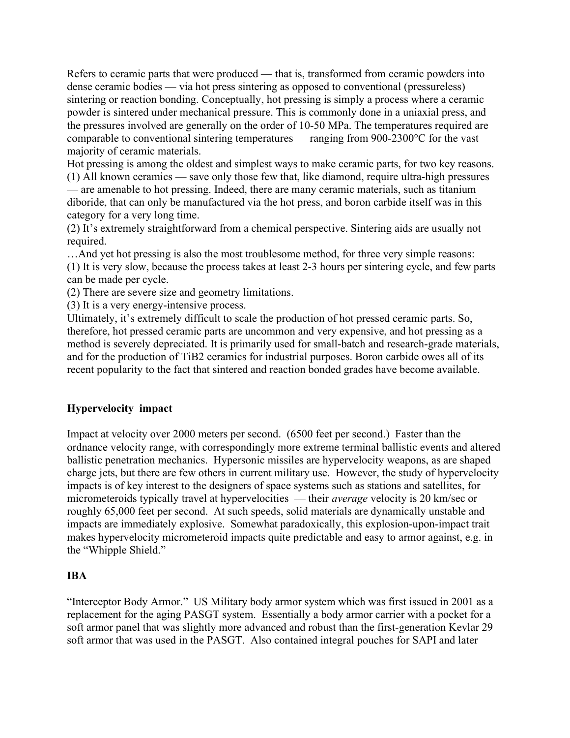Refers to ceramic parts that were produced — that is, transformed from ceramic powders into dense ceramic bodies — via hot press sintering as opposed to conventional (pressureless) sintering or reaction bonding. Conceptually, hot pressing is simply a process where a ceramic powder is sintered under mechanical pressure. This is commonly done in a uniaxial press, and the pressures involved are generally on the order of 10-50 MPa. The temperatures required are comparable to conventional sintering temperatures — ranging from 900-2300°C for the vast majority of ceramic materials.

Hot pressing is among the oldest and simplest ways to make ceramic parts, for two key reasons.

(1) All known ceramics — save only those few that, like diamond, require ultra-high pressures — are amenable to hot pressing. Indeed, there are many ceramic materials, such as titanium diboride, that can only be manufactured via the hot press, and boron carbide itself was in this category for a very long time.

(2) It's extremely straightforward from a chemical perspective. Sintering aids are usually not required.

…And yet hot pressing is also the most troublesome method, for three very simple reasons:

(1) It is very slow, because the process takes at least 2-3 hours per sintering cycle, and few parts can be made per cycle.

(2) There are severe size and geometry limitations.

(3) It is a very energy-intensive process.

Ultimately, it's extremely difficult to scale the production of hot pressed ceramic parts. So, therefore, hot pressed ceramic parts are uncommon and very expensive, and hot pressing as a method is severely depreciated. It is primarily used for small-batch and research-grade materials, and for the production of $TiB_2$ ceramics for industrial purposes. Boron carbide owes all of its recent popularity to the fact that sintered and reaction bonded grades have become available.

**Hypervelocity impact**

Impact at velocity over 2000 meters per second. (6500 feet per second.) Faster than the ordnance velocity range, with correspondingly more extreme terminal ballistic events and altered ballistic penetration mechanics. Hypersonic missiles are hypervelocity weapons, as are shaped charge jets, but there are few others in current military use. However, the study of hypervelocity impacts is of key interest to the designers of space systems such as stations and satellites, for micrometeroids typically travel at hypervelocities — their *average* velocity is 20 km/sec or roughly 65,000 feet per second. At such speeds, solid materials are dynamically unstable and impacts are immediately explosive. Somewhat paradoxically, this explosion-upon-impact trait makes hypervelocity micrometeroid impacts quite predictable and easy to armor against, e.g. in the "Whipple Shield."

**IBA**

"Interceptor Body Armor." US Military body armor system which was first issued in 2001 as a replacement for the aging PASGT system. Essentially a body armor carrier with a pocket for a soft armor panel that was slightly more advanced and robust than the first-generation Kevlar 29 soft armor that was used in the PASGT. Also contained integral pouches for SAPI and later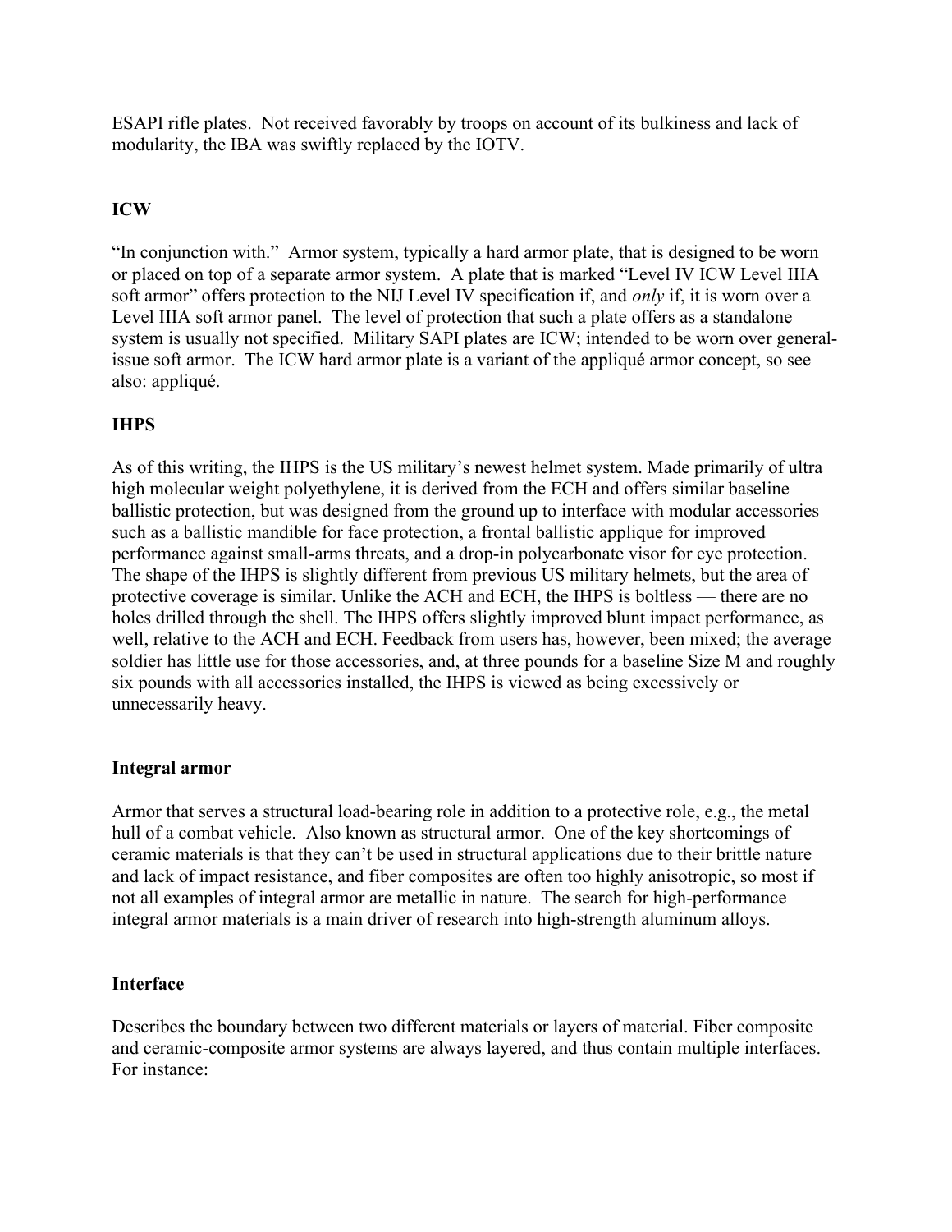ESAPI rifle plates. Not received favorably by troops on account of its bulkiness and lack of modularity, the IBA was swiftly replaced by the IOTV.

**ICW**

"In conjunction with." Armor system, typically a hard armor plate, that is designed to be worn or placed on top of a separate armor system. A plate that is marked "Level IV ICW Level IIIA soft armor" offers protection to the NIJ Level IV specification if, and *only* if, it is worn over a Level IIIA soft armor panel. The level of protection that such a plate offers as a standalone system is usually not specified. Military SAPI plates are ICW; intended to be worn over general-issue soft armor. The ICW hard armor plate is a variant of the appliqué armor concept, so see also: appliqué.

**IHPS**

As of this writing, the IHPS is the US military's newest helmet system. Made primarily of ultra high molecular weight polyethylene, it is derived from the ECH and offers similar baseline ballistic protection, but was designed from the ground up to interface with modular accessories such as a ballistic mandible for face protection, a frontal ballistic applique for improved performance against small-arms threats, and a drop-in polycarbonate visor for eye protection. The shape of the IHPS is slightly different from previous US military helmets, but the area of protective coverage is similar. Unlike the ACH and ECH, the IHPS is boltless — there are no holes drilled through the shell. The IHPS offers slightly improved blunt impact performance, as well, relative to the ACH and ECH. Feedback from users has, however, been mixed; the average soldier has little use for those accessories, and, at three pounds for a baseline Size M and roughly six pounds with all accessories installed, the IHPS is viewed as being excessively or unnecessarily heavy.

**Integral armor**

Armor that serves a structural load-bearing role in addition to a protective role, e.g., the metal hull of a combat vehicle. Also known as structural armor. One of the key shortcomings of ceramic materials is that they can't be used in structural applications due to their brittle nature and lack of impact resistance, and fiber composites are often too highly anisotropic, so most if not all examples of integral armor are metallic in nature. The search for high-performance integral armor materials is a main driver of research into high-strength aluminum alloys.

**Interface**

Describes the boundary between two different materials or layers of material. Fiber composite and ceramic-composite armor systems are always layered, and thus contain multiple interfaces. For instance: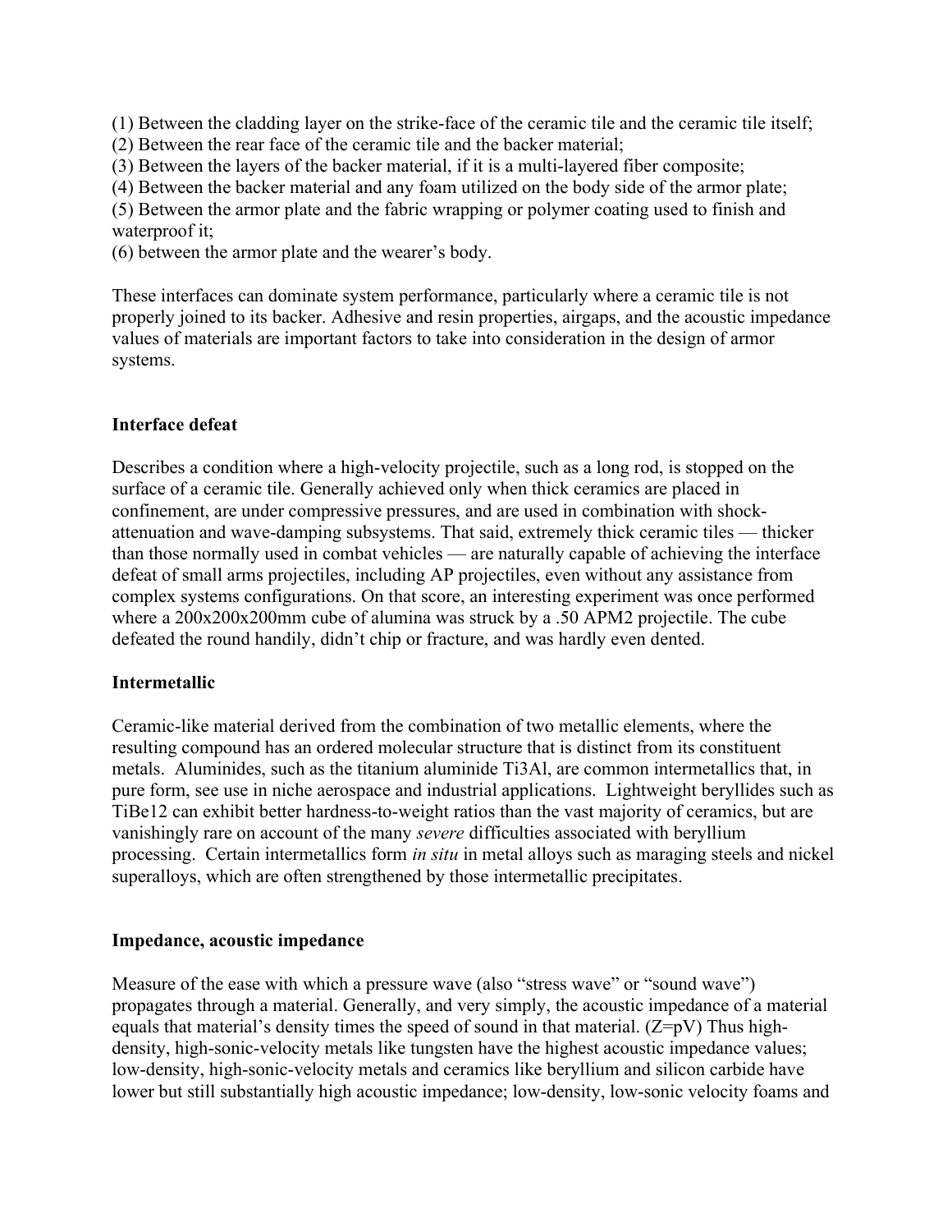(1) Between the cladding layer on the strike-face of the ceramic tile and the ceramic tile itself;
(2) Between the rear face of the ceramic tile and the backer material;
(3) Between the layers of the backer material, if it is a multi-layered fiber composite;
(4) Between the backer material and any foam utilized on the body side of the armor plate;
(5) Between the armor plate and the fabric wrapping or polymer coating used to finish and waterproof it;
(6) between the armor plate and the wearer's body.

These interfaces can dominate system performance, particularly where a ceramic tile is not properly joined to its backer. Adhesive and resin properties, airgaps, and the acoustic impedance values of materials are important factors to take into consideration in the design of armor systems.

**Interface defeat**

Describes a condition where a high-velocity projectile, such as a long rod, is stopped on the surface of a ceramic tile. Generally achieved only when thick ceramics are placed in confinement, are under compressive pressures, and are used in combination with shock-attenuation and wave-damping subsystems. That said, extremely thick ceramic tiles — thicker than those normally used in combat vehicles — are naturally capable of achieving the interface defeat of small arms projectiles, including AP projectiles, even without any assistance from complex systems configurations. On that score, an interesting experiment was once performed where a 200x200x200mm cube of alumina was struck by a .50 APM2 projectile. The cube defeated the round handily, didn't chip or fracture, and was hardly even dented.

**Intermetallic**

Ceramic-like material derived from the combination of two metallic elements, where the resulting compound has an ordered molecular structure that is distinct from its constituent metals. Aluminides, such as the titanium aluminide $Ti_3Al$, are common intermetallics that, in pure form, see use in niche aerospace and industrial applications. Lightweight beryllides such as $TiBe_{12}$ can exhibit better hardness-to-weight ratios than the vast majority of ceramics, but are vanishingly rare on account of the many *severe* difficulties associated with beryllium processing. Certain intermetallics form *in situ* in metal alloys such as maraging steels and nickel superalloys, which are often strengthened by those intermetallic precipitates.

**Impedance, acoustic impedance**

Measure of the ease with which a pressure wave (also "stress wave" or "sound wave") propagates through a material. Generally, and very simply, the acoustic impedance of a material equals that material's density times the speed of sound in that material. ($Z=pV$) Thus high-density, high-sonic-velocity metals like tungsten have the highest acoustic impedance values; low-density, high-sonic-velocity metals and ceramics like beryllium and silicon carbide have lower but still substantially high acoustic impedance; low-density, low-sonic velocity foams and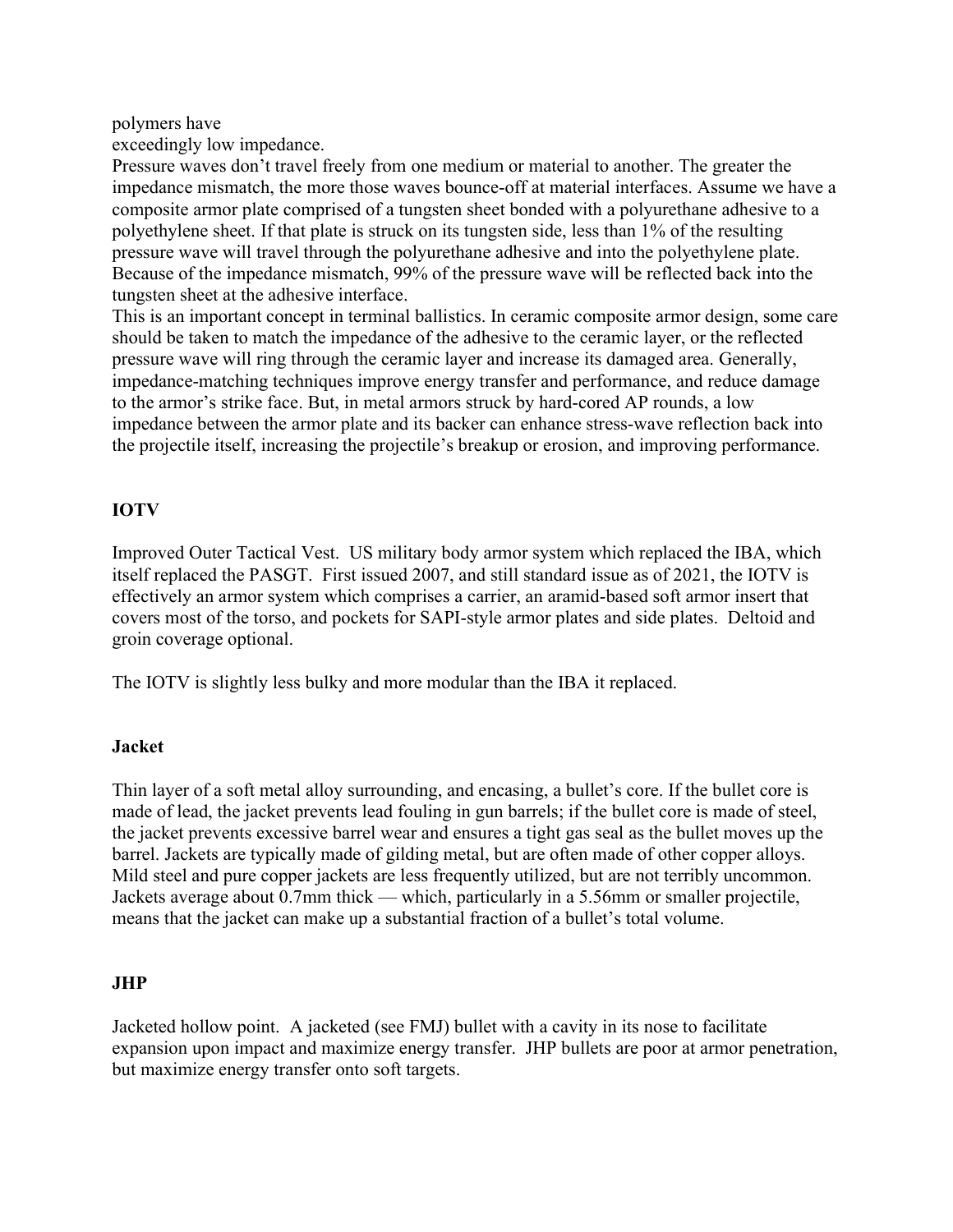polymers have
exceedingly low impedance.

Pressure waves don't travel freely from one medium or material to another. The greater the impedance mismatch, the more those waves bounce-off at material interfaces. Assume we have a composite armor plate comprised of a tungsten sheet bonded with a polyurethane adhesive to a polyethylene sheet. If that plate is struck on its tungsten side, less than 1% of the resulting pressure wave will travel through the polyurethane adhesive and into the polyethylene plate. Because of the impedance mismatch, 99% of the pressure wave will be reflected back into the tungsten sheet at the adhesive interface.

This is an important concept in terminal ballistics. In ceramic composite armor design, some care should be taken to match the impedance of the adhesive to the ceramic layer, or the reflected pressure wave will ring through the ceramic layer and increase its damaged area. Generally, impedance-matching techniques improve energy transfer and performance, and reduce damage to the armor's strike face. But, in metal armors struck by hard-cored AP rounds, a low impedance between the armor plate and its backer can enhance stress-wave reflection back into the projectile itself, increasing the projectile's breakup or erosion, and improving performance.

**IOTV**

Improved Outer Tactical Vest. US military body armor system which replaced the IBA, which itself replaced the PASGT. First issued 2007, and still standard issue as of 2021, the IOTV is effectively an armor system which comprises a carrier, an aramid-based soft armor insert that covers most of the torso, and pockets for SAPI-style armor plates and side plates. Deltoid and groin coverage optional.

The IOTV is slightly less bulky and more modular than the IBA it replaced.

**Jacket**

Thin layer of a soft metal alloy surrounding, and encasing, a bullet's core. If the bullet core is made of lead, the jacket prevents lead fouling in gun barrels; if the bullet core is made of steel, the jacket prevents excessive barrel wear and ensures a tight gas seal as the bullet moves up the barrel. Jackets are typically made of gilding metal, but are often made of other copper alloys. Mild steel and pure copper jackets are less frequently utilized, but are not terribly uncommon. Jackets average about 0.7mm thick — which, particularly in a 5.56mm or smaller projectile, means that the jacket can make up a substantial fraction of a bullet's total volume.

**JHP**

Jacketed hollow point. A jacketed (see FMJ) bullet with a cavity in its nose to facilitate expansion upon impact and maximize energy transfer. JHP bullets are poor at armor penetration, but maximize energy transfer onto soft targets.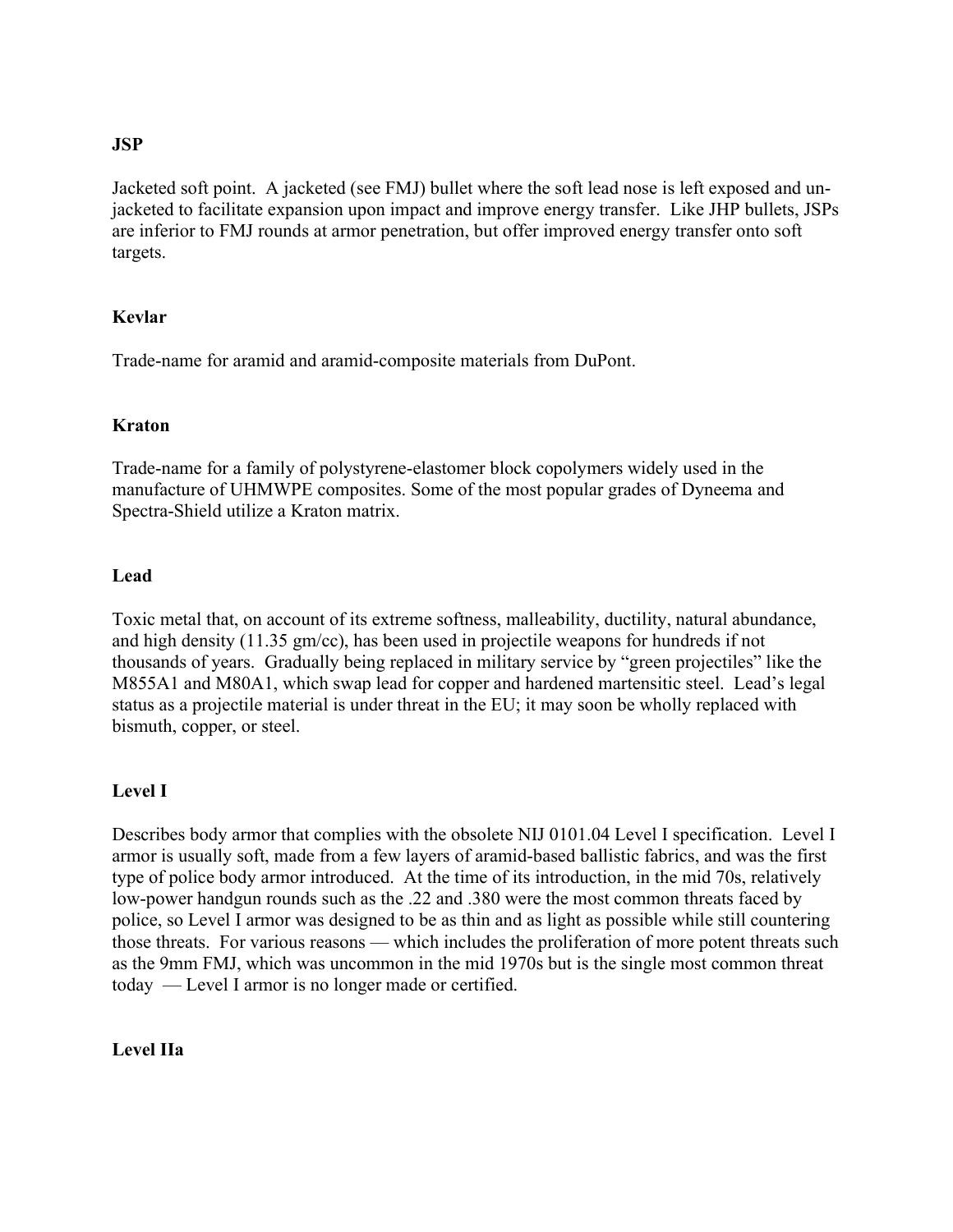**JSP**

Jacketed soft point. A jacketed (see FMJ) bullet where the soft lead nose is left exposed and un-jacketed to facilitate expansion upon impact and improve energy transfer. Like JHP bullets, JSPs are inferior to FMJ rounds at armor penetration, but offer improved energy transfer onto soft targets.

**Kevlar**

Trade-name for aramid and aramid-composite materials from DuPont.

**Kraton**

Trade-name for a family of polystyrene-elastomer block copolymers widely used in the manufacture of UHMWPE composites. Some of the most popular grades of Dyneema and Spectra-Shield utilize a Kraton matrix.

**Lead**

Toxic metal that, on account of its extreme softness, malleability, ductility, natural abundance, and high density (11.35 gm/cc), has been used in projectile weapons for hundreds if not thousands of years. Gradually being replaced in military service by "green projectiles" like the M855A1 and M80A1, which swap lead for copper and hardened martensitic steel. Lead's legal status as a projectile material is under threat in the EU; it may soon be wholly replaced with bismuth, copper, or steel.

**Level I**

Describes body armor that complies with the obsolete NIJ 0101.04 Level I specification. Level I armor is usually soft, made from a few layers of aramid-based ballistic fabrics, and was the first type of police body armor introduced. At the time of its introduction, in the mid 70s, relatively low-power handgun rounds such as the .22 and .380 were the most common threats faced by police, so Level I armor was designed to be as thin and as light as possible while still countering those threats. For various reasons — which includes the proliferation of more potent threats such as the 9mm FMJ, which was uncommon in the mid 1970s but is the single most common threat today — Level I armor is no longer made or certified.

**Level IIa**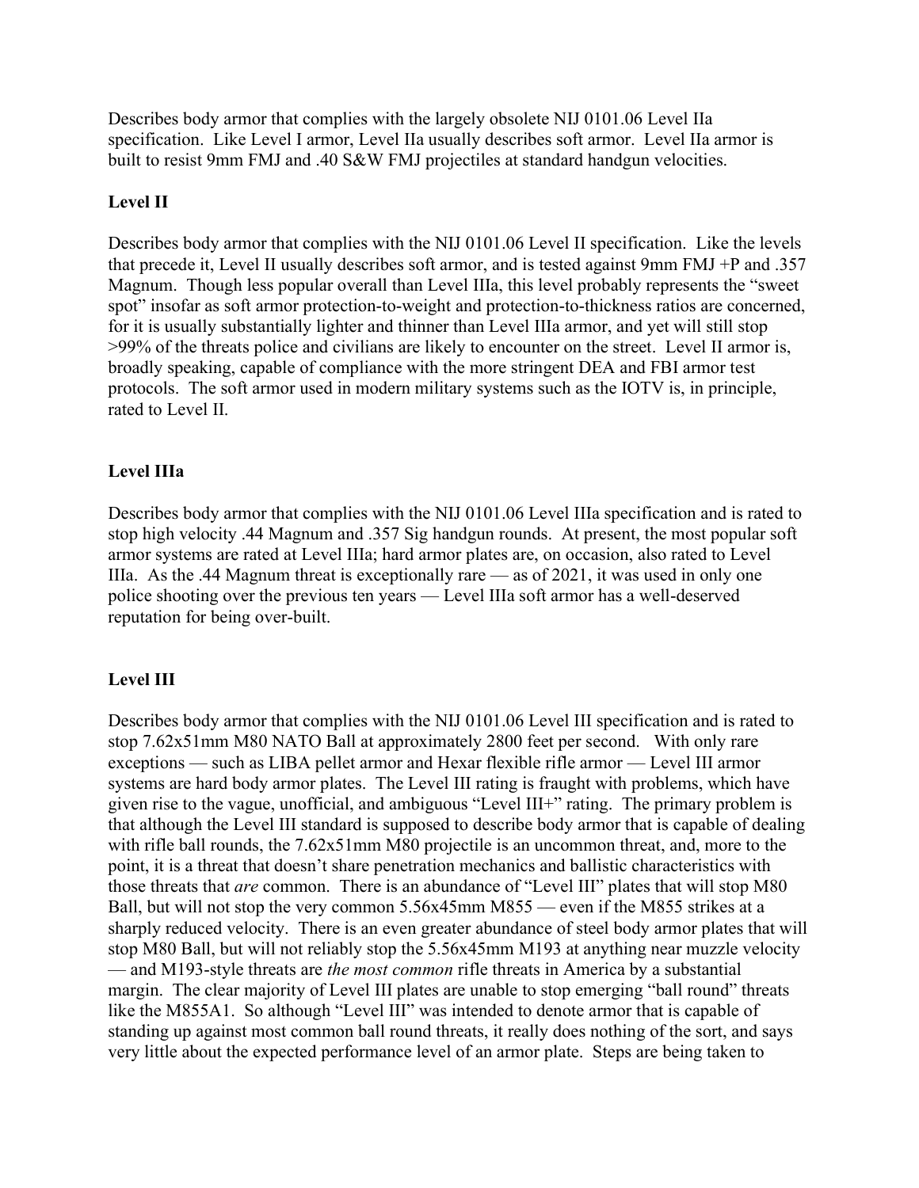Describes body armor that complies with the largely obsolete NIJ 0101.06 Level IIa specification. Like Level I armor, Level IIa usually describes soft armor. Level IIa armor is built to resist 9mm FMJ and .40 S&W FMJ projectiles at standard handgun velocities.

### Level II

Describes body armor that complies with the NIJ 0101.06 Level II specification. Like the levels that precede it, Level II usually describes soft armor, and is tested against 9mm FMJ +P and .357 Magnum. Though less popular overall than Level IIIa, this level probably represents the "sweet spot" insofar as soft armor protection-to-weight and protection-to-thickness ratios are concerned, for it is usually substantially lighter and thinner than Level IIIa armor, and yet will still stop >99% of the threats police and civilians are likely to encounter on the street. Level II armor is, broadly speaking, capable of compliance with the more stringent DEA and FBI armor test protocols. The soft armor used in modern military systems such as the IOTV is, in principle, rated to Level II.

### Level IIIa

Describes body armor that complies with the NIJ 0101.06 Level IIIa specification and is rated to stop high velocity .44 Magnum and .357 Sig handgun rounds. At present, the most popular soft armor systems are rated at Level IIIa; hard armor plates are, on occasion, also rated to Level IIIa. As the .44 Magnum threat is exceptionally rare — as of 2021, it was used in only one police shooting over the previous ten years — Level IIIa soft armor has a well-deserved reputation for being over-built.

### Level III

Describes body armor that complies with the NIJ 0101.06 Level III specification and is rated to stop 7.62x51mm M80 NATO Ball at approximately 2800 feet per second. With only rare exceptions — such as LIBA pellet armor and Hexar flexible rifle armor — Level III armor systems are hard body armor plates. The Level III rating is fraught with problems, which have given rise to the vague, unofficial, and ambiguous "Level III+" rating. The primary problem is that although the Level III standard is supposed to describe body armor that is capable of dealing with rifle ball rounds, the 7.62x51mm M80 projectile is an uncommon threat, and, more to the point, it is a threat that doesn't share penetration mechanics and ballistic characteristics with those threats that *are* common. There is an abundance of "Level III" plates that will stop M80 Ball, but will not stop the very common 5.56x45mm M855 — even if the M855 strikes at a sharply reduced velocity. There is an even greater abundance of steel body armor plates that will stop M80 Ball, but will not reliably stop the 5.56x45mm M193 at anything near muzzle velocity — and M193-style threats are *the most common* rifle threats in America by a substantial margin. The clear majority of Level III plates are unable to stop emerging "ball round" threats like the M855A1. So although "Level III" was intended to denote armor that is capable of standing up against most common ball round threats, it really does nothing of the sort, and says very little about the expected performance level of an armor plate. Steps are being taken to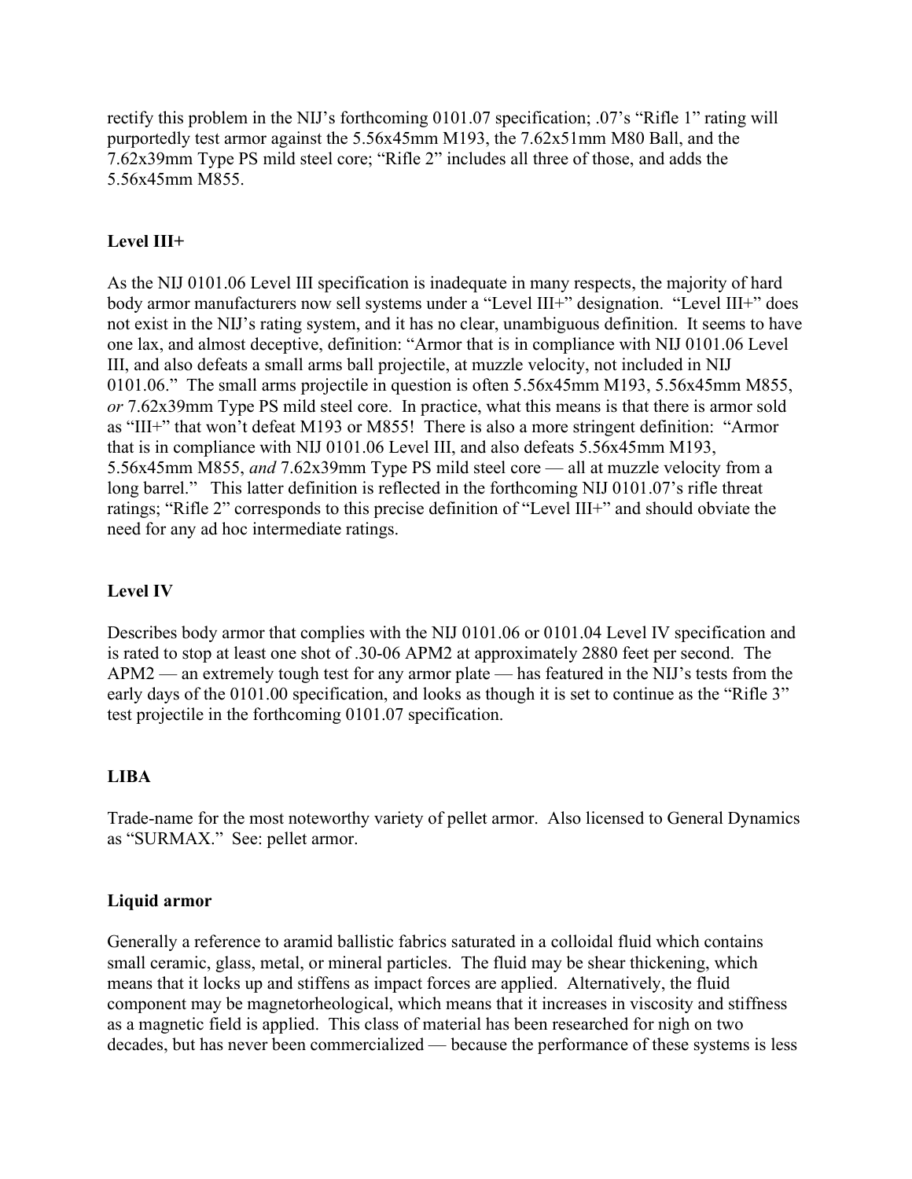rectify this problem in the NIJ's forthcoming 0101.07 specification; .07's "Rifle 1" rating will purportedly test armor against the 5.56x45mm M193, the 7.62x51mm M80 Ball, and the 7.62x39mm Type PS mild steel core; "Rifle 2" includes all three of those, and adds the 5.56x45mm M855.

**Level III+**

As the NIJ 0101.06 Level III specification is inadequate in many respects, the majority of hard body armor manufacturers now sell systems under a "Level III+" designation. "Level III+" does not exist in the NIJ's rating system, and it has no clear, unambiguous definition. It seems to have one lax, and almost deceptive, definition: "Armor that is in compliance with NIJ 0101.06 Level III, and also defeats a small arms ball projectile, at muzzle velocity, not included in NIJ 0101.06." The small arms projectile in question is often 5.56x45mm M193, 5.56x45mm M855, *or* 7.62x39mm Type PS mild steel core. In practice, what this means is that there is armor sold as "III+" that won't defeat M193 or M855! There is also a more stringent definition: "Armor that is in compliance with NIJ 0101.06 Level III, and also defeats 5.56x45mm M193, 5.56x45mm M855, *and* 7.62x39mm Type PS mild steel core — all at muzzle velocity from a long barrel." This latter definition is reflected in the forthcoming NIJ 0101.07's rifle threat ratings; "Rifle 2" corresponds to this precise definition of "Level III+" and should obviate the need for any ad hoc intermediate ratings.

**Level IV**

Describes body armor that complies with the NIJ 0101.06 or 0101.04 Level IV specification and is rated to stop at least one shot of .30-06 APM2 at approximately 2880 feet per second. The APM2 — an extremely tough test for any armor plate — has featured in the NIJ's tests from the early days of the 0101.00 specification, and looks as though it is set to continue as the "Rifle 3" test projectile in the forthcoming 0101.07 specification.

**LIBA**

Trade-name for the most noteworthy variety of pellet armor. Also licensed to General Dynamics as "SURMAX." See: pellet armor.

**Liquid armor**

Generally a reference to aramid ballistic fabrics saturated in a colloidal fluid which contains small ceramic, glass, metal, or mineral particles. The fluid may be shear thickening, which means that it locks up and stiffens as impact forces are applied. Alternatively, the fluid component may be magnetorheological, which means that it increases in viscosity and stiffness as a magnetic field is applied. This class of material has been researched for nigh on two decades, but has never been commercialized — because the performance of these systems is less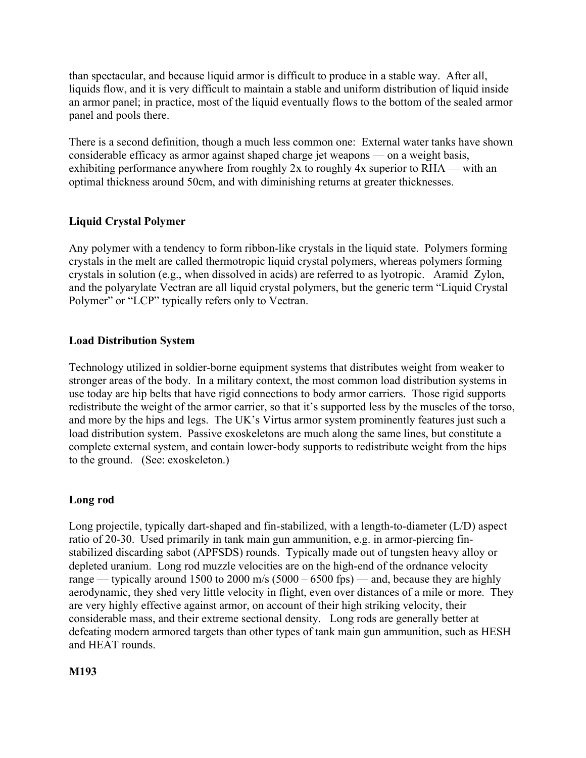than spectacular, and because liquid armor is difficult to produce in a stable way. After all, liquids flow, and it is very difficult to maintain a stable and uniform distribution of liquid inside an armor panel; in practice, most of the liquid eventually flows to the bottom of the sealed armor panel and pools there.

There is a second definition, though a much less common one: External water tanks have shown considerable efficacy as armor against shaped charge jet weapons — on a weight basis, exhibiting performance anywhere from roughly 2x to roughly 4x superior to RHA — with an optimal thickness around 50cm, and with diminishing returns at greater thicknesses.

**Liquid Crystal Polymer**

Any polymer with a tendency to form ribbon-like crystals in the liquid state. Polymers forming crystals in the melt are called thermotropic liquid crystal polymers, whereas polymers forming crystals in solution (e.g., when dissolved in acids) are referred to as lyotropic. Aramid Zylon, and the polyarylate Vectran are all liquid crystal polymers, but the generic term "Liquid Crystal Polymer" or "LCP" typically refers only to Vectran.

**Load Distribution System**

Technology utilized in soldier-borne equipment systems that distributes weight from weaker to stronger areas of the body. In a military context, the most common load distribution systems in use today are hip belts that have rigid connections to body armor carriers. Those rigid supports redistribute the weight of the armor carrier, so that it's supported less by the muscles of the torso, and more by the hips and legs. The UK's Virtus armor system prominently features just such a load distribution system. Passive exoskeletons are much along the same lines, but constitute a complete external system, and contain lower-body supports to redistribute weight from the hips to the ground. (See: exoskeleton.)

**Long rod**

Long projectile, typically dart-shaped and fin-stabilized, with a length-to-diameter (L/D) aspect ratio of 20-30. Used primarily in tank main gun ammunition, e.g. in armor-piercing fin-stabilized discarding sabot (APFSDS) rounds. Typically made out of tungsten heavy alloy or depleted uranium. Long rod muzzle velocities are on the high-end of the ordnance velocity range — typically around 1500 to 2000 m/s (5000 – 6500 fps) — and, because they are highly aerodynamic, they shed very little velocity in flight, even over distances of a mile or more. They are very highly effective against armor, on account of their high striking velocity, their considerable mass, and their extreme sectional density. Long rods are generally better at defeating modern armored targets than other types of tank main gun ammunition, such as HESH and HEAT rounds.

**M193**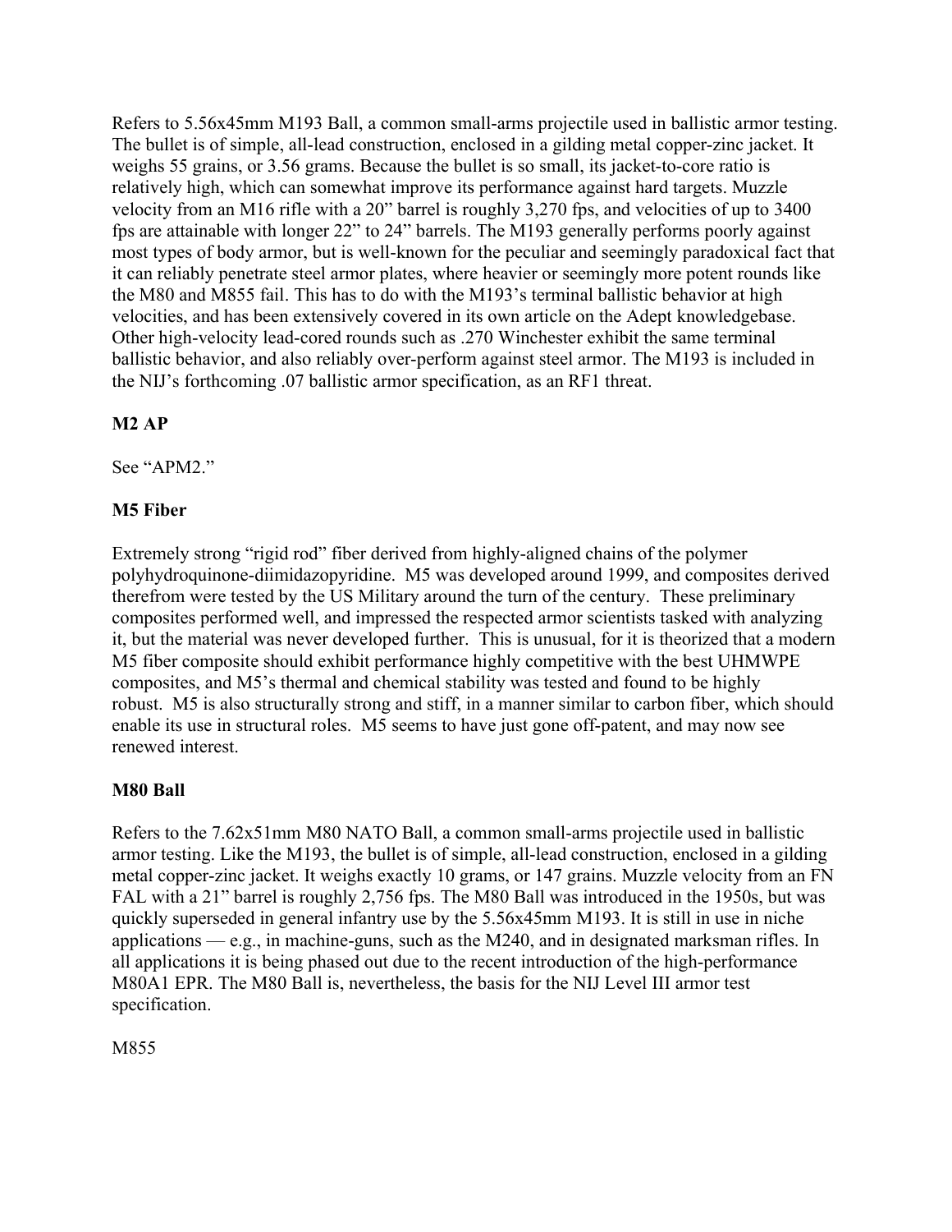Refers to 5.56x45mm M193 Ball, a common small-arms projectile used in ballistic armor testing. The bullet is of simple, all-lead construction, enclosed in a gilding metal copper-zinc jacket. It weighs 55 grains, or 3.56 grams. Because the bullet is so small, its jacket-to-core ratio is relatively high, which can somewhat improve its performance against hard targets. Muzzle velocity from an M16 rifle with a 20" barrel is roughly 3,270 fps, and velocities of up to 3400 fps are attainable with longer 22" to 24" barrels. The M193 generally performs poorly against most types of body armor, but is well-known for the peculiar and seemingly paradoxical fact that it can reliably penetrate steel armor plates, where heavier or seemingly more potent rounds like the M80 and M855 fail. This has to do with the M193's terminal ballistic behavior at high velocities, and has been extensively covered in its own article on the Adept knowledgebase. Other high-velocity lead-cored rounds such as .270 Winchester exhibit the same terminal ballistic behavior, and also reliably over-perform against steel armor. The M193 is included in the NIJ's forthcoming .07 ballistic armor specification, as an RF1 threat.

**M2 AP**

See "APM2."

**M5 Fiber**

Extremely strong "rigid rod" fiber derived from highly-aligned chains of the polymer polyhydroquinone-diimidazopyridine. M5 was developed around 1999, and composites derived therefrom were tested by the US Military around the turn of the century. These preliminary composites performed well, and impressed the respected armor scientists tasked with analyzing it, but the material was never developed further. This is unusual, for it is theorized that a modern M5 fiber composite should exhibit performance highly competitive with the best UHMWPE composites, and M5's thermal and chemical stability was tested and found to be highly robust. M5 is also structurally strong and stiff, in a manner similar to carbon fiber, which should enable its use in structural roles. M5 seems to have just gone off-patent, and may now see renewed interest.

**M80 Ball**

Refers to the 7.62x51mm M80 NATO Ball, a common small-arms projectile used in ballistic armor testing. Like the M193, the bullet is of simple, all-lead construction, enclosed in a gilding metal copper-zinc jacket. It weighs exactly 10 grams, or 147 grains. Muzzle velocity from an FN FAL with a 21" barrel is roughly 2,756 fps. The M80 Ball was introduced in the 1950s, but was quickly superseded in general infantry use by the 5.56x45mm M193. It is still in use in niche applications — e.g., in machine-guns, such as the M240, and in designated marksman rifles. In all applications it is being phased out due to the recent introduction of the high-performance M80A1 EPR. The M80 Ball is, nevertheless, the basis for the NIJ Level III armor test specification.

M855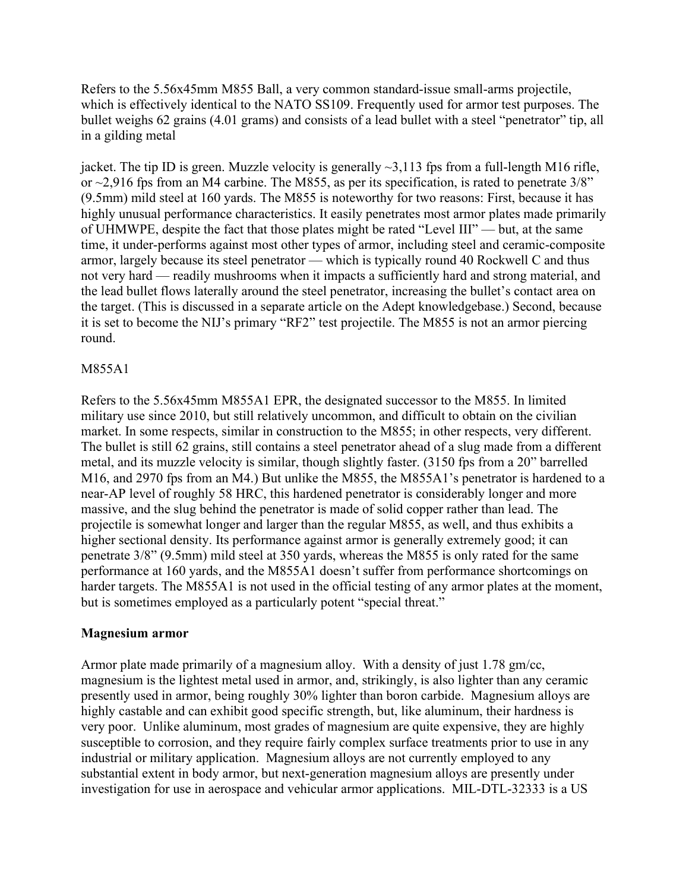Refers to the 5.56x45mm M855 Ball, a very common standard-issue small-arms projectile, which is effectively identical to the NATO SS109. Frequently used for armor test purposes. The bullet weighs 62 grains (4.01 grams) and consists of a lead bullet with a steel "penetrator" tip, all in a gilding metal

jacket. The tip ID is green. Muzzle velocity is generally ~3,113 fps from a full-length M16 rifle, or ~2,916 fps from an M4 carbine. The M855, as per its specification, is rated to penetrate 3/8" (9.5mm) mild steel at 160 yards. The M855 is noteworthy for two reasons: First, because it has highly unusual performance characteristics. It easily penetrates most armor plates made primarily of UHMWPE, despite the fact that those plates might be rated "Level III" — but, at the same time, it under-performs against most other types of armor, including steel and ceramic-composite armor, largely because its steel penetrator — which is typically round 40 Rockwell C and thus not very hard — readily mushrooms when it impacts a sufficiently hard and strong material, and the lead bullet flows laterally around the steel penetrator, increasing the bullet's contact area on the target. (This is discussed in a separate article on the Adept knowledgebase.) Second, because it is set to become the NIJ's primary "RF2" test projectile. The M855 is not an armor piercing round.

M855A1

Refers to the 5.56x45mm M855A1 EPR, the designated successor to the M855. In limited military use since 2010, but still relatively uncommon, and difficult to obtain on the civilian market. In some respects, similar in construction to the M855; in other respects, very different. The bullet is still 62 grains, still contains a steel penetrator ahead of a slug made from a different metal, and its muzzle velocity is similar, though slightly faster. (3150 fps from a 20" barrelled M16, and 2970 fps from an M4.) But unlike the M855, the M855A1's penetrator is hardened to a near-AP level of roughly 58 HRC, this hardened penetrator is considerably longer and more massive, and the slug behind the penetrator is made of solid copper rather than lead. The projectile is somewhat longer and larger than the regular M855, as well, and thus exhibits a higher sectional density. Its performance against armor is generally extremely good; it can penetrate 3/8" (9.5mm) mild steel at 350 yards, whereas the M855 is only rated for the same performance at 160 yards, and the M855A1 doesn't suffer from performance shortcomings on harder targets. The M855A1 is not used in the official testing of any armor plates at the moment, but is sometimes employed as a particularly potent "special threat."

**Magnesium armor**

Armor plate made primarily of a magnesium alloy. With a density of just 1.78 gm/cc, magnesium is the lightest metal used in armor, and, strikingly, is also lighter than any ceramic presently used in armor, being roughly 30% lighter than boron carbide. Magnesium alloys are highly castable and can exhibit good specific strength, but, like aluminum, their hardness is very poor. Unlike aluminum, most grades of magnesium are quite expensive, they are highly susceptible to corrosion, and they require fairly complex surface treatments prior to use in any industrial or military application. Magnesium alloys are not currently employed to any substantial extent in body armor, but next-generation magnesium alloys are presently under investigation for use in aerospace and vehicular armor applications. MIL-DTL-32333 is a US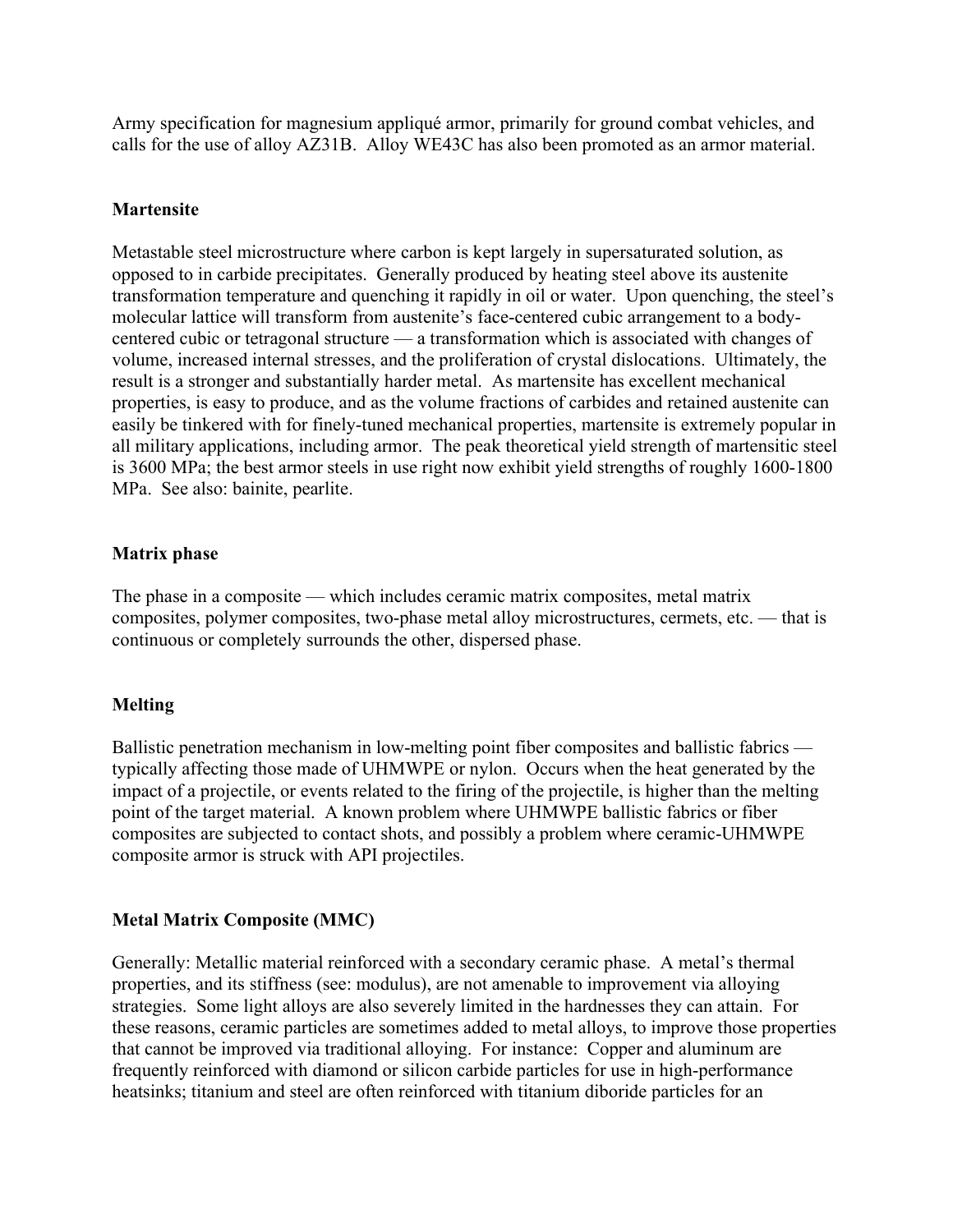Army specification for magnesium appliqué armor, primarily for ground combat vehicles, and calls for the use of alloy AZ31B. Alloy WE43C has also been promoted as an armor material.

**Martensite**

Metastable steel microstructure where carbon is kept largely in supersaturated solution, as opposed to in carbide precipitates. Generally produced by heating steel above its austenite transformation temperature and quenching it rapidly in oil or water. Upon quenching, the steel's molecular lattice will transform from austenite's face-centered cubic arrangement to a body-centered cubic or tetragonal structure — a transformation which is associated with changes of volume, increased internal stresses, and the proliferation of crystal dislocations. Ultimately, the result is a stronger and substantially harder metal. As martensite has excellent mechanical properties, is easy to produce, and as the volume fractions of carbides and retained austenite can easily be tinkered with for finely-tuned mechanical properties, martensite is extremely popular in all military applications, including armor. The peak theoretical yield strength of martensitic steel is 3600 MPa; the best armor steels in use right now exhibit yield strengths of roughly 1600-1800 MPa. See also: bainite, pearlite.

**Matrix phase**

The phase in a composite — which includes ceramic matrix composites, metal matrix composites, polymer composites, two-phase metal alloy microstructures, cermets, etc. — that is continuous or completely surrounds the other, dispersed phase.

**Melting**

Ballistic penetration mechanism in low-melting point fiber composites and ballistic fabrics — typically affecting those made of UHMWPE or nylon. Occurs when the heat generated by the impact of a projectile, or events related to the firing of the projectile, is higher than the melting point of the target material. A known problem where UHMWPE ballistic fabrics or fiber composites are subjected to contact shots, and possibly a problem where ceramic-UHMWPE composite armor is struck with API projectiles.

**Metal Matrix Composite (MMC)**

Generally: Metallic material reinforced with a secondary ceramic phase. A metal's thermal properties, and its stiffness (see: modulus), are not amenable to improvement via alloying strategies. Some light alloys are also severely limited in the hardnesses they can attain. For these reasons, ceramic particles are sometimes added to metal alloys, to improve those properties that cannot be improved via traditional alloying. For instance: Copper and aluminum are frequently reinforced with diamond or silicon carbide particles for use in high-performance heatsinks; titanium and steel are often reinforced with titanium diboride particles for an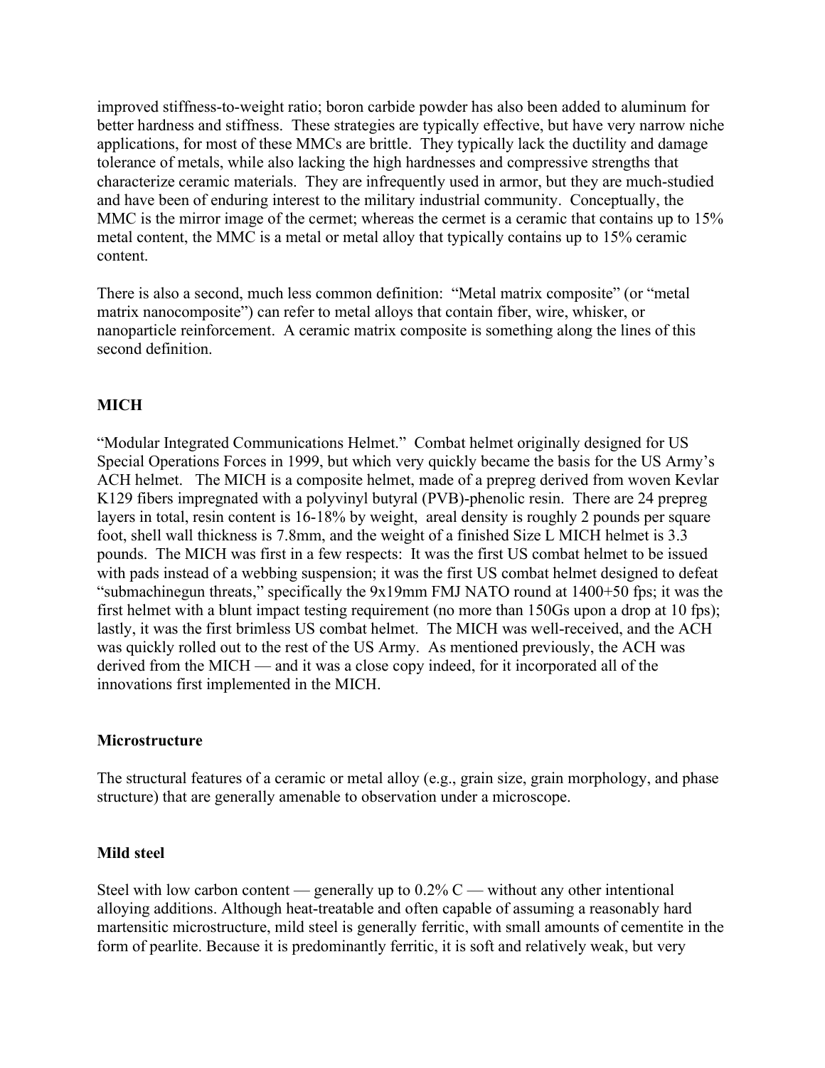improved stiffness-to-weight ratio; boron carbide powder has also been added to aluminum for better hardness and stiffness. These strategies are typically effective, but have very narrow niche applications, for most of these MMCs are brittle. They typically lack the ductility and damage tolerance of metals, while also lacking the high hardnesses and compressive strengths that characterize ceramic materials. They are infrequently used in armor, but they are much-studied and have been of enduring interest to the military industrial community. Conceptually, the MMC is the mirror image of the cermet; whereas the cermet is a ceramic that contains up to 15% metal content, the MMC is a metal or metal alloy that typically contains up to 15% ceramic content.

There is also a second, much less common definition: "Metal matrix composite" (or "metal matrix nanocomposite") can refer to metal alloys that contain fiber, wire, whisker, or nanoparticle reinforcement. A ceramic matrix composite is something along the lines of this second definition.

**MICH**

"Modular Integrated Communications Helmet." Combat helmet originally designed for US Special Operations Forces in 1999, but which very quickly became the basis for the US Army's ACH helmet. The MICH is a composite helmet, made of a prepreg derived from woven Kevlar K129 fibers impregnated with a polyvinyl butyral (PVB)-phenolic resin. There are 24 prepreg layers in total, resin content is 16-18% by weight, areal density is roughly 2 pounds per square foot, shell wall thickness is 7.8mm, and the weight of a finished Size L MICH helmet is 3.3 pounds. The MICH was first in a few respects: It was the first US combat helmet to be issued with pads instead of a webbing suspension; it was the first US combat helmet designed to defeat "submachinegun threats," specifically the 9x19mm FMJ NATO round at 1400+50 fps; it was the first helmet with a blunt impact testing requirement (no more than 150Gs upon a drop at 10 fps); lastly, it was the first brimless US combat helmet. The MICH was well-received, and the ACH was quickly rolled out to the rest of the US Army. As mentioned previously, the ACH was derived from the MICH — and it was a close copy indeed, for it incorporated all of the innovations first implemented in the MICH.

**Microstructure**

The structural features of a ceramic or metal alloy (e.g., grain size, grain morphology, and phase structure) that are generally amenable to observation under a microscope.

**Mild steel**

Steel with low carbon content — generally up to 0.2% C — without any other intentional alloying additions. Although heat-treatable and often capable of assuming a reasonably hard martensitic microstructure, mild steel is generally ferritic, with small amounts of cementite in the form of pearlite. Because it is predominantly ferritic, it is soft and relatively weak, but very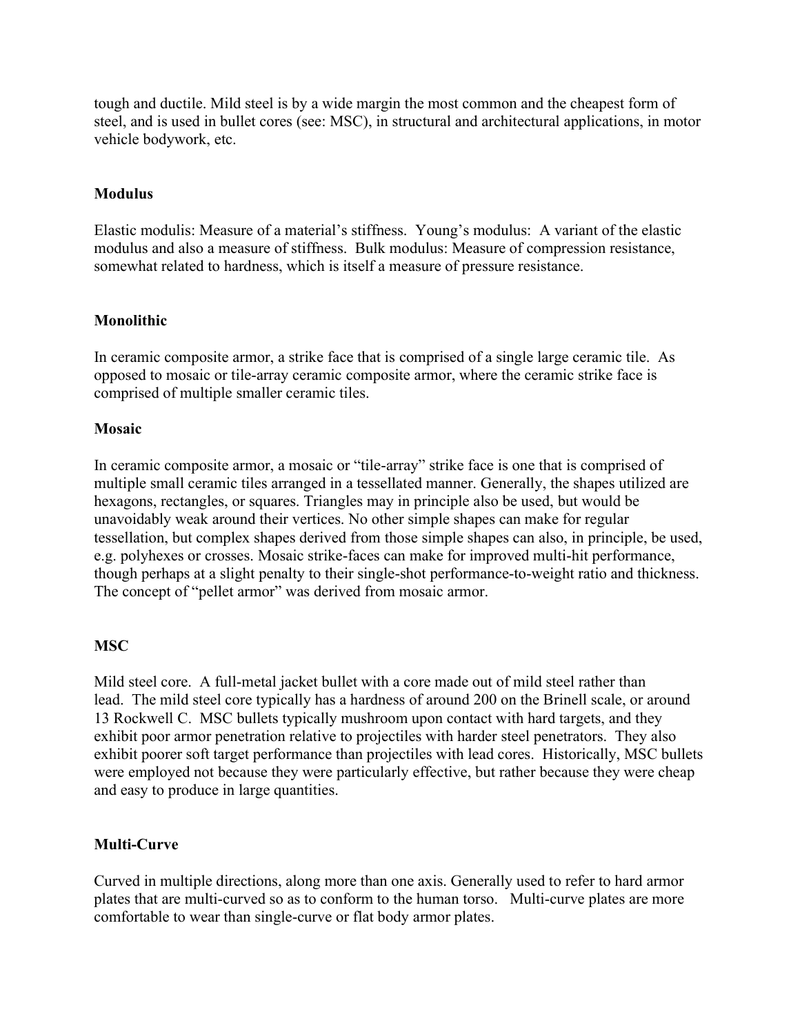tough and ductile. Mild steel is by a wide margin the most common and the cheapest form of steel, and is used in bullet cores (see: MSC), in structural and architectural applications, in motor vehicle bodywork, etc.

**Modulus**

Elastic modulis: Measure of a material's stiffness. Young's modulus: A variant of the elastic modulus and also a measure of stiffness. Bulk modulus: Measure of compression resistance, somewhat related to hardness, which is itself a measure of pressure resistance.

**Monolithic**

In ceramic composite armor, a strike face that is comprised of a single large ceramic tile. As opposed to mosaic or tile-array ceramic composite armor, where the ceramic strike face is comprised of multiple smaller ceramic tiles.

**Mosaic**

In ceramic composite armor, a mosaic or "tile-array" strike face is one that is comprised of multiple small ceramic tiles arranged in a tessellated manner. Generally, the shapes utilized are hexagons, rectangles, or squares. Triangles may in principle also be used, but would be unavoidably weak around their vertices. No other simple shapes can make for regular tessellation, but complex shapes derived from those simple shapes can also, in principle, be used, e.g. polyhexes or crosses. Mosaic strike-faces can make for improved multi-hit performance, though perhaps at a slight penalty to their single-shot performance-to-weight ratio and thickness. The concept of "pellet armor" was derived from mosaic armor.

**MSC**

Mild steel core. A full-metal jacket bullet with a core made out of mild steel rather than lead. The mild steel core typically has a hardness of around 200 on the Brinell scale, or around 13 Rockwell C. MSC bullets typically mushroom upon contact with hard targets, and they exhibit poor armor penetration relative to projectiles with harder steel penetrators. They also exhibit poorer soft target performance than projectiles with lead cores. Historically, MSC bullets were employed not because they were particularly effective, but rather because they were cheap and easy to produce in large quantities.

**Multi-Curve**

Curved in multiple directions, along more than one axis. Generally used to refer to hard armor plates that are multi-curved so as to conform to the human torso. Multi-curve plates are more comfortable to wear than single-curve or flat body armor plates.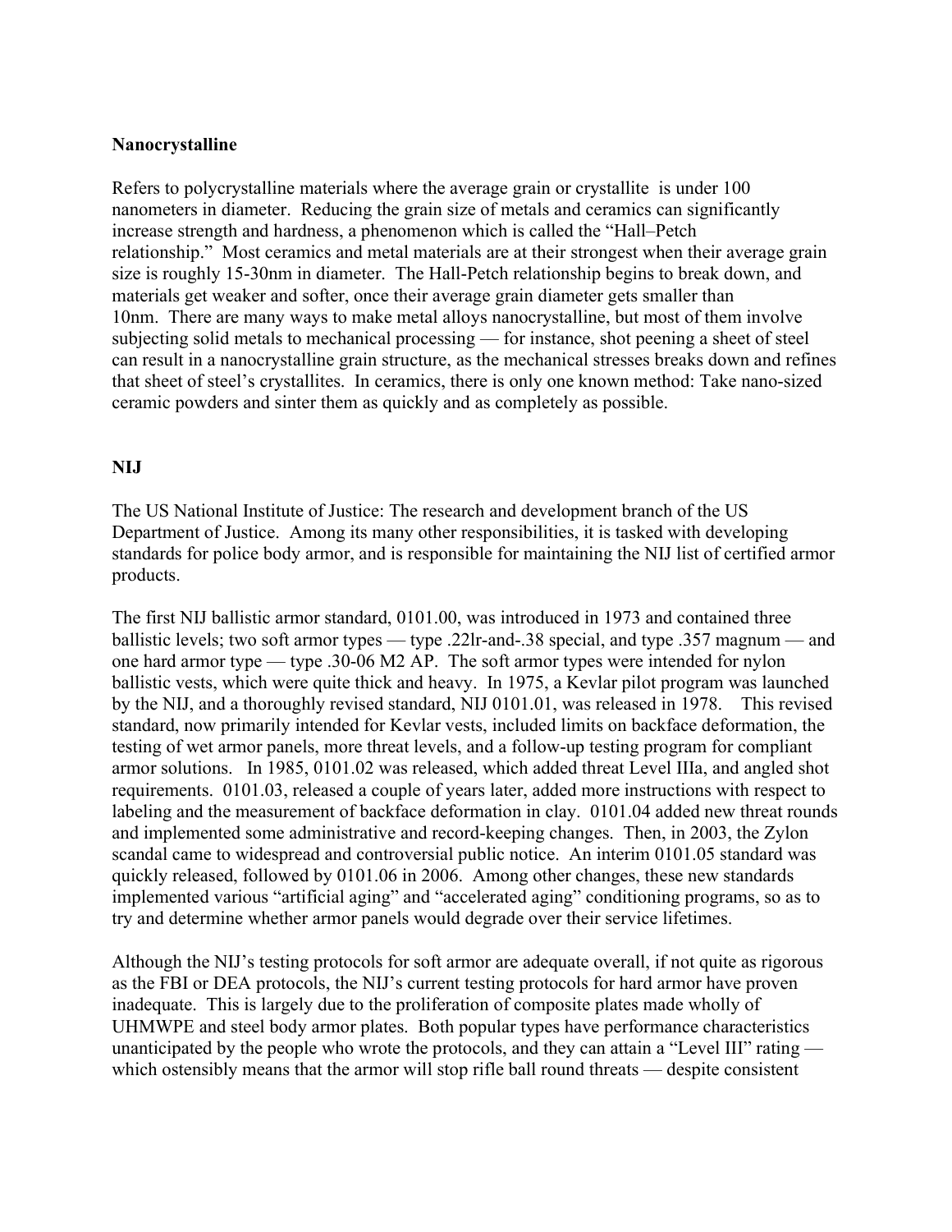**Nanocrystalline**

Refers to polycrystalline materials where the average grain or crystallite is under 100 nanometers in diameter. Reducing the grain size of metals and ceramics can significantly increase strength and hardness, a phenomenon which is called the "Hall–Petch relationship." Most ceramics and metal materials are at their strongest when their average grain size is roughly 15-30nm in diameter. The Hall-Petch relationship begins to break down, and materials get weaker and softer, once their average grain diameter gets smaller than 10nm. There are many ways to make metal alloys nanocrystalline, but most of them involve subjecting solid metals to mechanical processing — for instance, shot peening a sheet of steel can result in a nanocrystalline grain structure, as the mechanical stresses breaks down and refines that sheet of steel's crystallites. In ceramics, there is only one known method: Take nano-sized ceramic powders and sinter them as quickly and as completely as possible.

**NIJ**

The US National Institute of Justice: The research and development branch of the US Department of Justice. Among its many other responsibilities, it is tasked with developing standards for police body armor, and is responsible for maintaining the NIJ list of certified armor products.

The first NIJ ballistic armor standard, 0101.00, was introduced in 1973 and contained three ballistic levels; two soft armor types — type .22lr-and-.38 special, and type .357 magnum — and one hard armor type — type .30-06 M2 AP. The soft armor types were intended for nylon ballistic vests, which were quite thick and heavy. In 1975, a Kevlar pilot program was launched by the NIJ, and a thoroughly revised standard, NIJ 0101.01, was released in 1978. This revised standard, now primarily intended for Kevlar vests, included limits on backface deformation, the testing of wet armor panels, more threat levels, and a follow-up testing program for compliant armor solutions. In 1985, 0101.02 was released, which added threat Level IIIa, and angled shot requirements. 0101.03, released a couple of years later, added more instructions with respect to labeling and the measurement of backface deformation in clay. 0101.04 added new threat rounds and implemented some administrative and record-keeping changes. Then, in 2003, the Zylon scandal came to widespread and controversial public notice. An interim 0101.05 standard was quickly released, followed by 0101.06 in 2006. Among other changes, these new standards implemented various "artificial aging" and "accelerated aging" conditioning programs, so as to try and determine whether armor panels would degrade over their service lifetimes.

Although the NIJ's testing protocols for soft armor are adequate overall, if not quite as rigorous as the FBI or DEA protocols, the NIJ's current testing protocols for hard armor have proven inadequate. This is largely due to the proliferation of composite plates made wholly of UHMWPE and steel body armor plates. Both popular types have performance characteristics unanticipated by the people who wrote the protocols, and they can attain a "Level III" rating — which ostensibly means that the armor will stop rifle ball round threats — despite consistent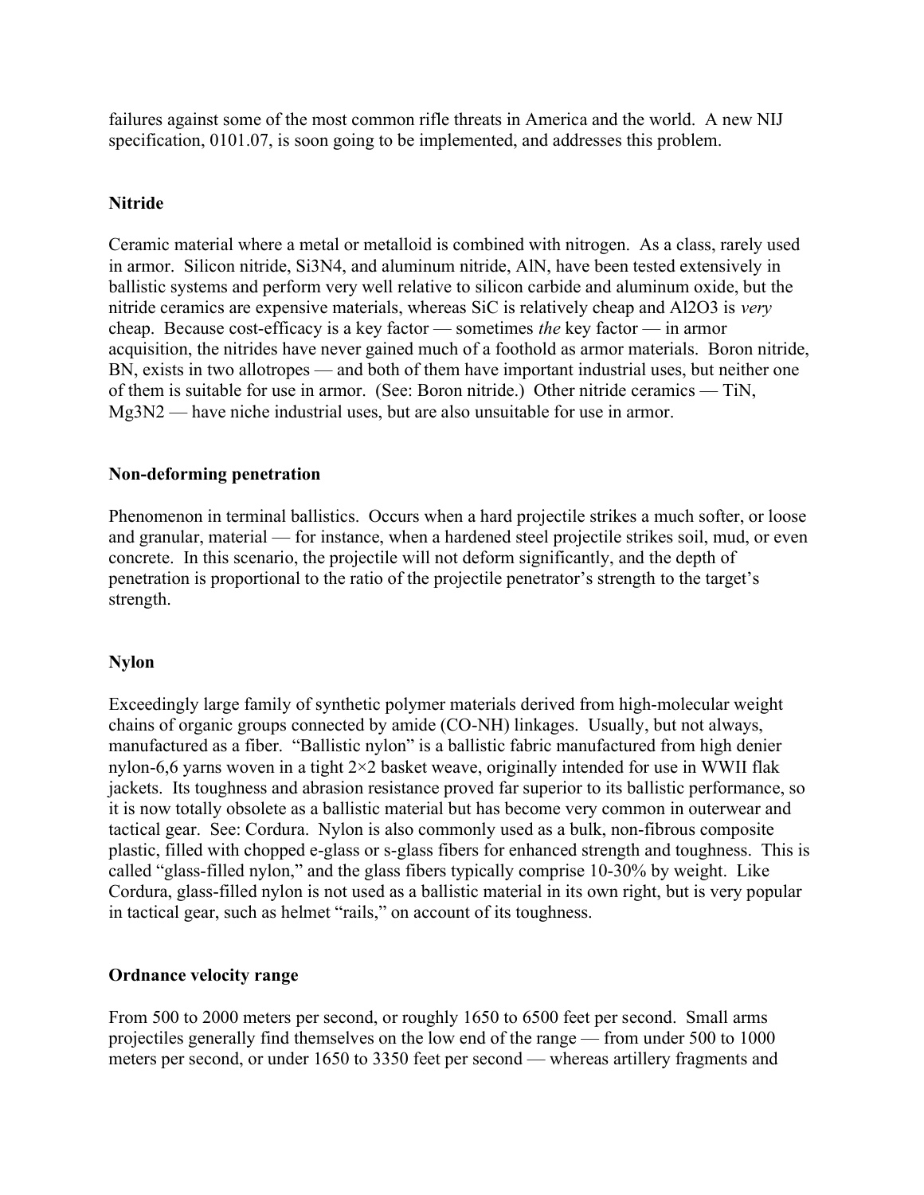failures against some of the most common rifle threats in America and the world. A new NIJ specification, 0101.07, is soon going to be implemented, and addresses this problem.

**Nitride**

Ceramic material where a metal or metalloid is combined with nitrogen. As a class, rarely used in armor. Silicon nitride, $Si_3N_4$, and aluminum nitride, AlN, have been tested extensively in ballistic systems and perform very well relative to silicon carbide and aluminum oxide, but the nitride ceramics are expensive materials, whereas SiC is relatively cheap and $Al_2O_3$ is *very* cheap. Because cost-efficacy is a key factor — sometimes *the* key factor — in armor acquisition, the nitrides have never gained much of a foothold as armor materials. Boron nitride, BN, exists in two allotropes — and both of them have important industrial uses, but neither one of them is suitable for use in armor. (See: Boron nitride.) Other nitride ceramics — TiN, $Mg_3N_2$ — have niche industrial uses, but are also unsuitable for use in armor.

**Non-deforming penetration**

Phenomenon in terminal ballistics. Occurs when a hard projectile strikes a much softer, or loose and granular, material — for instance, when a hardened steel projectile strikes soil, mud, or even concrete. In this scenario, the projectile will not deform significantly, and the depth of penetration is proportional to the ratio of the projectile penetrator's strength to the target's strength.

**Nylon**

Exceedingly large family of synthetic polymer materials derived from high-molecular weight chains of organic groups connected by amide (CO-NH) linkages. Usually, but not always, manufactured as a fiber. "Ballistic nylon" is a ballistic fabric manufactured from high denier nylon-6,6 yarns woven in a tight 2×2 basket weave, originally intended for use in WWII flak jackets. Its toughness and abrasion resistance proved far superior to its ballistic performance, so it is now totally obsolete as a ballistic material but has become very common in outerwear and tactical gear. See: Cordura. Nylon is also commonly used as a bulk, non-fibrous composite plastic, filled with chopped e-glass or s-glass fibers for enhanced strength and toughness. This is called "glass-filled nylon," and the glass fibers typically comprise 10-30% by weight. Like Cordura, glass-filled nylon is not used as a ballistic material in its own right, but is very popular in tactical gear, such as helmet "rails," on account of its toughness.

**Ordnance velocity range**

From 500 to 2000 meters per second, or roughly 1650 to 6500 feet per second. Small arms projectiles generally find themselves on the low end of the range — from under 500 to 1000 meters per second, or under 1650 to 3350 feet per second — whereas artillery fragments and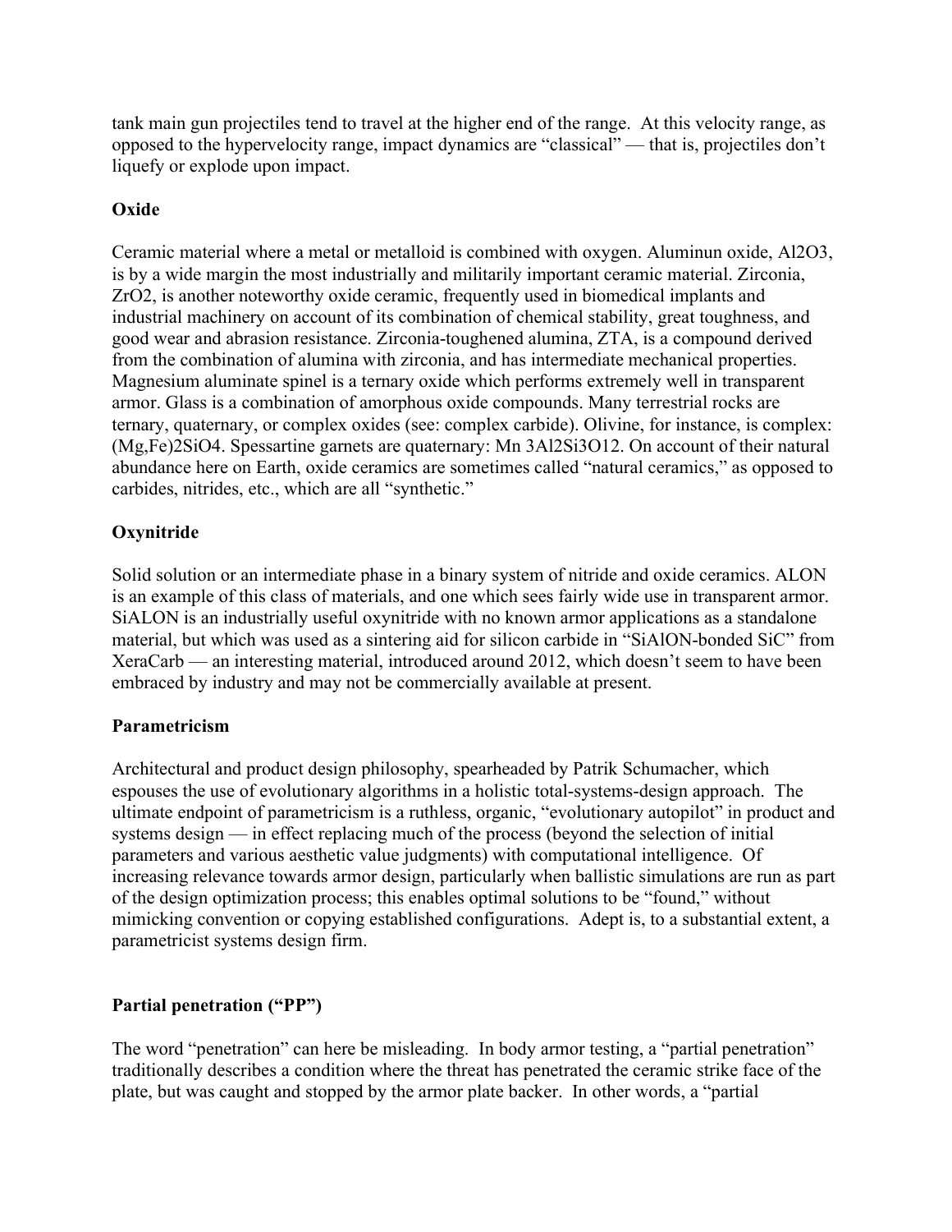tank main gun projectiles tend to travel at the higher end of the range. At this velocity range, as opposed to the hypervelocity range, impact dynamics are "classical" — that is, projectiles don't liquefy or explode upon impact.

**Oxide**

Ceramic material where a metal or metalloid is combined with oxygen. Aluminun oxide, $Al_2O_3$, is by a wide margin the most industrially and militarily important ceramic material. Zirconia, $ZrO_2$, is another noteworthy oxide ceramic, frequently used in biomedical implants and industrial machinery on account of its combination of chemical stability, great toughness, and good wear and abrasion resistance. Zirconia-toughened alumina, ZTA, is a compound derived from the combination of alumina with zirconia, and has intermediate mechanical properties. Magnesium aluminate spinel is a ternary oxide which performs extremely well in transparent armor. Glass is a combination of amorphous oxide compounds. Many terrestrial rocks are ternary, quaternary, or complex oxides (see: complex carbide). Olivine, for instance, is complex: $(Mg,Fe)_2SiO_4$. Spessartine garnets are quaternary: $Mn_3Al_2Si_3O_{12}$. On account of their natural abundance here on Earth, oxide ceramics are sometimes called "natural ceramics," as opposed to carbides, nitrides, etc., which are all "synthetic."

**Oxynitride**

Solid solution or an intermediate phase in a binary system of nitride and oxide ceramics. ALON is an example of this class of materials, and one which sees fairly wide use in transparent armor. SiALON is an industrially useful oxynitride with no known armor applications as a standalone material, but which was used as a sintering aid for silicon carbide in "SiAlON-bonded SiC" from XeraCarb — an interesting material, introduced around 2012, which doesn't seem to have been embraced by industry and may not be commercially available at present.

**Parametricism**

Architectural and product design philosophy, spearheaded by Patrik Schumacher, which espouses the use of evolutionary algorithms in a holistic total-systems-design approach. The ultimate endpoint of parametricism is a ruthless, organic, "evolutionary autopilot" in product and systems design — in effect replacing much of the process (beyond the selection of initial parameters and various aesthetic value judgments) with computational intelligence. Of increasing relevance towards armor design, particularly when ballistic simulations are run as part of the design optimization process; this enables optimal solutions to be "found," without mimicking convention or copying established configurations. Adept is, to a substantial extent, a parametricist systems design firm.

**Partial penetration ("PP")**

The word "penetration" can here be misleading. In body armor testing, a "partial penetration" traditionally describes a condition where the threat has penetrated the ceramic strike face of the plate, but was caught and stopped by the armor plate backer. In other words, a "partial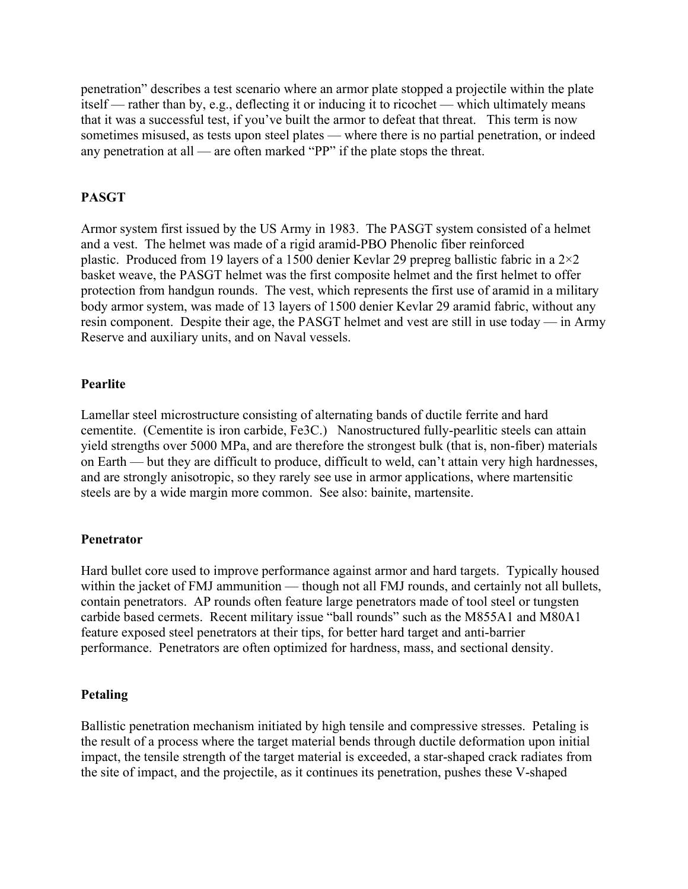penetration" describes a test scenario where an armor plate stopped a projectile within the plate itself — rather than by, e.g., deflecting it or inducing it to ricochet — which ultimately means that it was a successful test, if you've built the armor to defeat that threat. This term is now sometimes misused, as tests upon steel plates — where there is no partial penetration, or indeed any penetration at all — are often marked "PP" if the plate stops the threat.

**PASGT**

Armor system first issued by the US Army in 1983. The PASGT system consisted of a helmet and a vest. The helmet was made of a rigid aramid-PBO Phenolic fiber reinforced plastic. Produced from 19 layers of a 1500 denier Kevlar 29 prepreg ballistic fabric in a 2×2 basket weave, the PASGT helmet was the first composite helmet and the first helmet to offer protection from handgun rounds. The vest, which represents the first use of aramid in a military body armor system, was made of 13 layers of 1500 denier Kevlar 29 aramid fabric, without any resin component. Despite their age, the PASGT helmet and vest are still in use today — in Army Reserve and auxiliary units, and on Naval vessels.

**Pearlite**

Lamellar steel microstructure consisting of alternating bands of ductile ferrite and hard cementite. (Cementite is iron carbide, $Fe_3C$.) Nanostructured fully-pearlitic steels can attain yield strengths over 5000 MPa, and are therefore the strongest bulk (that is, non-fiber) materials on Earth — but they are difficult to produce, difficult to weld, can't attain very high hardnesses, and are strongly anisotropic, so they rarely see use in armor applications, where martensitic steels are by a wide margin more common. See also: bainite, martensite.

**Penetrator**

Hard bullet core used to improve performance against armor and hard targets. Typically housed within the jacket of FMJ ammunition — though not all FMJ rounds, and certainly not all bullets, contain penetrators. AP rounds often feature large penetrators made of tool steel or tungsten carbide based cermets. Recent military issue "ball rounds" such as the M855A1 and M80A1 feature exposed steel penetrators at their tips, for better hard target and anti-barrier performance. Penetrators are often optimized for hardness, mass, and sectional density.

**Petaling**

Ballistic penetration mechanism initiated by high tensile and compressive stresses. Petaling is the result of a process where the target material bends through ductile deformation upon initial impact, the tensile strength of the target material is exceeded, a star-shaped crack radiates from the site of impact, and the projectile, as it continues its penetration, pushes these V-shaped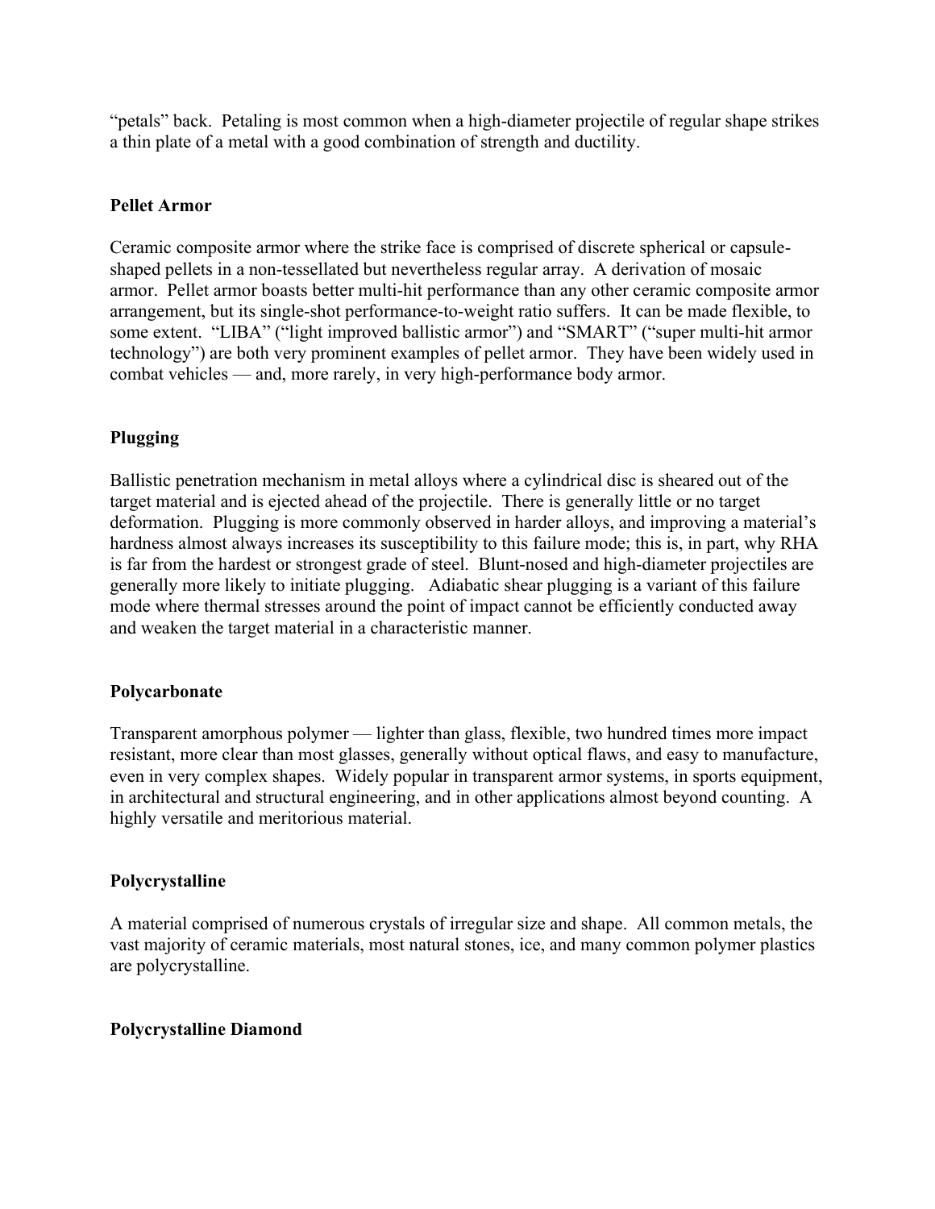"petals" back. Petaling is most common when a high-diameter projectile of regular shape strikes a thin plate of a metal with a good combination of strength and ductility.

**Pellet Armor**

Ceramic composite armor where the strike face is comprised of discrete spherical or capsule-shaped pellets in a non-tessellated but nevertheless regular array. A derivation of mosaic armor. Pellet armor boasts better multi-hit performance than any other ceramic composite armor arrangement, but its single-shot performance-to-weight ratio suffers. It can be made flexible, to some extent. "LIBA" ("light improved ballistic armor") and "SMART" ("super multi-hit armor technology") are both very prominent examples of pellet armor. They have been widely used in combat vehicles — and, more rarely, in very high-performance body armor.

**Plugging**

Ballistic penetration mechanism in metal alloys where a cylindrical disc is sheared out of the target material and is ejected ahead of the projectile. There is generally little or no target deformation. Plugging is more commonly observed in harder alloys, and improving a material's hardness almost always increases its susceptibility to this failure mode; this is, in part, why RHA is far from the hardest or strongest grade of steel. Blunt-nosed and high-diameter projectiles are generally more likely to initiate plugging. Adiabatic shear plugging is a variant of this failure mode where thermal stresses around the point of impact cannot be efficiently conducted away and weaken the target material in a characteristic manner.

**Polycarbonate**

Transparent amorphous polymer — lighter than glass, flexible, two hundred times more impact resistant, more clear than most glasses, generally without optical flaws, and easy to manufacture, even in very complex shapes. Widely popular in transparent armor systems, in sports equipment, in architectural and structural engineering, and in other applications almost beyond counting. A highly versatile and meritorious material.

**Polycrystalline**

A material comprised of numerous crystals of irregular size and shape. All common metals, the vast majority of ceramic materials, most natural stones, ice, and many common polymer plastics are polycrystalline.

**Polycrystalline Diamond**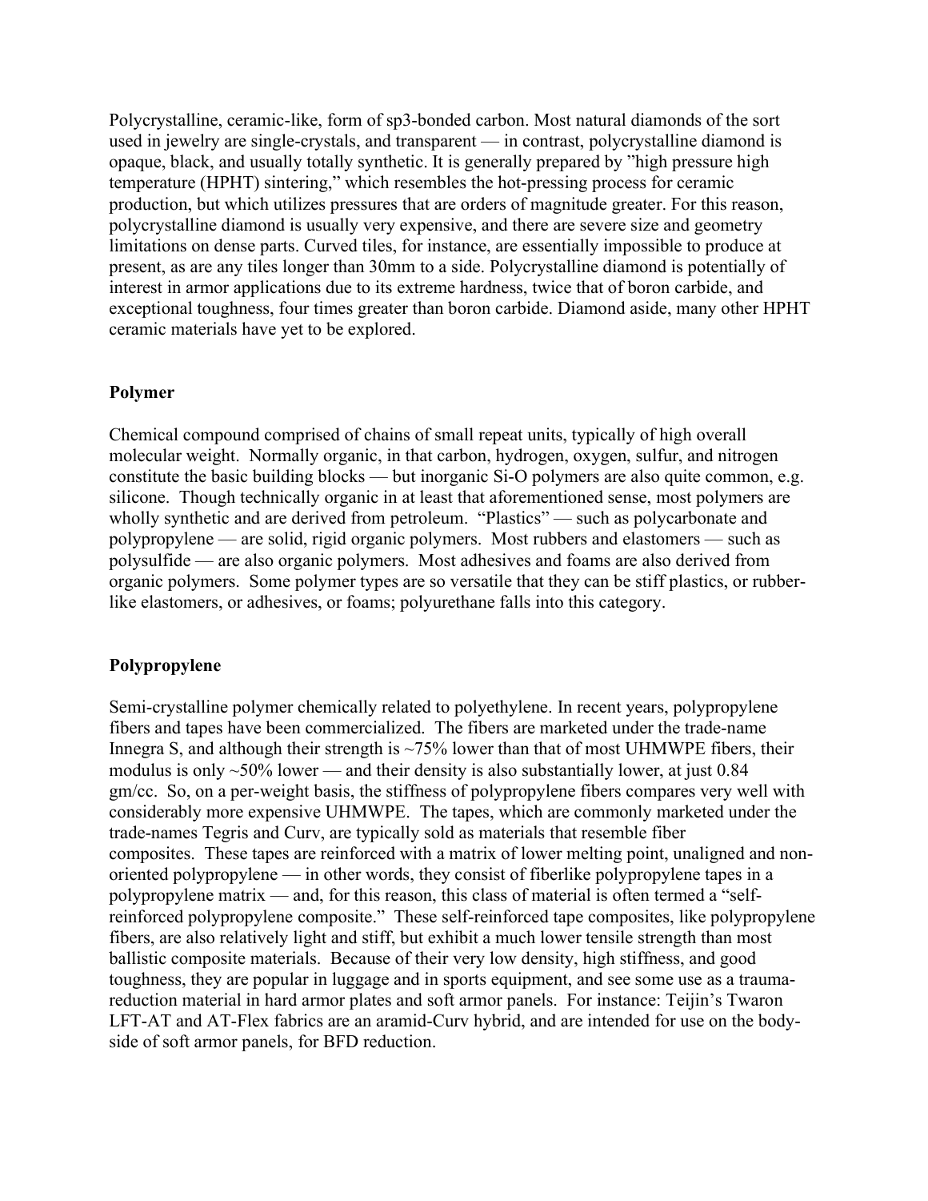Polycrystalline, ceramic-like, form of sp3-bonded carbon. Most natural diamonds of the sort used in jewelry are single-crystals, and transparent — in contrast, polycrystalline diamond is opaque, black, and usually totally synthetic. It is generally prepared by "high pressure high temperature (HPHT) sintering," which resembles the hot-pressing process for ceramic production, but which utilizes pressures that are orders of magnitude greater. For this reason, polycrystalline diamond is usually very expensive, and there are severe size and geometry limitations on dense parts. Curved tiles, for instance, are essentially impossible to produce at present, as are any tiles longer than 30mm to a side. Polycrystalline diamond is potentially of interest in armor applications due to its extreme hardness, twice that of boron carbide, and exceptional toughness, four times greater than boron carbide. Diamond aside, many other HPHT ceramic materials have yet to be explored.

**Polymer**

Chemical compound comprised of chains of small repeat units, typically of high overall molecular weight. Normally organic, in that carbon, hydrogen, oxygen, sulfur, and nitrogen constitute the basic building blocks — but inorganic Si-O polymers are also quite common, e.g. silicone. Though technically organic in at least that aforementioned sense, most polymers are wholly synthetic and are derived from petroleum. "Plastics" — such as polycarbonate and polypropylene — are solid, rigid organic polymers. Most rubbers and elastomers — such as polysulfide — are also organic polymers. Most adhesives and foams are also derived from organic polymers. Some polymer types are so versatile that they can be stiff plastics, or rubber-like elastomers, or adhesives, or foams; polyurethane falls into this category.

**Polypropylene**

Semi-crystalline polymer chemically related to polyethylene. In recent years, polypropylene fibers and tapes have been commercialized. The fibers are marketed under the trade-name Innegra S, and although their strength is ~75% lower than that of most UHMWPE fibers, their modulus is only ~50% lower — and their density is also substantially lower, at just 0.84 gm/cc. So, on a per-weight basis, the stiffness of polypropylene fibers compares very well with considerably more expensive UHMWPE. The tapes, which are commonly marketed under the trade-names Tegris and Curv, are typically sold as materials that resemble fiber composites. These tapes are reinforced with a matrix of lower melting point, unaligned and non-oriented polypropylene — in other words, they consist of fiberlike polypropylene tapes in a polypropylene matrix — and, for this reason, this class of material is often termed a "self-reinforced polypropylene composite." These self-reinforced tape composites, like polypropylene fibers, are also relatively light and stiff, but exhibit a much lower tensile strength than most ballistic composite materials. Because of their very low density, high stiffness, and good toughness, they are popular in luggage and in sports equipment, and see some use as a trauma-reduction material in hard armor plates and soft armor panels. For instance: Teijin's Twaron LFT-AT and AT-Flex fabrics are an aramid-Curv hybrid, and are intended for use on the body-side of soft armor panels, for BFD reduction.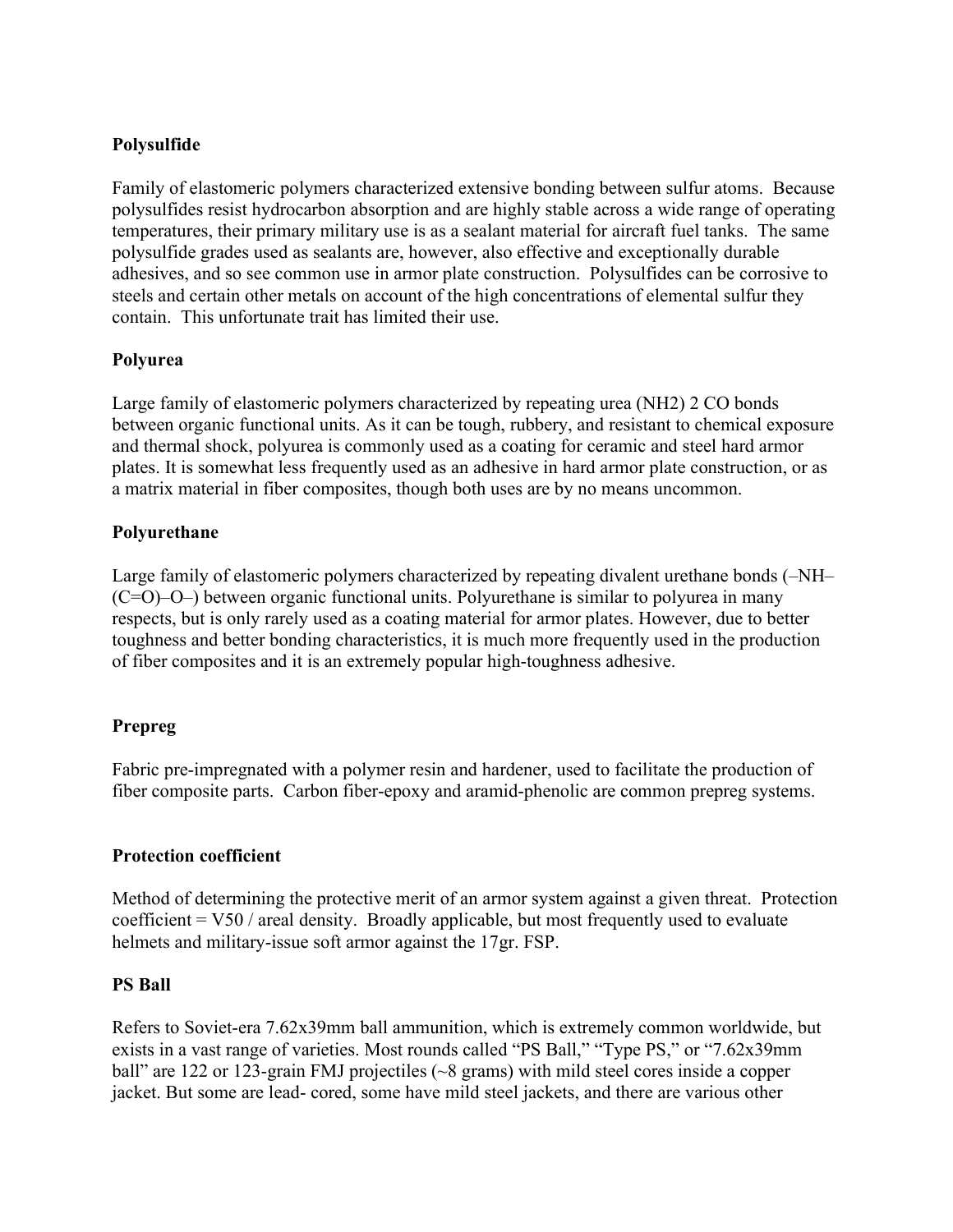**Polysulfide**

Family of elastomeric polymers characterized extensive bonding between sulfur atoms. Because polysulfides resist hydrocarbon absorption and are highly stable across a wide range of operating temperatures, their primary military use is as a sealant material for aircraft fuel tanks. The same polysulfide grades used as sealants are, however, also effective and exceptionally durable adhesives, and so see common use in armor plate construction. Polysulfides can be corrosive to steels and certain other metals on account of the high concentrations of elemental sulfur they contain. This unfortunate trait has limited their use.

**Polyurea**

Large family of elastomeric polymers characterized by repeating urea (NH2) 2 CO bonds between organic functional units. As it can be tough, rubbery, and resistant to chemical exposure and thermal shock, polyurea is commonly used as a coating for ceramic and steel hard armor plates. It is somewhat less frequently used as an adhesive in hard armor plate construction, or as a matrix material in fiber composites, though both uses are by no means uncommon.

**Polyurethane**

Large family of elastomeric polymers characterized by repeating divalent urethane bonds (–NH–(C=O)–O–) between organic functional units. Polyurethane is similar to polyurea in many respects, but is only rarely used as a coating material for armor plates. However, due to better toughness and better bonding characteristics, it is much more frequently used in the production of fiber composites and it is an extremely popular high-toughness adhesive.

**Prepreg**

Fabric pre-impregnated with a polymer resin and hardener, used to facilitate the production of fiber composite parts. Carbon fiber-epoxy and aramid-phenolic are common prepreg systems.

**Protection coefficient**

Method of determining the protective merit of an armor system against a given threat. Protection coefficient = V50 / areal density. Broadly applicable, but most frequently used to evaluate helmets and military-issue soft armor against the 17gr. FSP.

**PS Ball**

Refers to Soviet-era 7.62x39mm ball ammunition, which is extremely common worldwide, but exists in a vast range of varieties. Most rounds called "PS Ball," "Type PS," or "7.62x39mm ball" are 122 or 123-grain FMJ projectiles (~8 grams) with mild steel cores inside a copper jacket. But some are lead- cored, some have mild steel jackets, and there are various other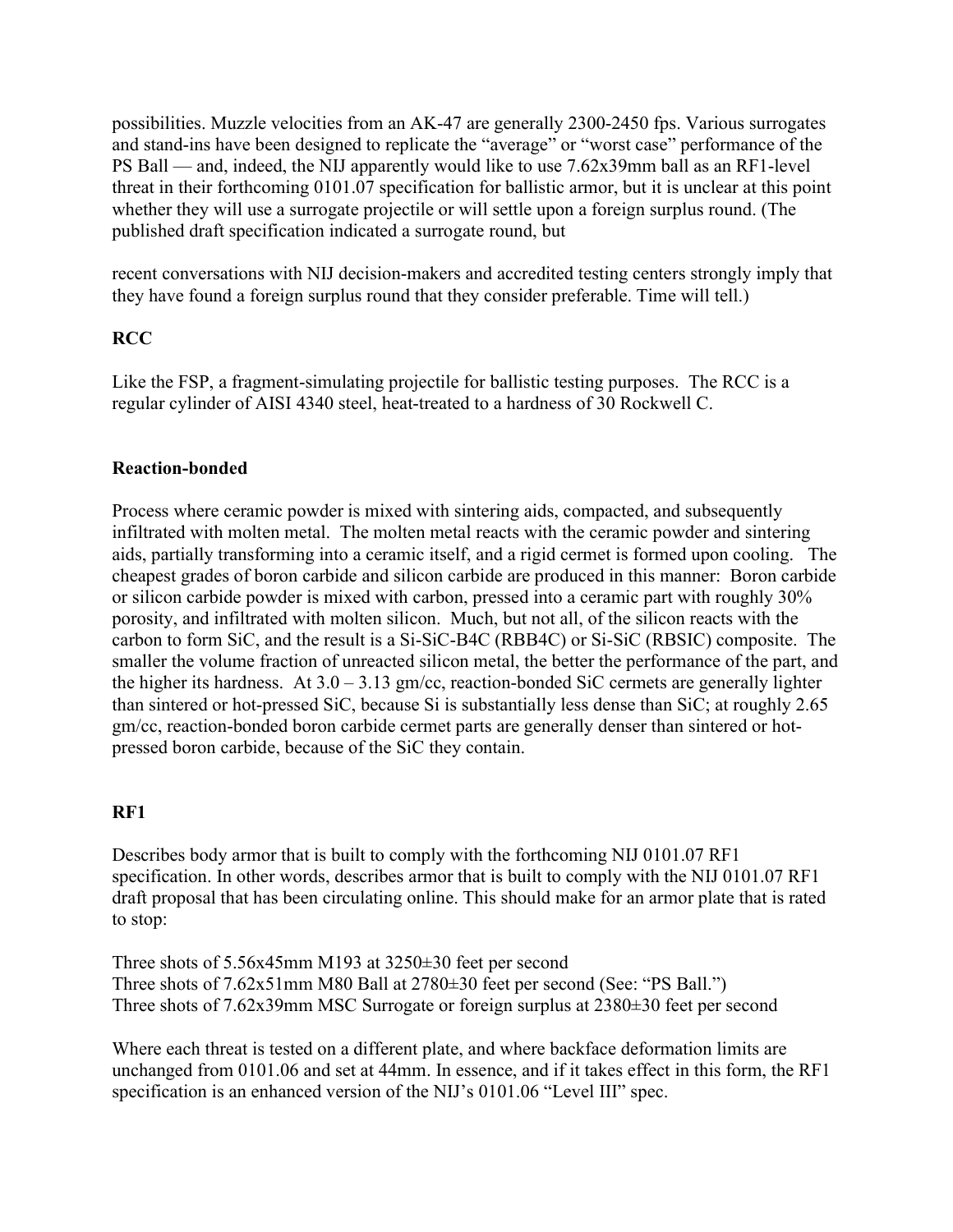possibilities. Muzzle velocities from an AK-47 are generally 2300-2450 fps. Various surrogates and stand-ins have been designed to replicate the "average" or "worst case" performance of the PS Ball — and, indeed, the NIJ apparently would like to use 7.62x39mm ball as an RF1-level threat in their forthcoming 0101.07 specification for ballistic armor, but it is unclear at this point whether they will use a surrogate projectile or will settle upon a foreign surplus round. (The published draft specification indicated a surrogate round, but

recent conversations with NIJ decision-makers and accredited testing centers strongly imply that they have found a foreign surplus round that they consider preferable. Time will tell.)

**RCC**

Like the FSP, a fragment-simulating projectile for ballistic testing purposes. The RCC is a regular cylinder of AISI 4340 steel, heat-treated to a hardness of 30 Rockwell C.

**Reaction-bonded**

Process where ceramic powder is mixed with sintering aids, compacted, and subsequently infiltrated with molten metal. The molten metal reacts with the ceramic powder and sintering aids, partially transforming into a ceramic itself, and a rigid cermet is formed upon cooling. The cheapest grades of boron carbide and silicon carbide are produced in this manner: Boron carbide or silicon carbide powder is mixed with carbon, pressed into a ceramic part with roughly 30% porosity, and infiltrated with molten silicon. Much, but not all, of the silicon reacts with the carbon to form SiC, and the result is a Si-SiC-B4C (RBB4C) or Si-SiC (RBSIC) composite. The smaller the volume fraction of unreacted silicon metal, the better the performance of the part, and the higher its hardness. At 3.0 – 3.13 gm/cc, reaction-bonded SiC cermets are generally lighter than sintered or hot-pressed SiC, because Si is substantially less dense than SiC; at roughly 2.65 gm/cc, reaction-bonded boron carbide cermet parts are generally denser than sintered or hot-pressed boron carbide, because of the SiC they contain.

**RF1**

Describes body armor that is built to comply with the forthcoming NIJ 0101.07 RF1 specification. In other words, describes armor that is built to comply with the NIJ 0101.07 RF1 draft proposal that has been circulating online. This should make for an armor plate that is rated to stop:

Three shots of 5.56x45mm M193 at 3250±30 feet per second
Three shots of 7.62x51mm M80 Ball at 2780±30 feet per second (See: "PS Ball.")
Three shots of 7.62x39mm MSC Surrogate or foreign surplus at 2380±30 feet per second

Where each threat is tested on a different plate, and where backface deformation limits are unchanged from 0101.06 and set at 44mm. In essence, and if it takes effect in this form, the RF1 specification is an enhanced version of the NIJ's 0101.06 "Level III" spec.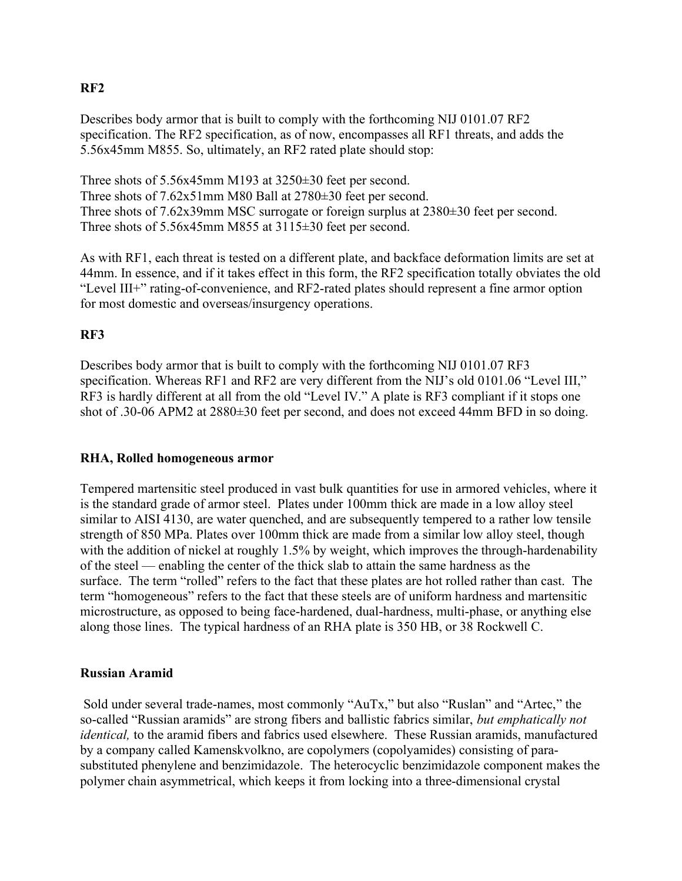**RF2**

Describes body armor that is built to comply with the forthcoming NIJ 0101.07 RF2 specification. The RF2 specification, as of now, encompasses all RF1 threats, and adds the 5.56x45mm M855. So, ultimately, an RF2 rated plate should stop:

Three shots of 5.56x45mm M193 at 3250±30 feet per second.
Three shots of 7.62x51mm M80 Ball at 2780±30 feet per second.
Three shots of 7.62x39mm MSC surrogate or foreign surplus at 2380±30 feet per second.
Three shots of 5.56x45mm M855 at 3115±30 feet per second.

As with RF1, each threat is tested on a different plate, and backface deformation limits are set at 44mm. In essence, and if it takes effect in this form, the RF2 specification totally obviates the old "Level III+" rating-of-convenience, and RF2-rated plates should represent a fine armor option for most domestic and overseas/insurgency operations.

**RF3**

Describes body armor that is built to comply with the forthcoming NIJ 0101.07 RF3 specification. Whereas RF1 and RF2 are very different from the NIJ's old 0101.06 "Level III," RF3 is hardly different at all from the old "Level IV." A plate is RF3 compliant if it stops one shot of .30-06 APM2 at 2880±30 feet per second, and does not exceed 44mm BFD in so doing.

**RHA, Rolled homogeneous armor**

Tempered martensitic steel produced in vast bulk quantities for use in armored vehicles, where it is the standard grade of armor steel. Plates under 100mm thick are made in a low alloy steel similar to AISI 4130, are water quenched, and are subsequently tempered to a rather low tensile strength of 850 MPa. Plates over 100mm thick are made from a similar low alloy steel, though with the addition of nickel at roughly 1.5% by weight, which improves the through-hardenability of the steel — enabling the center of the thick slab to attain the same hardness as the surface. The term "rolled" refers to the fact that these plates are hot rolled rather than cast. The term "homogeneous" refers to the fact that these steels are of uniform hardness and martensitic microstructure, as opposed to being face-hardened, dual-hardness, multi-phase, or anything else along those lines. The typical hardness of an RHA plate is 350 HB, or 38 Rockwell C.

**Russian Aramid**

Sold under several trade-names, most commonly "AuTx," but also "Ruslan" and "Artec," the so-called "Russian aramids" are strong fibers and ballistic fabrics similar, *but emphatically not identical,* to the aramid fibers and fabrics used elsewhere. These Russian aramids, manufactured by a company called Kamenskvolkno, are copolymers (copolyamides) consisting of para-substituted phenylene and benzimidazole. The heterocyclic benzimidazole component makes the polymer chain asymmetrical, which keeps it from locking into a three-dimensional crystal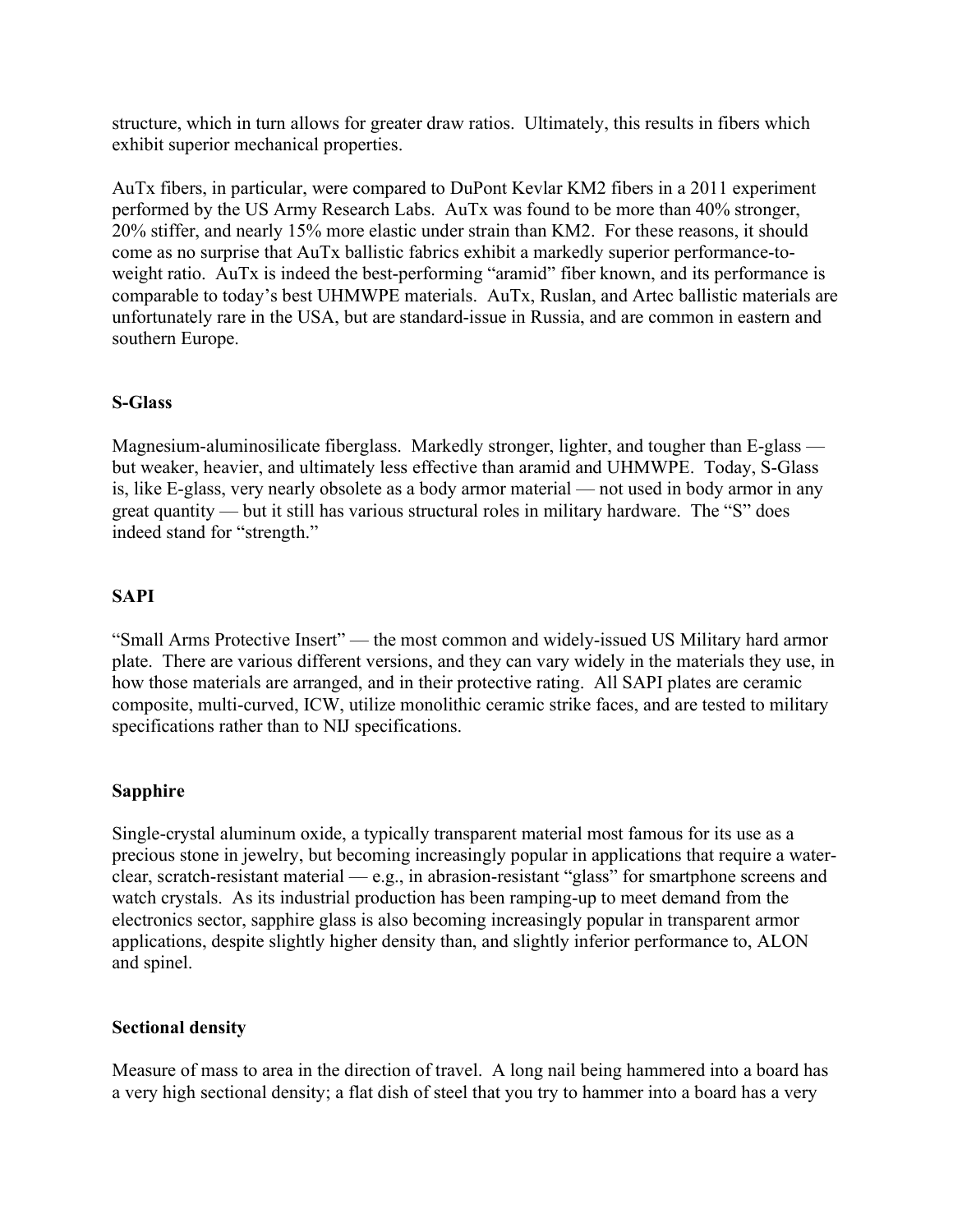structure, which in turn allows for greater draw ratios. Ultimately, this results in fibers which exhibit superior mechanical properties.

AuTx fibers, in particular, were compared to DuPont Kevlar KM2 fibers in a 2011 experiment performed by the US Army Research Labs. AuTx was found to be more than 40% stronger, 20% stiffer, and nearly 15% more elastic under strain than KM2. For these reasons, it should come as no surprise that AuTx ballistic fabrics exhibit a markedly superior performance-to-weight ratio. AuTx is indeed the best-performing "aramid" fiber known, and its performance is comparable to today's best UHMWPE materials. AuTx, Ruslan, and Artec ballistic materials are unfortunately rare in the USA, but are standard-issue in Russia, and are common in eastern and southern Europe.

**S-Glass**

Magnesium-aluminosilicate fiberglass. Markedly stronger, lighter, and tougher than E-glass — but weaker, heavier, and ultimately less effective than aramid and UHMWPE. Today, S-Glass is, like E-glass, very nearly obsolete as a body armor material — not used in body armor in any great quantity — but it still has various structural roles in military hardware. The "S" does indeed stand for "strength."

**SAPI**

"Small Arms Protective Insert" — the most common and widely-issued US Military hard armor plate. There are various different versions, and they can vary widely in the materials they use, in how those materials are arranged, and in their protective rating. All SAPI plates are ceramic composite, multi-curved, ICW, utilize monolithic ceramic strike faces, and are tested to military specifications rather than to NIJ specifications.

**Sapphire**

Single-crystal aluminum oxide, a typically transparent material most famous for its use as a precious stone in jewelry, but becoming increasingly popular in applications that require a water-clear, scratch-resistant material — e.g., in abrasion-resistant "glass" for smartphone screens and watch crystals. As its industrial production has been ramping-up to meet demand from the electronics sector, sapphire glass is also becoming increasingly popular in transparent armor applications, despite slightly higher density than, and slightly inferior performance to, ALON and spinel.

**Sectional density**

Measure of mass to area in the direction of travel. A long nail being hammered into a board has a very high sectional density; a flat dish of steel that you try to hammer into a board has a very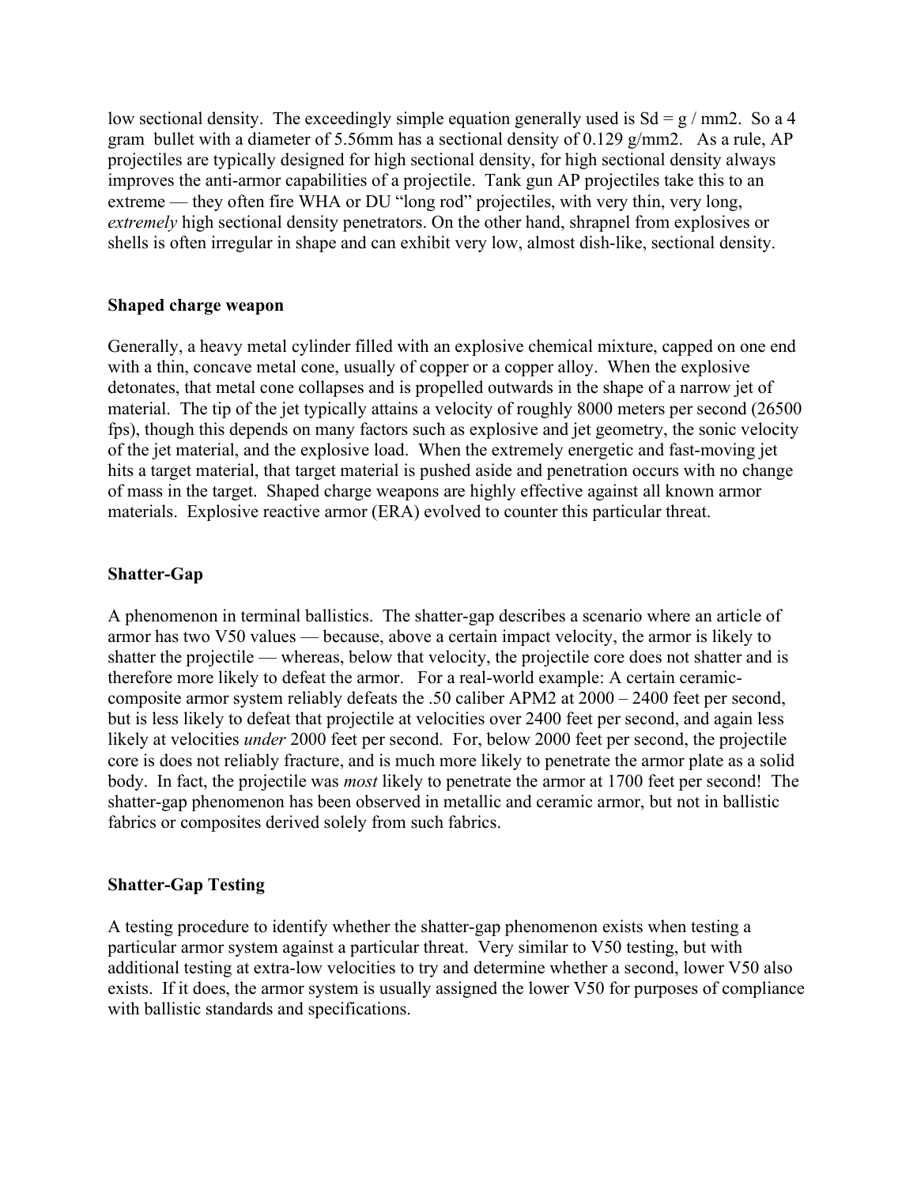low sectional density. The exceedingly simple equation generally used is $Sd = g / mm2$. So a 4 gram bullet with a diameter of 5.56mm has a sectional density of 0.129 g/mm2. As a rule, AP projectiles are typically designed for high sectional density, for high sectional density always improves the anti-armor capabilities of a projectile. Tank gun AP projectiles take this to an extreme — they often fire WHA or DU "long rod" projectiles, with very thin, very long, *extremely* high sectional density penetrators. On the other hand, shrapnel from explosives or shells is often irregular in shape and can exhibit very low, almost dish-like, sectional density.

### Shaped charge weapon

Generally, a heavy metal cylinder filled with an explosive chemical mixture, capped on one end with a thin, concave metal cone, usually of copper or a copper alloy. When the explosive detonates, that metal cone collapses and is propelled outwards in the shape of a narrow jet of material. The tip of the jet typically attains a velocity of roughly 8000 meters per second (26500 fps), though this depends on many factors such as explosive and jet geometry, the sonic velocity of the jet material, and the explosive load. When the extremely energetic and fast-moving jet hits a target material, that target material is pushed aside and penetration occurs with no change of mass in the target. Shaped charge weapons are highly effective against all known armor materials. Explosive reactive armor (ERA) evolved to counter this particular threat.

### Shatter-Gap

A phenomenon in terminal ballistics. The shatter-gap describes a scenario where an article of armor has two V50 values — because, above a certain impact velocity, the armor is likely to shatter the projectile — whereas, below that velocity, the projectile core does not shatter and is therefore more likely to defeat the armor. For a real-world example: A certain ceramic-composite armor system reliably defeats the .50 caliber APM2 at 2000 – 2400 feet per second, but is less likely to defeat that projectile at velocities over 2400 feet per second, and again less likely at velocities *under* 2000 feet per second. For, below 2000 feet per second, the projectile core is does not reliably fracture, and is much more likely to penetrate the armor plate as a solid body. In fact, the projectile was *most* likely to penetrate the armor at 1700 feet per second! The shatter-gap phenomenon has been observed in metallic and ceramic armor, but not in ballistic fabrics or composites derived solely from such fabrics.

### Shatter-Gap Testing

A testing procedure to identify whether the shatter-gap phenomenon exists when testing a particular armor system against a particular threat. Very similar to V50 testing, but with additional testing at extra-low velocities to try and determine whether a second, lower V50 also exists. If it does, the armor system is usually assigned the lower V50 for purposes of compliance with ballistic standards and specifications.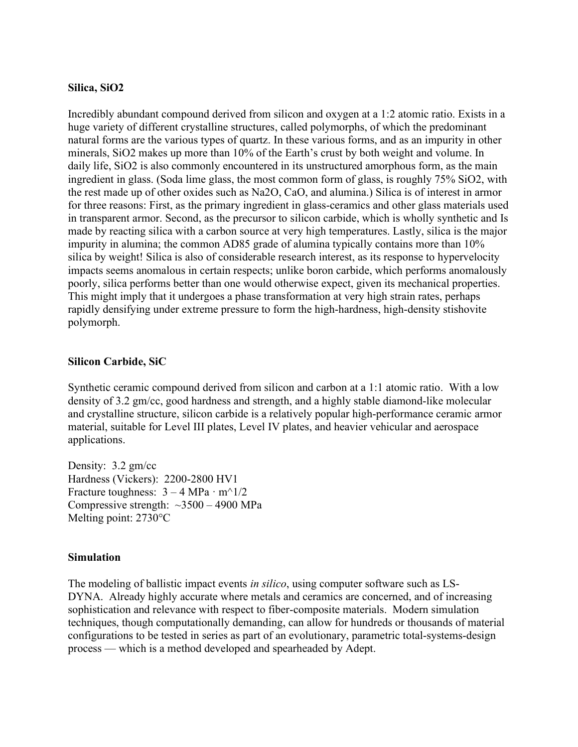**Silica, $SiO_2$**

Incredibly abundant compound derived from silicon and oxygen at a 1:2 atomic ratio. Exists in a huge variety of different crystalline structures, called polymorphs, of which the predominant natural forms are the various types of quartz. In these various forms, and as an impurity in other minerals, $SiO_2$ makes up more than 10% of the Earth's crust by both weight and volume. In daily life, $SiO_2$ is also commonly encountered in its unstructured amorphous form, as the main ingredient in glass. (Soda lime glass, the most common form of glass, is roughly 75% $SiO_2$, with the rest made up of other oxides such as $Na_2O$, $CaO$, and alumina.) Silica is of interest in armor for three reasons: First, as the primary ingredient in glass-ceramics and other glass materials used in transparent armor. Second, as the precursor to silicon carbide, which is wholly synthetic and Is made by reacting silica with a carbon source at very high temperatures. Lastly, silica is the major impurity in alumina; the common AD85 grade of alumina typically contains more than 10% silica by weight! Silica is also of considerable research interest, as its response to hypervelocity impacts seems anomalous in certain respects; unlike boron carbide, which performs anomalously poorly, silica performs better than one would otherwise expect, given its mechanical properties. This might imply that it undergoes a phase transformation at very high strain rates, perhaps rapidly densifying under extreme pressure to form the high-hardness, high-density stishovite polymorph.

**Silicon Carbide, SiC**

Synthetic ceramic compound derived from silicon and carbon at a 1:1 atomic ratio. With a low density of 3.2 gm/cc, good hardness and strength, and a highly stable diamond-like molecular and crystalline structure, silicon carbide is a relatively popular high-performance ceramic armor material, suitable for Level III plates, Level IV plates, and heavier vehicular and aerospace applications.

Density: 3.2 gm/cc
Hardness (Vickers): 2200-2800 HV1
Fracture toughness: 3 – 4 MPa · $m^{1/2}$
Compressive strength: ~3500 – 4900 MPa
Melting point: 2730°C

**Simulation**

The modeling of ballistic impact events *in silico*, using computer software such as LS-DYNA. Already highly accurate where metals and ceramics are concerned, and of increasing sophistication and relevance with respect to fiber-composite materials. Modern simulation techniques, though computationally demanding, can allow for hundreds or thousands of material configurations to be tested in series as part of an evolutionary, parametric total-systems-design process — which is a method developed and spearheaded by Adept.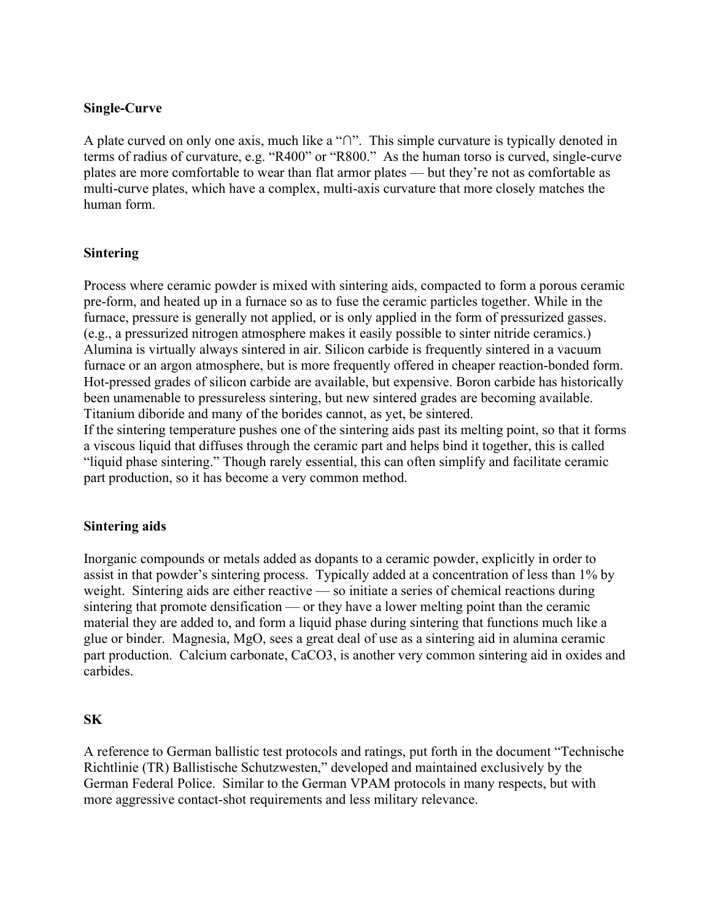**Single-Curve**

A plate curved on only one axis, much like a "∩". This simple curvature is typically denoted in terms of radius of curvature, e.g. "R400" or "R800." As the human torso is curved, single-curve plates are more comfortable to wear than flat armor plates — but they're not as comfortable as multi-curve plates, which have a complex, multi-axis curvature that more closely matches the human form.

**Sintering**

Process where ceramic powder is mixed with sintering aids, compacted to form a porous ceramic pre-form, and heated up in a furnace so as to fuse the ceramic particles together. While in the furnace, pressure is generally not applied, or is only applied in the form of pressurized gasses. (e.g., a pressurized nitrogen atmosphere makes it easily possible to sinter nitride ceramics.) Alumina is virtually always sintered in air. Silicon carbide is frequently sintered in a vacuum furnace or an argon atmosphere, but is more frequently offered in cheaper reaction-bonded form. Hot-pressed grades of silicon carbide are available, but expensive. Boron carbide has historically been unamenable to pressureless sintering, but new sintered grades are becoming available. Titanium diboride and many of the borides cannot, as yet, be sintered.
If the sintering temperature pushes one of the sintering aids past its melting point, so that it forms a viscous liquid that diffuses through the ceramic part and helps bind it together, this is called "liquid phase sintering." Though rarely essential, this can often simplify and facilitate ceramic part production, so it has become a very common method.

**Sintering aids**

Inorganic compounds or metals added as dopants to a ceramic powder, explicitly in order to assist in that powder's sintering process. Typically added at a concentration of less than 1% by weight. Sintering aids are either reactive — so initiate a series of chemical reactions during sintering that promote densification — or they have a lower melting point than the ceramic material they are added to, and form a liquid phase during sintering that functions much like a glue or binder. Magnesia, MgO, sees a great deal of use as a sintering aid in alumina ceramic part production. Calcium carbonate, $CaCO_3$, is another very common sintering aid in oxides and carbides.

**SK**

A reference to German ballistic test protocols and ratings, put forth in the document "Technische Richtlinie (TR) Ballistische Schutzwesten," developed and maintained exclusively by the German Federal Police. Similar to the German VPAM protocols in many respects, but with more aggressive contact-shot requirements and less military relevance.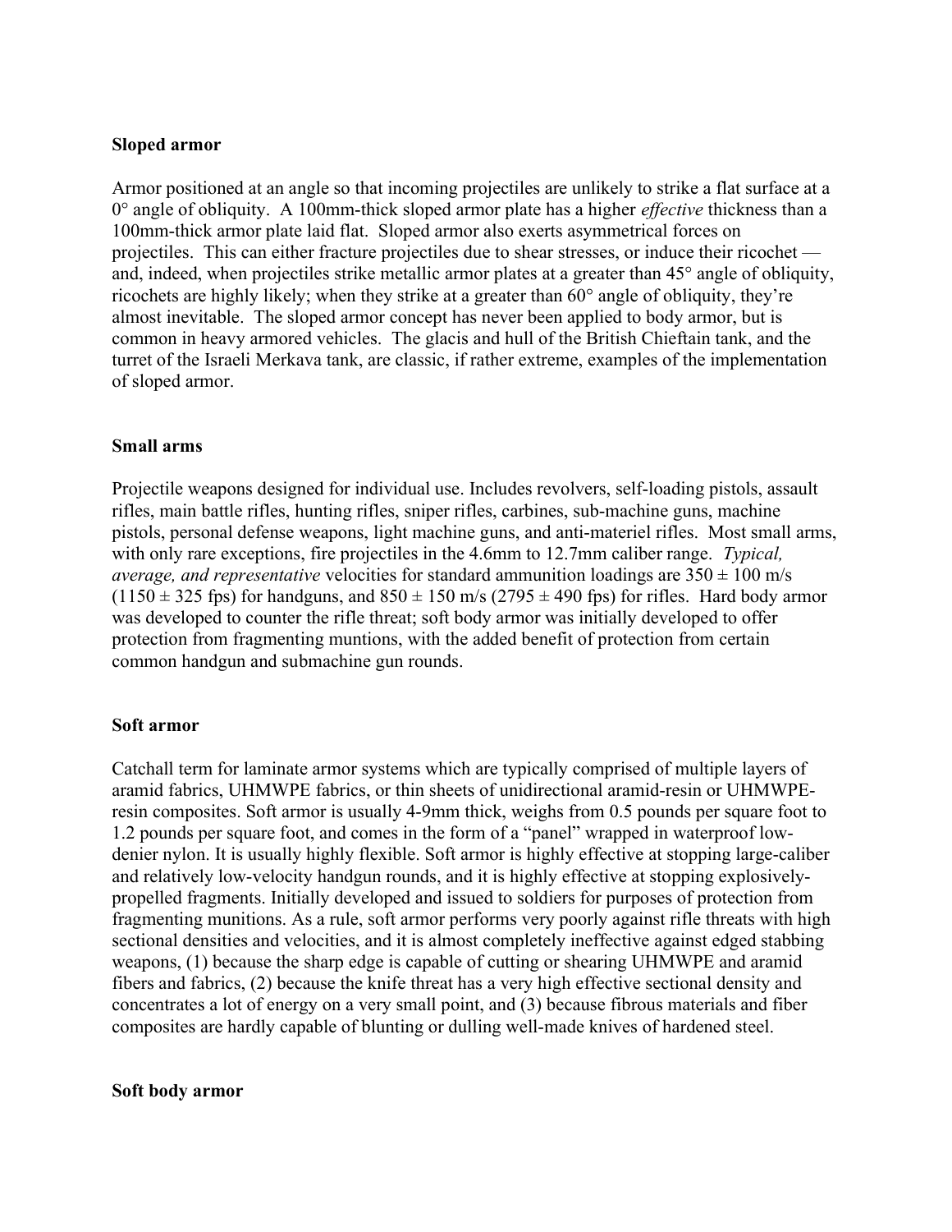**Sloped armor**

Armor positioned at an angle so that incoming projectiles are unlikely to strike a flat surface at a 0° angle of obliquity. A 100mm-thick sloped armor plate has a higher *effective* thickness than a 100mm-thick armor plate laid flat. Sloped armor also exerts asymmetrical forces on projectiles. This can either fracture projectiles due to shear stresses, or induce their ricochet — and, indeed, when projectiles strike metallic armor plates at a greater than 45° angle of obliquity, ricochets are highly likely; when they strike at a greater than 60° angle of obliquity, they're almost inevitable. The sloped armor concept has never been applied to body armor, but is common in heavy armored vehicles. The glacis and hull of the British Chieftain tank, and the turret of the Israeli Merkava tank, are classic, if rather extreme, examples of the implementation of sloped armor.

**Small arms**

Projectile weapons designed for individual use. Includes revolvers, self-loading pistols, assault rifles, main battle rifles, hunting rifles, sniper rifles, carbines, sub-machine guns, machine pistols, personal defense weapons, light machine guns, and anti-materiel rifles. Most small arms, with only rare exceptions, fire projectiles in the 4.6mm to 12.7mm caliber range. *Typical, average, and representative* velocities for standard ammunition loadings are 350 ± 100 m/s (1150 ± 325 fps) for handguns, and 850 ± 150 m/s (2795 ± 490 fps) for rifles. Hard body armor was developed to counter the rifle threat; soft body armor was initially developed to offer protection from fragmenting muntions, with the added benefit of protection from certain common handgun and submachine gun rounds.

**Soft armor**

Catchall term for laminate armor systems which are typically comprised of multiple layers of aramid fabrics, UHMWPE fabrics, or thin sheets of unidirectional aramid-resin or UHMWPE-resin composites. Soft armor is usually 4-9mm thick, weighs from 0.5 pounds per square foot to 1.2 pounds per square foot, and comes in the form of a "panel" wrapped in waterproof low-denier nylon. It is usually highly flexible. Soft armor is highly effective at stopping large-caliber and relatively low-velocity handgun rounds, and it is highly effective at stopping explosively-propelled fragments. Initially developed and issued to soldiers for purposes of protection from fragmenting munitions. As a rule, soft armor performs very poorly against rifle threats with high sectional densities and velocities, and it is almost completely ineffective against edged stabbing weapons, (1) because the sharp edge is capable of cutting or shearing UHMWPE and aramid fibers and fabrics, (2) because the knife threat has a very high effective sectional density and concentrates a lot of energy on a very small point, and (3) because fibrous materials and fiber composites are hardly capable of blunting or dulling well-made knives of hardened steel.

**Soft body armor**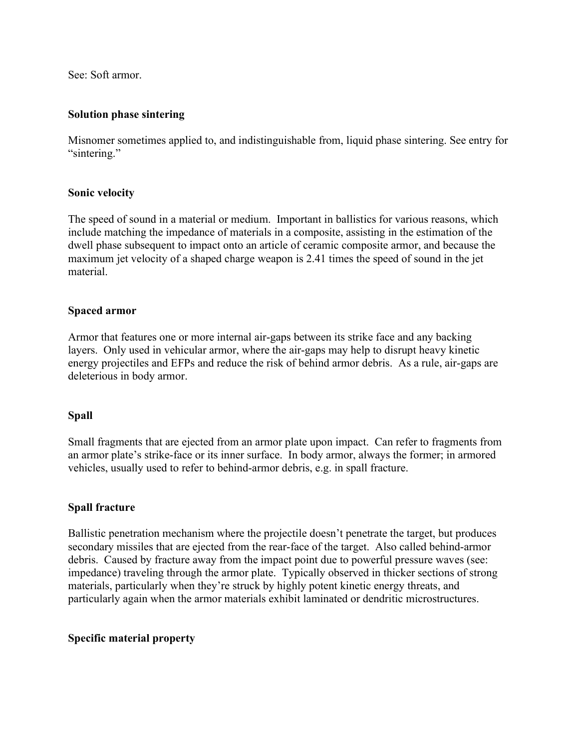See: Soft armor.

### Solution phase sintering

Misnomer sometimes applied to, and indistinguishable from, liquid phase sintering. See entry for "sintering."

### Sonic velocity

The speed of sound in a material or medium. Important in ballistics for various reasons, which include matching the impedance of materials in a composite, assisting in the estimation of the dwell phase subsequent to impact onto an article of ceramic composite armor, and because the maximum jet velocity of a shaped charge weapon is 2.41 times the speed of sound in the jet material.

### Spaced armor

Armor that features one or more internal air-gaps between its strike face and any backing layers. Only used in vehicular armor, where the air-gaps may help to disrupt heavy kinetic energy projectiles and EFPs and reduce the risk of behind armor debris. As a rule, air-gaps are deleterious in body armor.

### Spall

Small fragments that are ejected from an armor plate upon impact. Can refer to fragments from an armor plate's strike-face or its inner surface. In body armor, always the former; in armored vehicles, usually used to refer to behind-armor debris, e.g. in spall fracture.

### Spall fracture

Ballistic penetration mechanism where the projectile doesn't penetrate the target, but produces secondary missiles that are ejected from the rear-face of the target. Also called behind-armor debris. Caused by fracture away from the impact point due to powerful pressure waves (see: impedance) traveling through the armor plate. Typically observed in thicker sections of strong materials, particularly when they're struck by highly potent kinetic energy threats, and particularly again when the armor materials exhibit laminated or dendritic microstructures.

### Specific material property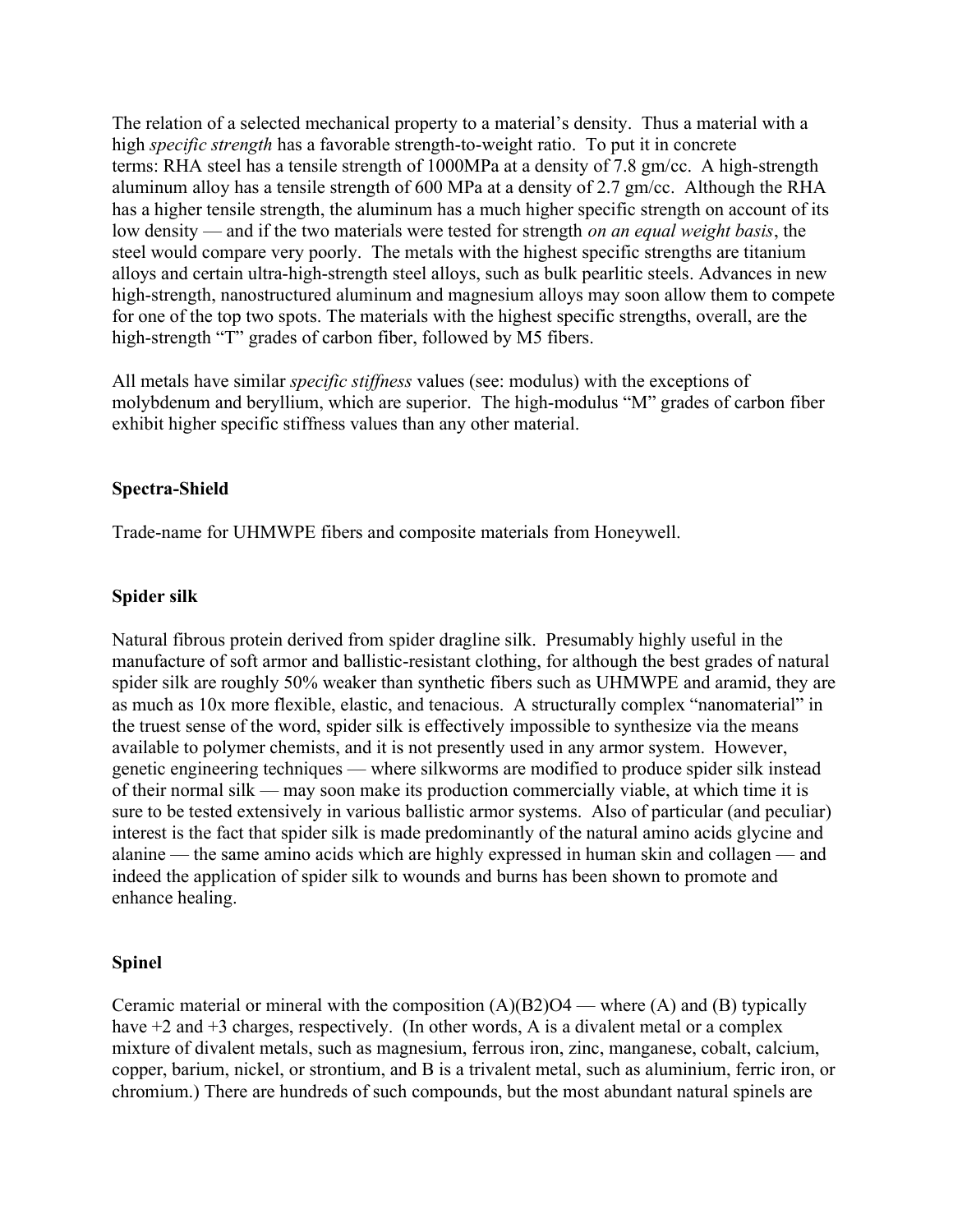The relation of a selected mechanical property to a material's density. Thus a material with a high *specific strength* has a favorable strength-to-weight ratio. To put it in concrete terms: RHA steel has a tensile strength of 1000MPa at a density of 7.8 gm/cc. A high-strength aluminum alloy has a tensile strength of 600 MPa at a density of 2.7 gm/cc. Although the RHA has a higher tensile strength, the aluminum has a much higher specific strength on account of its low density — and if the two materials were tested for strength *on an equal weight basis*, the steel would compare very poorly. The metals with the highest specific strengths are titanium alloys and certain ultra-high-strength steel alloys, such as bulk pearlitic steels. Advances in new high-strength, nanostructured aluminum and magnesium alloys may soon allow them to compete for one of the top two spots. The materials with the highest specific strengths, overall, are the high-strength "T" grades of carbon fiber, followed by M5 fibers.

All metals have similar *specific stiffness* values (see: modulus) with the exceptions of molybdenum and beryllium, which are superior. The high-modulus "M" grades of carbon fiber exhibit higher specific stiffness values than any other material.

**Spectra-Shield**

Trade-name for UHMWPE fibers and composite materials from Honeywell.

**Spider silk**

Natural fibrous protein derived from spider dragline silk. Presumably highly useful in the manufacture of soft armor and ballistic-resistant clothing, for although the best grades of natural spider silk are roughly 50% weaker than synthetic fibers such as UHMWPE and aramid, they are as much as 10x more flexible, elastic, and tenacious. A structurally complex "nanomaterial" in the truest sense of the word, spider silk is effectively impossible to synthesize via the means available to polymer chemists, and it is not presently used in any armor system. However, genetic engineering techniques — where silkworms are modified to produce spider silk instead of their normal silk — may soon make its production commercially viable, at which time it is sure to be tested extensively in various ballistic armor systems. Also of particular (and peculiar) interest is the fact that spider silk is made predominantly of the natural amino acids glycine and alanine — the same amino acids which are highly expressed in human skin and collagen — and indeed the application of spider silk to wounds and burns has been shown to promote and enhance healing.

**Spinel**

Ceramic material or mineral with the composition $(A)(B_2)O_4$ — where (A) and (B) typically have +2 and +3 charges, respectively. (In other words, A is a divalent metal or a complex mixture of divalent metals, such as magnesium, ferrous iron, zinc, manganese, cobalt, calcium, copper, barium, nickel, or strontium, and B is a trivalent metal, such as aluminium, ferric iron, or chromium.) There are hundreds of such compounds, but the most abundant natural spinels are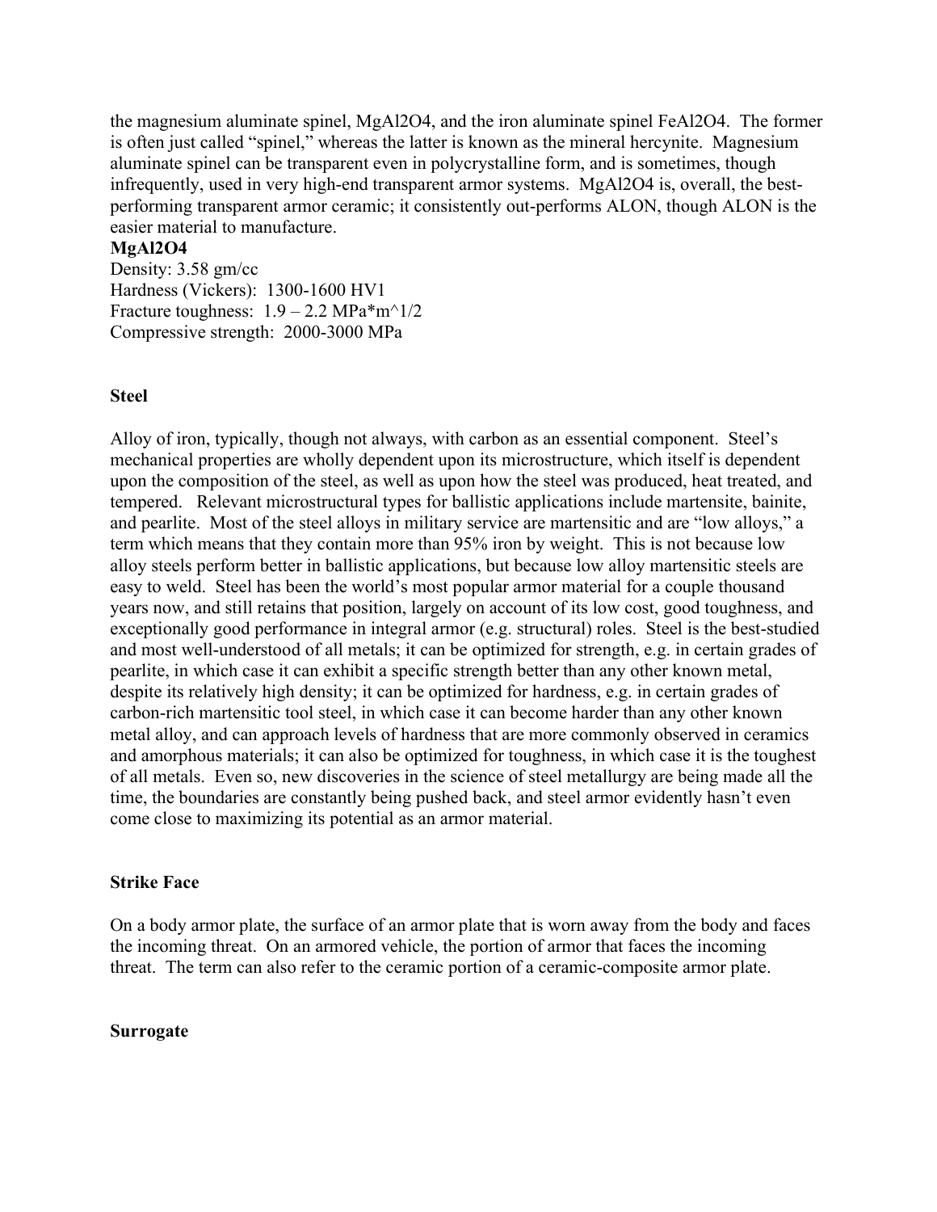the magnesium aluminate spinel, $MgAl_2O_4$, and the iron aluminate spinel $FeAl_2O_4$. The former is often just called "spinel," whereas the latter is known as the mineral hercynite. Magnesium aluminate spinel can be transparent even in polycrystalline form, and is sometimes, though infrequently, used in very high-end transparent armor systems. $MgAl_2O_4$ is, overall, the best-performing transparent armor ceramic; it consistently out-performs ALON, though ALON is the easier material to manufacture.

**$MgAl_2O_4$**
Density: 3.58 gm/cc
Hardness (Vickers): 1300-1600 HV1
Fracture toughness: 1.9 – 2.2 MPa*m^1/2
Compressive strength: 2000-3000 MPa

## Steel

Alloy of iron, typically, though not always, with carbon as an essential component. Steel's mechanical properties are wholly dependent upon its microstructure, which itself is dependent upon the composition of the steel, as well as upon how the steel was produced, heat treated, and tempered. Relevant microstructural types for ballistic applications include martensite, bainite, and pearlite. Most of the steel alloys in military service are martensitic and are "low alloys," a term which means that they contain more than 95% iron by weight. This is not because low alloy steels perform better in ballistic applications, but because low alloy martensitic steels are easy to weld. Steel has been the world's most popular armor material for a couple thousand years now, and still retains that position, largely on account of its low cost, good toughness, and exceptionally good performance in integral armor (e.g. structural) roles. Steel is the best-studied and most well-understood of all metals; it can be optimized for strength, e.g. in certain grades of pearlite, in which case it can exhibit a specific strength better than any other known metal, despite its relatively high density; it can be optimized for hardness, e.g. in certain grades of carbon-rich martensitic tool steel, in which case it can become harder than any other known metal alloy, and can approach levels of hardness that are more commonly observed in ceramics and amorphous materials; it can also be optimized for toughness, in which case it is the toughest of all metals. Even so, new discoveries in the science of steel metallurgy are being made all the time, the boundaries are constantly being pushed back, and steel armor evidently hasn't even come close to maximizing its potential as an armor material.

## Strike Face

On a body armor plate, the surface of an armor plate that is worn away from the body and faces the incoming threat. On an armored vehicle, the portion of armor that faces the incoming threat. The term can also refer to the ceramic portion of a ceramic-composite armor plate.

## Surrogate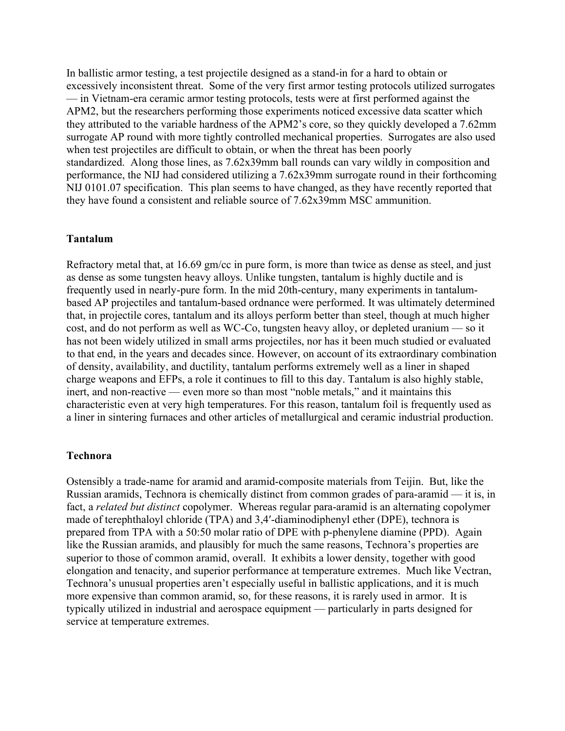In ballistic armor testing, a test projectile designed as a stand-in for a hard to obtain or excessively inconsistent threat. Some of the very first armor testing protocols utilized surrogates — in Vietnam-era ceramic armor testing protocols, tests were at first performed against the APM2, but the researchers performing those experiments noticed excessive data scatter which they attributed to the variable hardness of the APM2's core, so they quickly developed a 7.62mm surrogate AP round with more tightly controlled mechanical properties. Surrogates are also used when test projectiles are difficult to obtain, or when the threat has been poorly standardized. Along those lines, as 7.62x39mm ball rounds can vary wildly in composition and performance, the NIJ had considered utilizing a 7.62x39mm surrogate round in their forthcoming NIJ 0101.07 specification. This plan seems to have changed, as they have recently reported that they have found a consistent and reliable source of 7.62x39mm MSC ammunition.

**Tantalum**

Refractory metal that, at 16.69 gm/cc in pure form, is more than twice as dense as steel, and just as dense as some tungsten heavy alloys. Unlike tungsten, tantalum is highly ductile and is frequently used in nearly-pure form. In the mid 20th-century, many experiments in tantalum-based AP projectiles and tantalum-based ordnance were performed. It was ultimately determined that, in projectile cores, tantalum and its alloys perform better than steel, though at much higher cost, and do not perform as well as WC-Co, tungsten heavy alloy, or depleted uranium — so it has not been widely utilized in small arms projectiles, nor has it been much studied or evaluated to that end, in the years and decades since. However, on account of its extraordinary combination of density, availability, and ductility, tantalum performs extremely well as a liner in shaped charge weapons and EFPs, a role it continues to fill to this day. Tantalum is also highly stable, inert, and non-reactive — even more so than most "noble metals," and it maintains this characteristic even at very high temperatures. For this reason, tantalum foil is frequently used as a liner in sintering furnaces and other articles of metallurgical and ceramic industrial production.

**Technora**

Ostensibly a trade-name for aramid and aramid-composite materials from Teijin. But, like the Russian aramids, Technora is chemically distinct from common grades of para-aramid — it is, in fact, a *related but distinct* copolymer. Whereas regular para-aramid is an alternating copolymer made of terephthaloyl chloride (TPA) and 3,4′-diaminodiphenyl ether (DPE), technora is prepared from TPA with a 50:50 molar ratio of DPE with p-phenylene diamine (PPD). Again like the Russian aramids, and plausibly for much the same reasons, Technora's properties are superior to those of common aramid, overall. It exhibits a lower density, together with good elongation and tenacity, and superior performance at temperature extremes. Much like Vectran, Technora's unusual properties aren't especially useful in ballistic applications, and it is much more expensive than common aramid, so, for these reasons, it is rarely used in armor. It is typically utilized in industrial and aerospace equipment — particularly in parts designed for service at temperature extremes.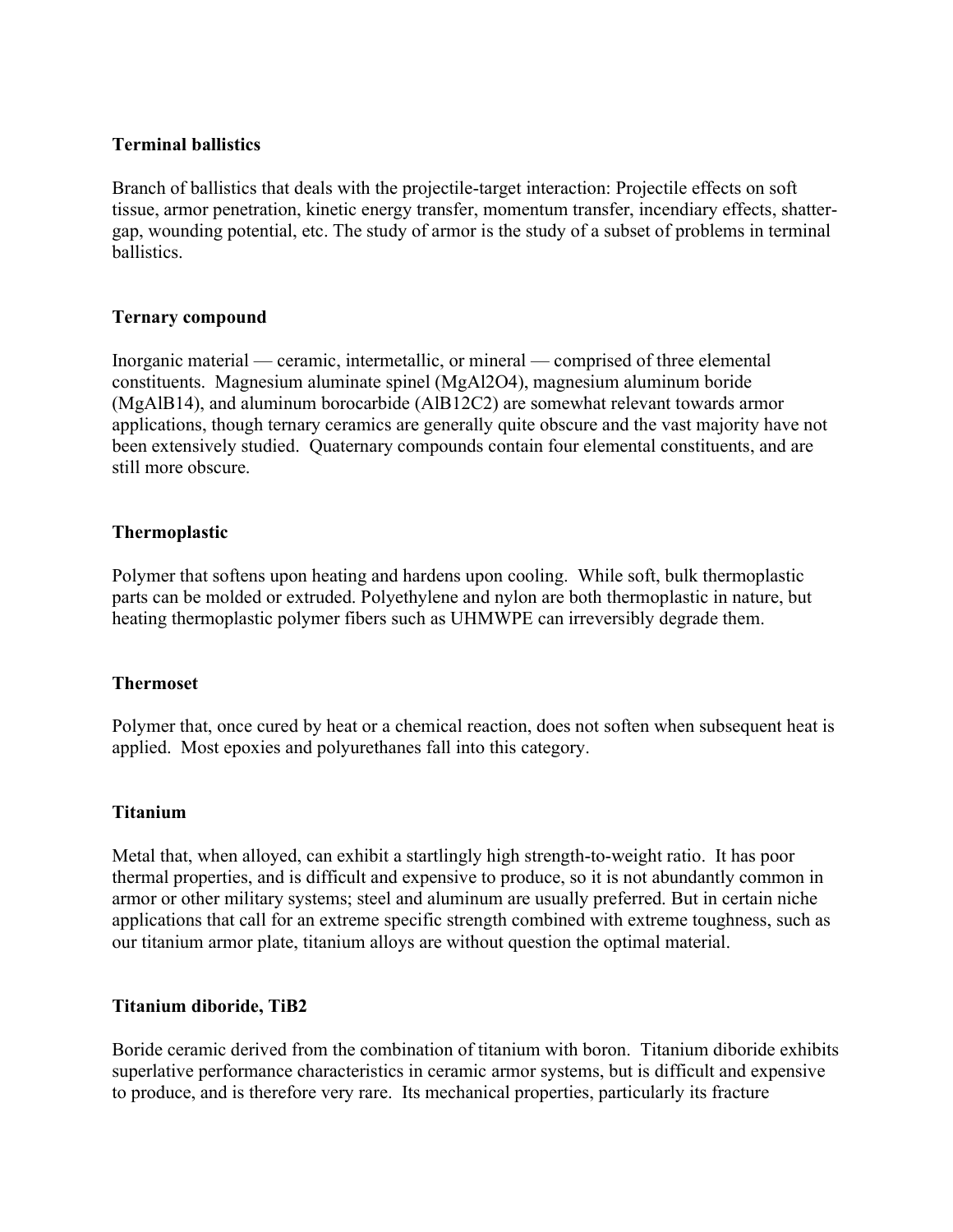**Terminal ballistics**

Branch of ballistics that deals with the projectile-target interaction: Projectile effects on soft tissue, armor penetration, kinetic energy transfer, momentum transfer, incendiary effects, shatter-gap, wounding potential, etc. The study of armor is the study of a subset of problems in terminal ballistics.

**Ternary compound**

Inorganic material — ceramic, intermetallic, or mineral — comprised of three elemental constituents. Magnesium aluminate spinel ($MgAl_2O_4$), magnesium aluminum boride ($MgAlB_{14}$), and aluminum borocarbide ($AlB_{12}C_2$) are somewhat relevant towards armor applications, though ternary ceramics are generally quite obscure and the vast majority have not been extensively studied. Quaternary compounds contain four elemental constituents, and are still more obscure.

**Thermoplastic**

Polymer that softens upon heating and hardens upon cooling. While soft, bulk thermoplastic parts can be molded or extruded. Polyethylene and nylon are both thermoplastic in nature, but heating thermoplastic polymer fibers such as UHMWPE can irreversibly degrade them.

**Thermoset**

Polymer that, once cured by heat or a chemical reaction, does not soften when subsequent heat is applied. Most epoxies and polyurethanes fall into this category.

**Titanium**

Metal that, when alloyed, can exhibit a startlingly high strength-to-weight ratio. It has poor thermal properties, and is difficult and expensive to produce, so it is not abundantly common in armor or other military systems; steel and aluminum are usually preferred. But in certain niche applications that call for an extreme specific strength combined with extreme toughness, such as our titanium armor plate, titanium alloys are without question the optimal material.

**Titanium diboride, $TiB_2$**

Boride ceramic derived from the combination of titanium with boron. Titanium diboride exhibits superlative performance characteristics in ceramic armor systems, but is difficult and expensive to produce, and is therefore very rare. Its mechanical properties, particularly its fracture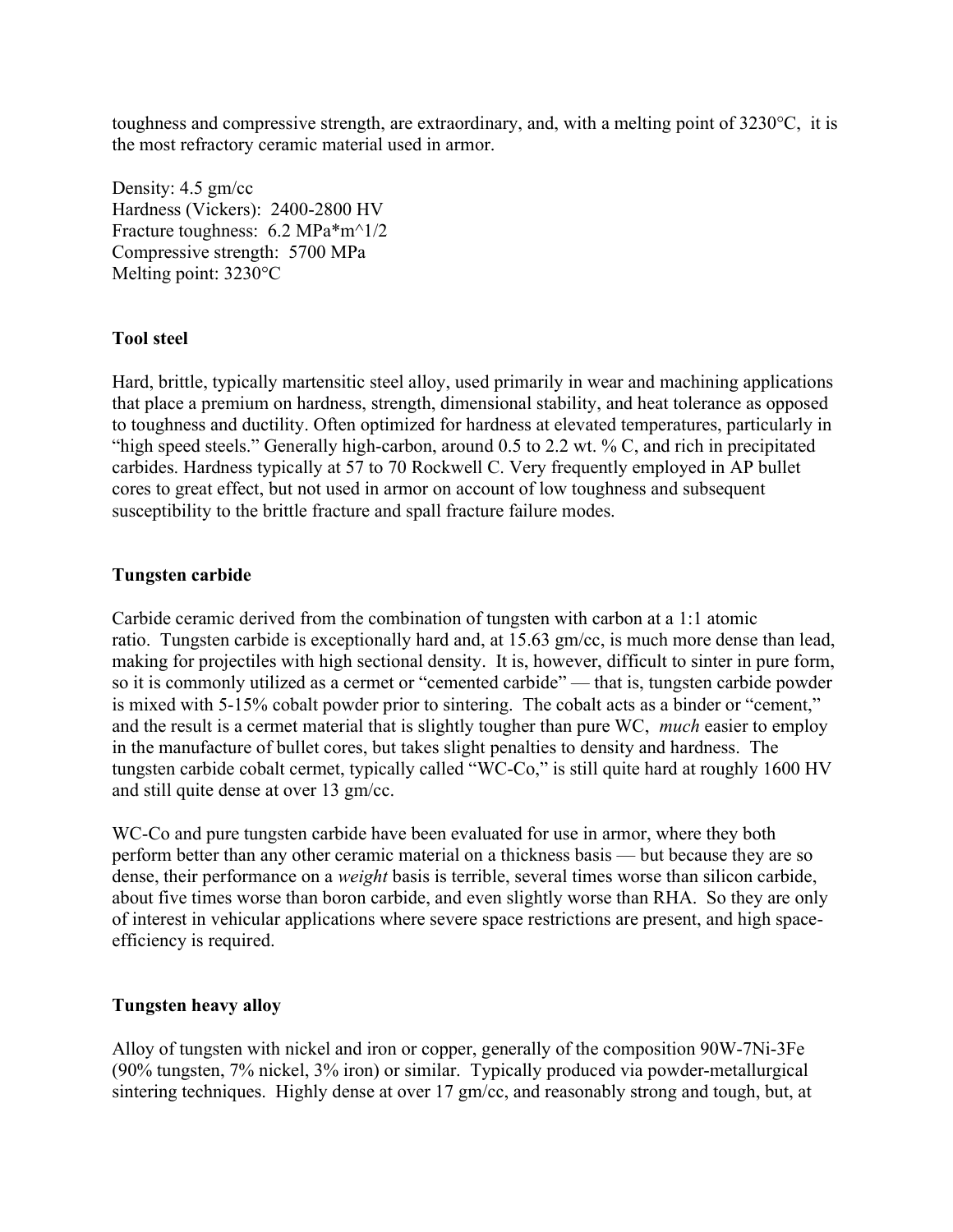toughness and compressive strength, are extraordinary, and, with a melting point of 3230°C, it is the most refractory ceramic material used in armor.

Density: 4.5 gm/cc
Hardness (Vickers): 2400-2800 HV
Fracture toughness: 6.2 MPa*m^1/2
Compressive strength: 5700 MPa
Melting point: 3230°C

**Tool steel**

Hard, brittle, typically martensitic steel alloy, used primarily in wear and machining applications that place a premium on hardness, strength, dimensional stability, and heat tolerance as opposed to toughness and ductility. Often optimized for hardness at elevated temperatures, particularly in "high speed steels." Generally high-carbon, around 0.5 to 2.2 wt. % C, and rich in precipitated carbides. Hardness typically at 57 to 70 Rockwell C. Very frequently employed in AP bullet cores to great effect, but not used in armor on account of low toughness and subsequent susceptibility to the brittle fracture and spall fracture failure modes.

**Tungsten carbide**

Carbide ceramic derived from the combination of tungsten with carbon at a 1:1 atomic ratio. Tungsten carbide is exceptionally hard and, at 15.63 gm/cc, is much more dense than lead, making for projectiles with high sectional density. It is, however, difficult to sinter in pure form, so it is commonly utilized as a cermet or "cemented carbide" — that is, tungsten carbide powder is mixed with 5-15% cobalt powder prior to sintering. The cobalt acts as a binder or "cement," and the result is a cermet material that is slightly tougher than pure WC, *much* easier to employ in the manufacture of bullet cores, but takes slight penalties to density and hardness. The tungsten carbide cobalt cermet, typically called "WC-Co," is still quite hard at roughly 1600 HV and still quite dense at over 13 gm/cc.

WC-Co and pure tungsten carbide have been evaluated for use in armor, where they both perform better than any other ceramic material on a thickness basis — but because they are so dense, their performance on a *weight* basis is terrible, several times worse than silicon carbide, about five times worse than boron carbide, and even slightly worse than RHA. So they are only of interest in vehicular applications where severe space restrictions are present, and high space-efficiency is required.

**Tungsten heavy alloy**

Alloy of tungsten with nickel and iron or copper, generally of the composition 90W-7Ni-3Fe (90% tungsten, 7% nickel, 3% iron) or similar. Typically produced via powder-metallurgical sintering techniques. Highly dense at over 17 gm/cc, and reasonably strong and tough, but, at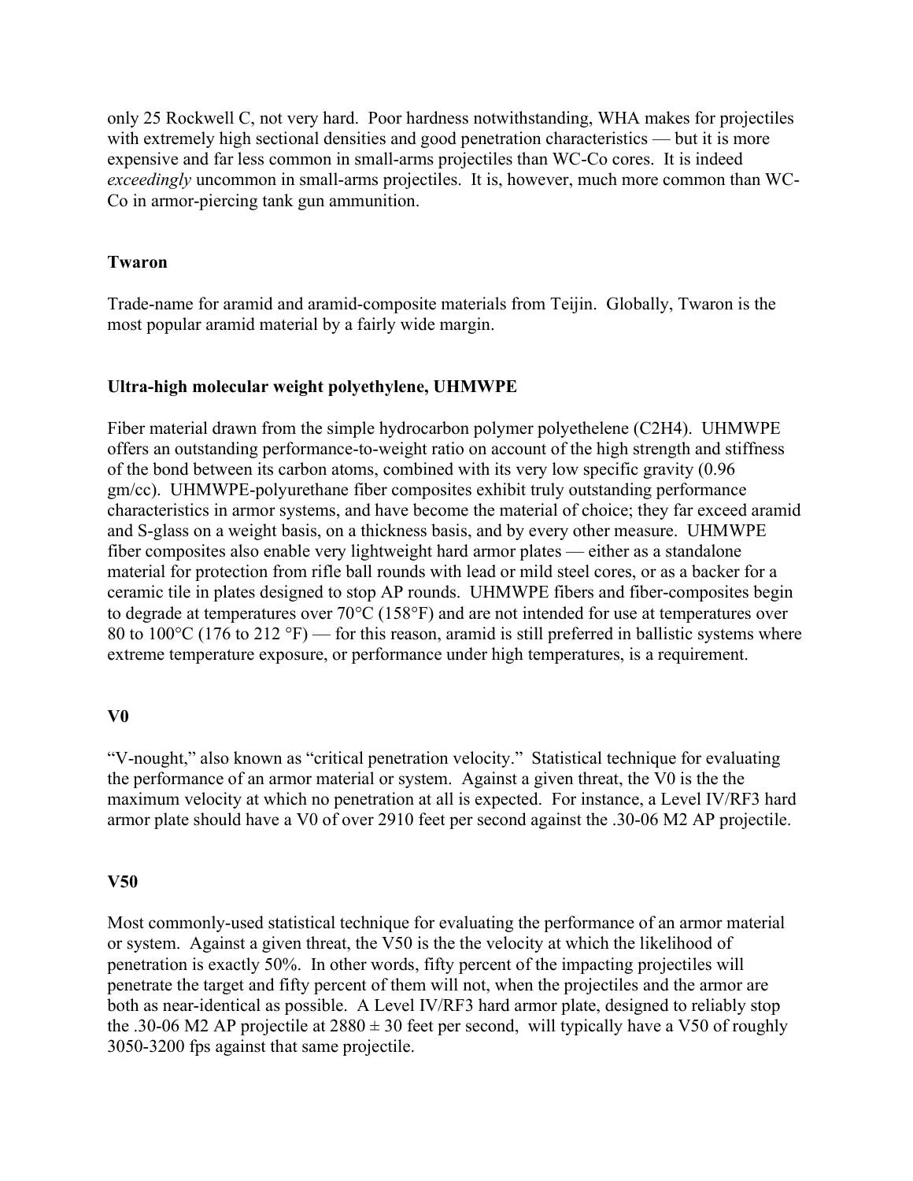only 25 Rockwell C, not very hard. Poor hardness notwithstanding, WHA makes for projectiles with extremely high sectional densities and good penetration characteristics — but it is more expensive and far less common in small-arms projectiles than WC-Co cores. It is indeed *exceedingly* uncommon in small-arms projectiles. It is, however, much more common than WC-Co in armor-piercing tank gun ammunition.

### Twaron

Trade-name for aramid and aramid-composite materials from Teijin. Globally, Twaron is the most popular aramid material by a fairly wide margin.

### Ultra-high molecular weight polyethylene, UHMWPE

Fiber material drawn from the simple hydrocarbon polymer polyethelene ($C_2H_4$). UHMWPE offers an outstanding performance-to-weight ratio on account of the high strength and stiffness of the bond between its carbon atoms, combined with its very low specific gravity (0.96 gm/cc). UHMWPE-polyurethane fiber composites exhibit truly outstanding performance characteristics in armor systems, and have become the material of choice; they far exceed aramid and S-glass on a weight basis, on a thickness basis, and by every other measure. UHMWPE fiber composites also enable very lightweight hard armor plates — either as a standalone material for protection from rifle ball rounds with lead or mild steel cores, or as a backer for a ceramic tile in plates designed to stop AP rounds. UHMWPE fibers and fiber-composites begin to degrade at temperatures over 70°C (158°F) and are not intended for use at temperatures over 80 to 100°C (176 to 212 °F) — for this reason, aramid is still preferred in ballistic systems where extreme temperature exposure, or performance under high temperatures, is a requirement.

### V0

"V-nought," also known as "critical penetration velocity." Statistical technique for evaluating the performance of an armor material or system. Against a given threat, the V0 is the the maximum velocity at which no penetration at all is expected. For instance, a Level IV/RF3 hard armor plate should have a V0 of over 2910 feet per second against the .30-06 M2 AP projectile.

### V50

Most commonly-used statistical technique for evaluating the performance of an armor material or system. Against a given threat, the V50 is the the velocity at which the likelihood of penetration is exactly 50%. In other words, fifty percent of the impacting projectiles will penetrate the target and fifty percent of them will not, when the projectiles and the armor are both as near-identical as possible. A Level IV/RF3 hard armor plate, designed to reliably stop the .30-06 M2 AP projectile at 2880 ± 30 feet per second, will typically have a V50 of roughly 3050-3200 fps against that same projectile.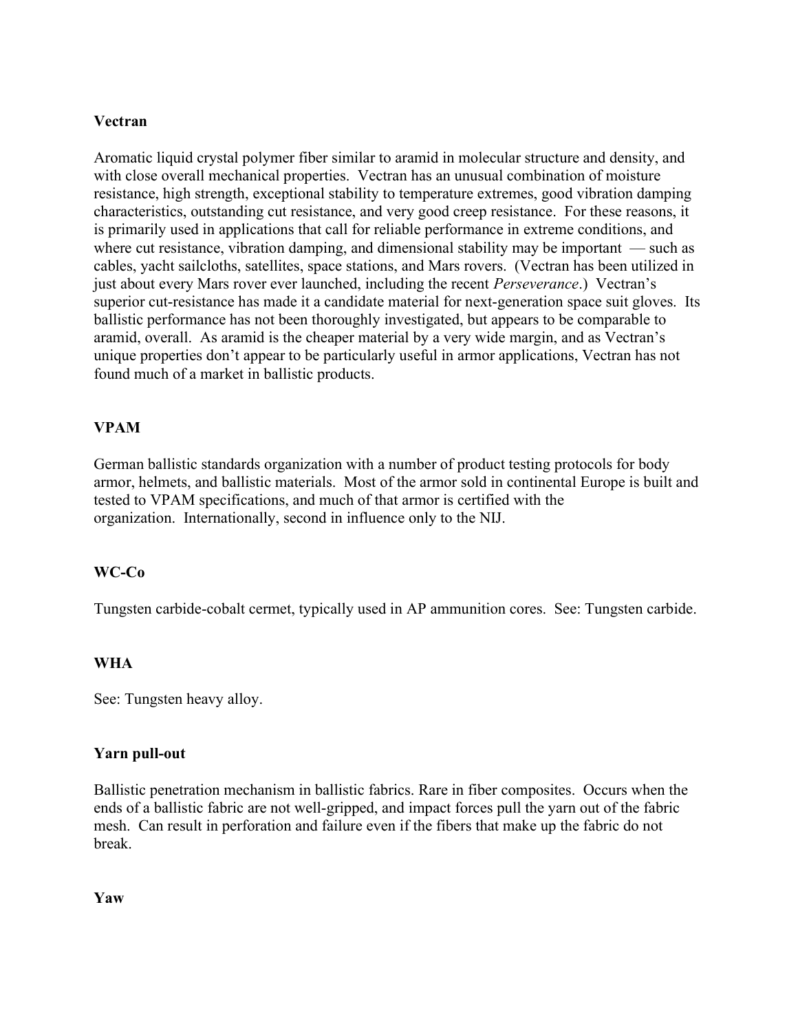**Vectran**

Aromatic liquid crystal polymer fiber similar to aramid in molecular structure and density, and with close overall mechanical properties. Vectran has an unusual combination of moisture resistance, high strength, exceptional stability to temperature extremes, good vibration damping characteristics, outstanding cut resistance, and very good creep resistance. For these reasons, it is primarily used in applications that call for reliable performance in extreme conditions, and where cut resistance, vibration damping, and dimensional stability may be important — such as cables, yacht sailcloths, satellites, space stations, and Mars rovers. (Vectran has been utilized in just about every Mars rover ever launched, including the recent *Perseverance*.) Vectran's superior cut-resistance has made it a candidate material for next-generation space suit gloves. Its ballistic performance has not been thoroughly investigated, but appears to be comparable to aramid, overall. As aramid is the cheaper material by a very wide margin, and as Vectran's unique properties don't appear to be particularly useful in armor applications, Vectran has not found much of a market in ballistic products.

**VPAM**

German ballistic standards organization with a number of product testing protocols for body armor, helmets, and ballistic materials. Most of the armor sold in continental Europe is built and tested to VPAM specifications, and much of that armor is certified with the organization. Internationally, second in influence only to the NIJ.

**WC-Co**

Tungsten carbide-cobalt cermet, typically used in AP ammunition cores. See: Tungsten carbide.

**WHA**

See: Tungsten heavy alloy.

**Yarn pull-out**

Ballistic penetration mechanism in ballistic fabrics. Rare in fiber composites. Occurs when the ends of a ballistic fabric are not well-gripped, and impact forces pull the yarn out of the fabric mesh. Can result in perforation and failure even if the fibers that make up the fabric do not break.

**Yaw**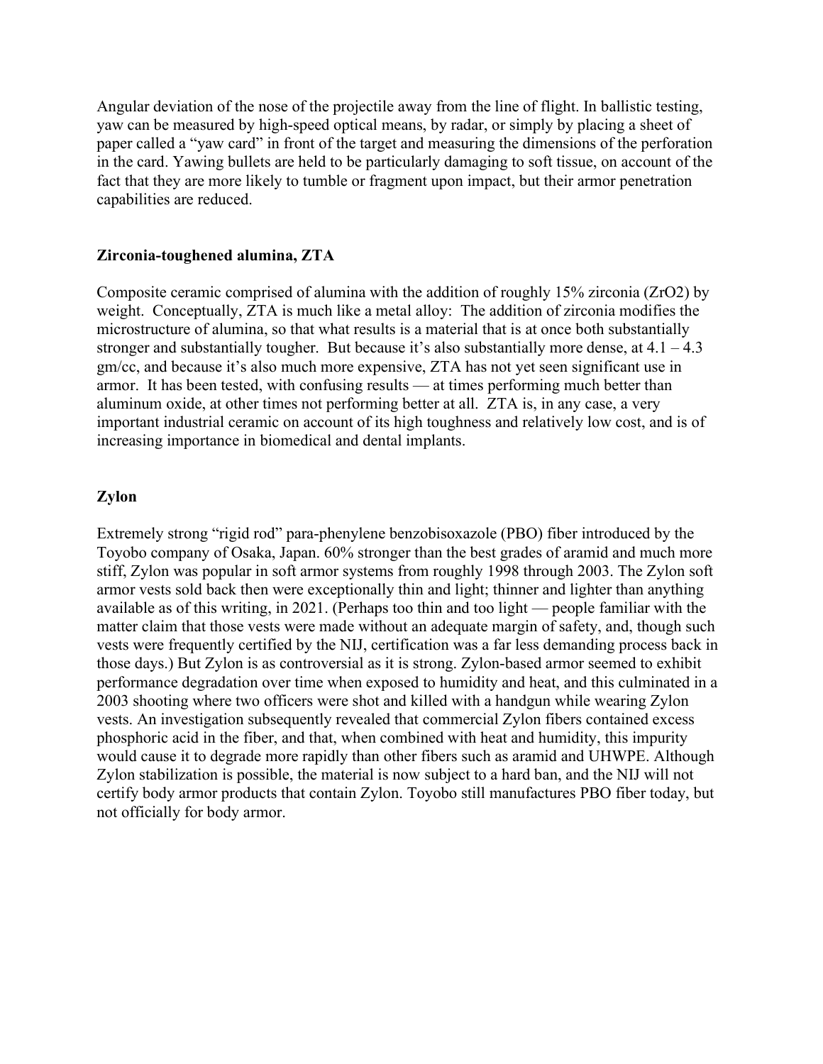Angular deviation of the nose of the projectile away from the line of flight. In ballistic testing, yaw can be measured by high-speed optical means, by radar, or simply by placing a sheet of paper called a "yaw card" in front of the target and measuring the dimensions of the perforation in the card. Yawing bullets are held to be particularly damaging to soft tissue, on account of the fact that they are more likely to tumble or fragment upon impact, but their armor penetration capabilities are reduced.

**Zirconia-toughened alumina, ZTA**

Composite ceramic comprised of alumina with the addition of roughly 15% zirconia ($ZrO_2$) by weight. Conceptually, ZTA is much like a metal alloy: The addition of zirconia modifies the microstructure of alumina, so that what results is a material that is at once both substantially stronger and substantially tougher. But because it's also substantially more dense, at 4.1 – 4.3 gm/cc, and because it's also much more expensive, ZTA has not yet seen significant use in armor. It has been tested, with confusing results — at times performing much better than aluminum oxide, at other times not performing better at all. ZTA is, in any case, a very important industrial ceramic on account of its high toughness and relatively low cost, and is of increasing importance in biomedical and dental implants.

**Zylon**

Extremely strong "rigid rod" para-phenylene benzobisoxazole (PBO) fiber introduced by the Toyobo company of Osaka, Japan. 60% stronger than the best grades of aramid and much more stiff, Zylon was popular in soft armor systems from roughly 1998 through 2003. The Zylon soft armor vests sold back then were exceptionally thin and light; thinner and lighter than anything available as of this writing, in 2021. (Perhaps too thin and too light — people familiar with the matter claim that those vests were made without an adequate margin of safety, and, though such vests were frequently certified by the NIJ, certification was a far less demanding process back in those days.) But Zylon is as controversial as it is strong. Zylon-based armor seemed to exhibit performance degradation over time when exposed to humidity and heat, and this culminated in a 2003 shooting where two officers were shot and killed with a handgun while wearing Zylon vests. An investigation subsequently revealed that commercial Zylon fibers contained excess phosphoric acid in the fiber, and that, when combined with heat and humidity, this impurity would cause it to degrade more rapidly than other fibers such as aramid and UHWPE. Although Zylon stabilization is possible, the material is now subject to a hard ban, and the NIJ will not certify body armor products that contain Zylon. Toyobo still manufactures PBO fiber today, but not officially for body armor.